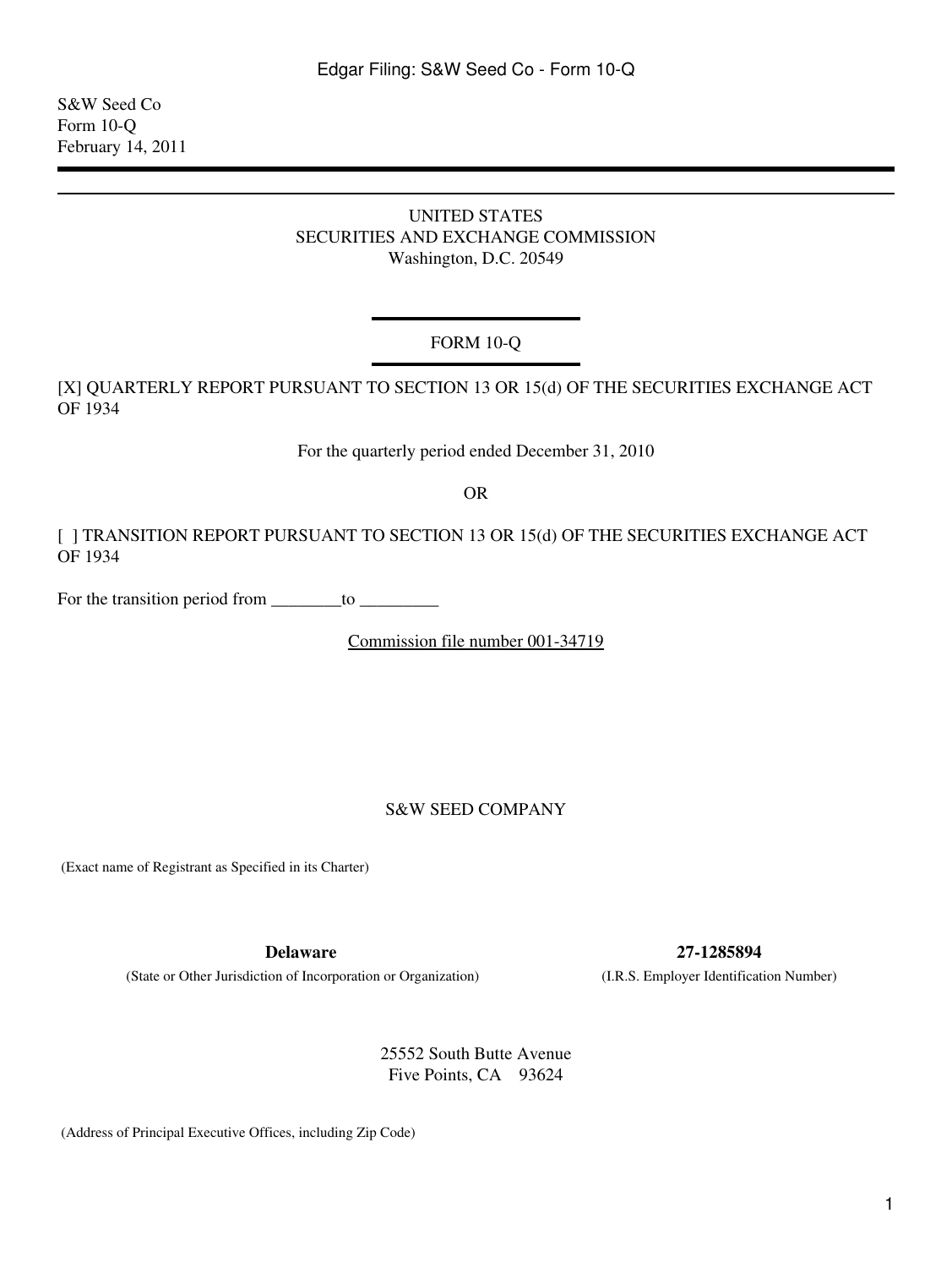S&W Seed Co
Form 10-Q
February 14, 2011

UNITED STATES
SECURITIES AND EXCHANGE COMMISSION
Washington, D.C. 20549

FORM 10-Q

[X] QUARTERLY REPORT PURSUANT TO SECTION 13 OR 15(d) OF THE SECURITIES EXCHANGE ACT OF 1934

For the quarterly period ended December 31, 2010

OR

[ ] TRANSITION REPORT PURSUANT TO SECTION 13 OR 15(d) OF THE SECURITIES EXCHANGE ACT OF 1934

For the transition period from ________to _________

Commission file number 001-34719

S&W SEED COMPANY

(Exact name of Registrant as Specified in its Charter)

| **Delaware** | **27-1285894** |
|---|---|
| (State or Other Jurisdiction of Incorporation or Organization) | (I.R.S. Employer Identification Number) |

25552 South Butte Avenue
Five Points, CA 93624

(Address of Principal Executive Offices, including Zip Code)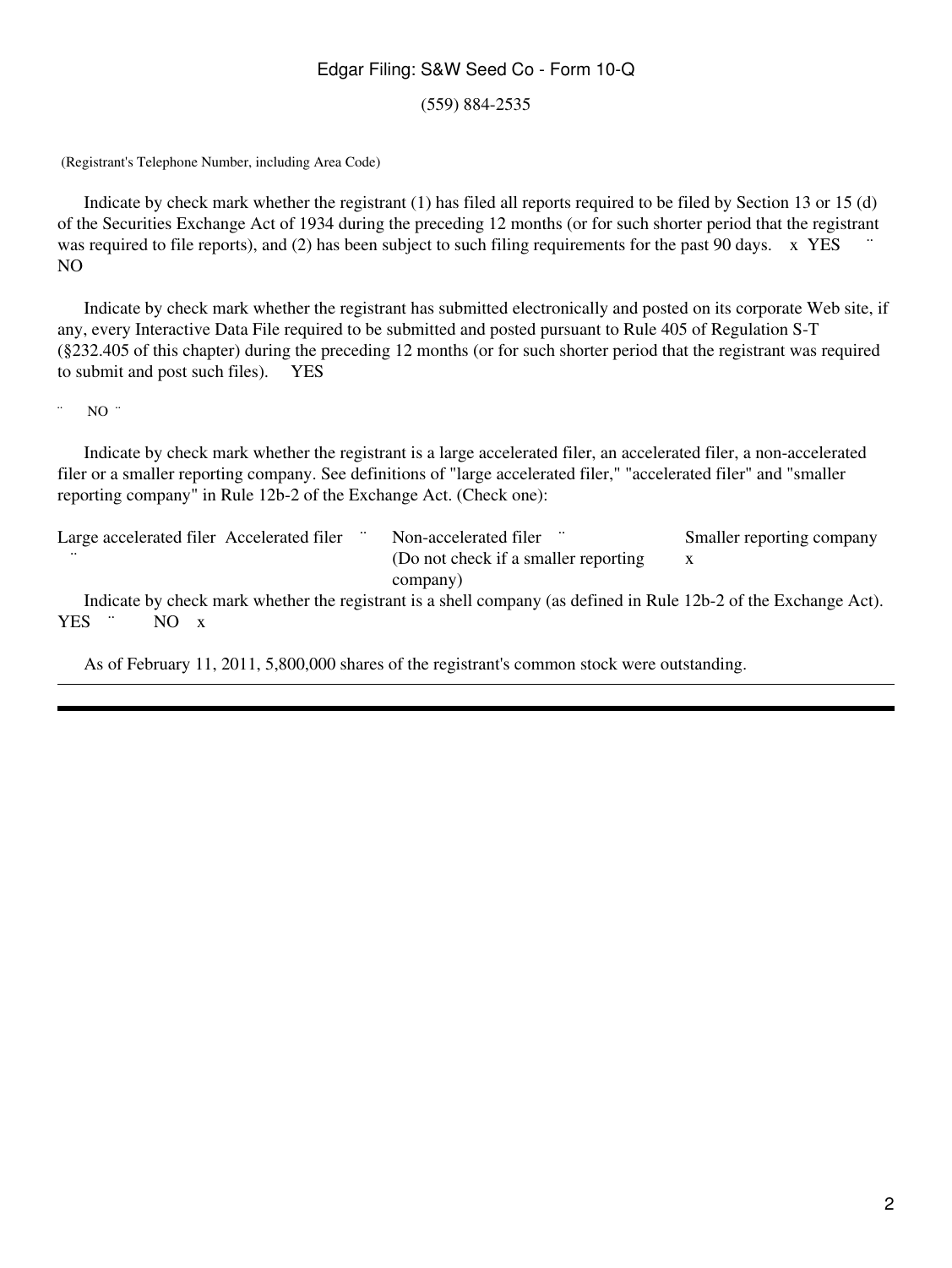(559) 884-2535

(Registrant's Telephone Number, including Area Code)

Indicate by check mark whether the registrant (1) has filed all reports required to be filed by Section 13 or 15 (d) of the Securities Exchange Act of 1934 during the preceding 12 months (or for such shorter period that the registrant was required to file reports), and (2) has been subject to such filing requirements for the past 90 days. x YES ¨ NO

Indicate by check mark whether the registrant has submitted electronically and posted on its corporate Web site, if any, every Interactive Data File required to be submitted and posted pursuant to Rule 405 of Regulation S-T (§232.405 of this chapter) during the preceding 12 months (or for such shorter period that the registrant was required to submit and post such files). YES

¨ NO ¨

Indicate by check mark whether the registrant is a large accelerated filer, an accelerated filer, a non-accelerated filer or a smaller reporting company. See definitions of "large accelerated filer," "accelerated filer" and "smaller reporting company" in Rule 12b-2 of the Exchange Act. (Check one):

| Large accelerated filer ¨ | Accelerated filer ¨ | Non-accelerated filer ¨ (Do not check if a smaller reporting company) | Smaller reporting company x |
|---|---|---|---|

Indicate by check mark whether the registrant is a shell company (as defined in Rule 12b-2 of the Exchange Act). YES ¨ NO x

As of February 11, 2011, 5,800,000 shares of the registrant's common stock were outstanding.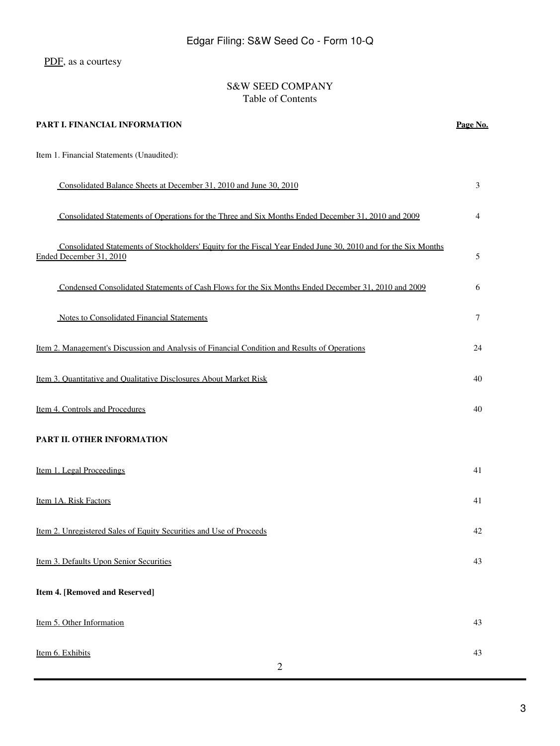PDF, as a courtesy

# S&W SEED COMPANY
## Table of Contents

| PART I. FINANCIAL INFORMATION | Page No. |
| --- | --- |
| Item 1. Financial Statements (Unaudited): | |
| Consolidated Balance Sheets at December 31, 2010 and June 30, 2010 | 3 |
| Consolidated Statements of Operations for the Three and Six Months Ended December 31, 2010 and 2009 | 4 |
| Consolidated Statements of Stockholders' Equity for the Fiscal Year Ended June 30, 2010 and for the Six Months Ended December 31, 2010 | 5 |
| Condensed Consolidated Statements of Cash Flows for the Six Months Ended December 31, 2010 and 2009 | 6 |
| Notes to Consolidated Financial Statements | 7 |
| Item 2. Management's Discussion and Analysis of Financial Condition and Results of Operations | 24 |
| Item 3. Quantitative and Qualitative Disclosures About Market Risk | 40 |
| Item 4. Controls and Procedures | 40 |
| **PART II. OTHER INFORMATION** | |
| Item 1. Legal Proceedings | 41 |
| Item 1A. Risk Factors | 41 |
| Item 2. Unregistered Sales of Equity Securities and Use of Proceeds | 42 |
| Item 3. Defaults Upon Senior Securities | 43 |
| **Item 4. [Removed and Reserved]** | |
| Item 5. Other Information | 43 |
| Item 6. Exhibits | 43 |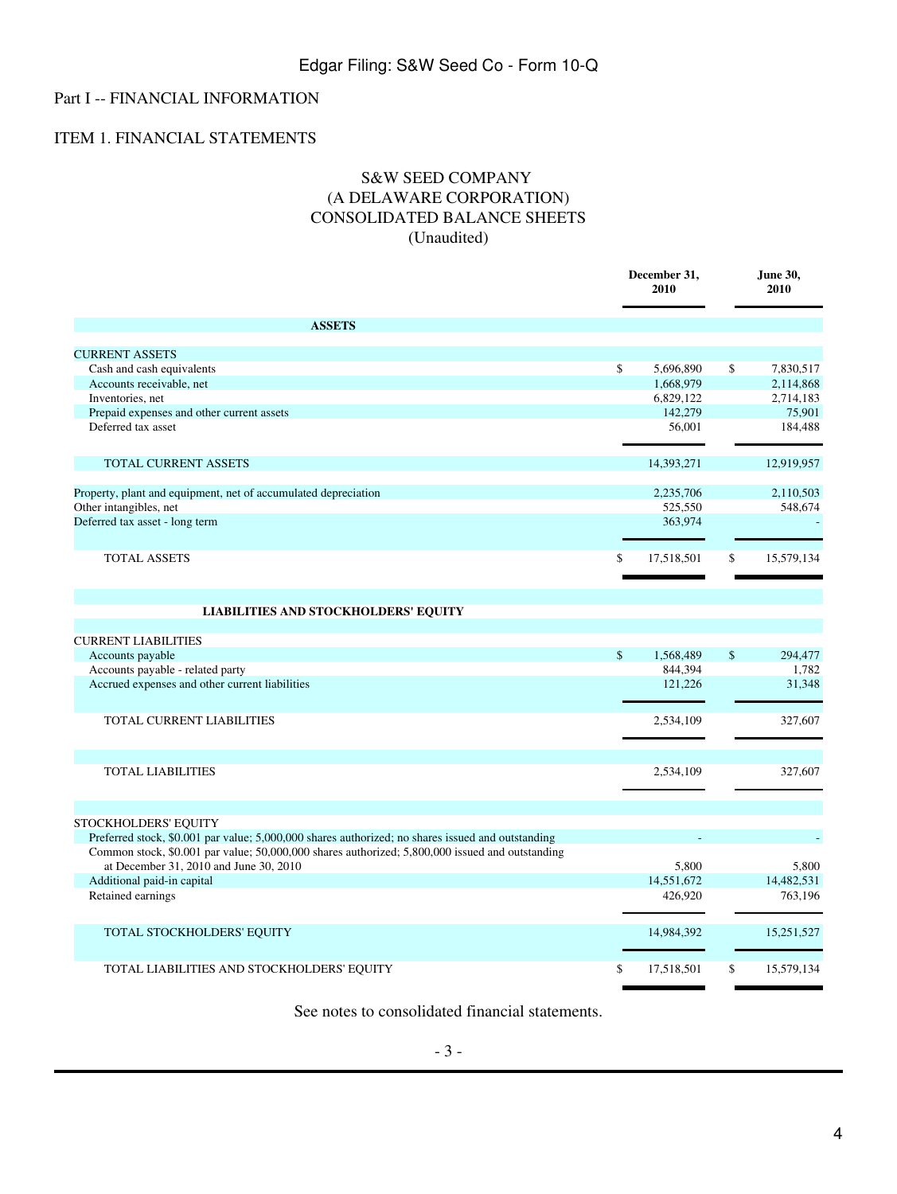Part I -- FINANCIAL INFORMATION

ITEM 1. FINANCIAL STATEMENTS

# S&W SEED COMPANY
## (A DELAWARE CORPORATION)
## CONSOLIDATED BALANCE SHEETS
### (Unaudited)

| | December 31, 2010 | June 30, 2010 |
|---|---|---|
| **ASSETS** | | |
| CURRENT ASSETS | | |
| Cash and cash equivalents | $ 5,696,890 | $ 7,830,517 |
| Accounts receivable, net | 1,668,979 | 2,114,868 |
| Inventories, net | 6,829,122 | 2,714,183 |
| Prepaid expenses and other current assets | 142,279 | 75,901 |
| Deferred tax asset | 56,001 | 184,488 |
| TOTAL CURRENT ASSETS | 14,393,271 | 12,919,957 |
| Property, plant and equipment, net of accumulated depreciation | 2,235,706 | 2,110,503 |
| Other intangibles, net | 525,550 | 548,674 |
| Deferred tax asset - long term | 363,974 | - |
| TOTAL ASSETS | $ 17,518,501 | $ 15,579,134 |
| **LIABILITIES AND STOCKHOLDERS' EQUITY** | | |
| CURRENT LIABILITIES | | |
| Accounts payable | $ 1,568,489 | $ 294,477 |
| Accounts payable - related party | 844,394 | 1,782 |
| Accrued expenses and other current liabilities | 121,226 | 31,348 |
| TOTAL CURRENT LIABILITIES | 2,534,109 | 327,607 |
| TOTAL LIABILITIES | 2,534,109 | 327,607 |
| STOCKHOLDERS' EQUITY | | |
| Preferred stock, $0.001 par value; 5,000,000 shares authorized; no shares issued and outstanding | - | - |
| Common stock, $0.001 par value; 50,000,000 shares authorized; 5,800,000 issued and outstanding at December 31, 2010 and June 30, 2010 | 5,800 | 5,800 |
| Additional paid-in capital | 14,551,672 | 14,482,531 |
| Retained earnings | 426,920 | 763,196 |
| TOTAL STOCKHOLDERS' EQUITY | 14,984,392 | 15,251,527 |
| TOTAL LIABILITIES AND STOCKHOLDERS' EQUITY | $ 17,518,501 | $ 15,579,134 |

See notes to consolidated financial statements.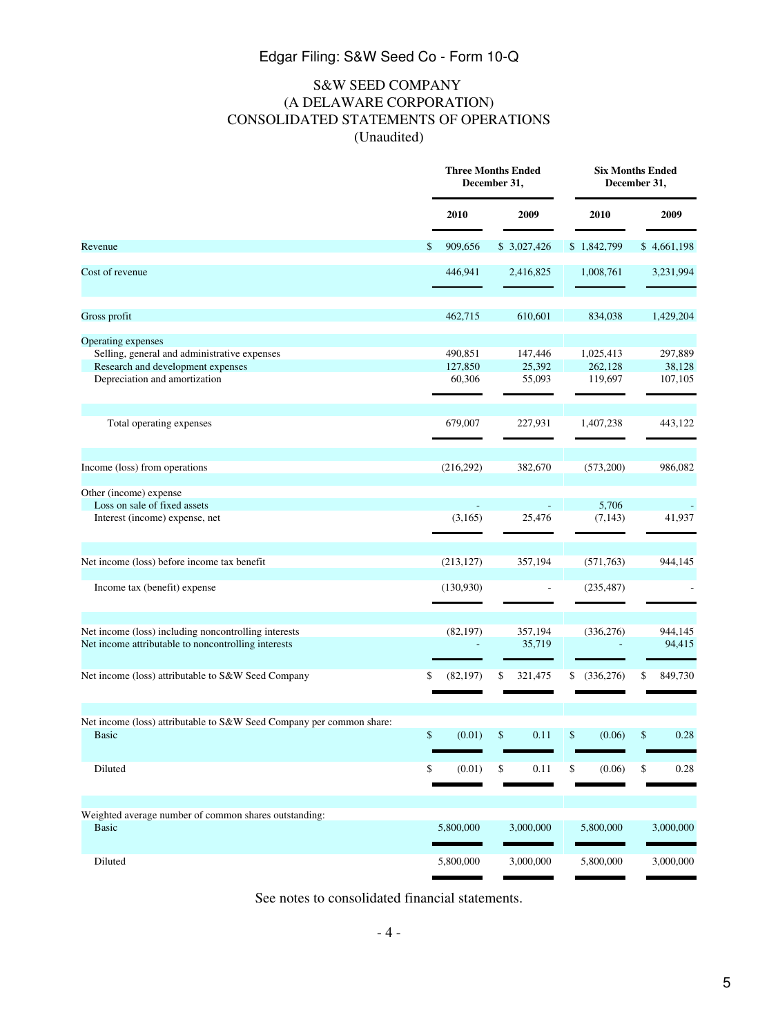S&W SEED COMPANY
(A DELAWARE CORPORATION)
CONSOLIDATED STATEMENTS OF OPERATIONS
(Unaudited)

| | Three Months Ended December 31, | | Six Months Ended December 31, | |
|---|---|---|---|---|
| | 2010 | 2009 | 2010 | 2009 |
| Revenue | $ 909,656 | $ 3,027,426 | $ 1,842,799 | $ 4,661,198 |
| Cost of revenue | 446,941 | 2,416,825 | 1,008,761 | 3,231,994 |
| Gross profit | 462,715 | 610,601 | 834,038 | 1,429,204 |
| Operating expenses | | | | |
| Selling, general and administrative expenses | 490,851 | 147,446 | 1,025,413 | 297,889 |
| Research and development expenses | 127,850 | 25,392 | 262,128 | 38,128 |
| Depreciation and amortization | 60,306 | 55,093 | 119,697 | 107,105 |
| Total operating expenses | 679,007 | 227,931 | 1,407,238 | 443,122 |
| Income (loss) from operations | (216,292) | 382,670 | (573,200) | 986,082 |
| Other (income) expense | | | | |
| Loss on sale of fixed assets | - | - | 5,706 | - |
| Interest (income) expense, net | (3,165) | 25,476 | (7,143) | 41,937 |
| Net income (loss) before income tax benefit | (213,127) | 357,194 | (571,763) | 944,145 |
| Income tax (benefit) expense | (130,930) | - | (235,487) | - |
| Net income (loss) including noncontrolling interests | (82,197) | 357,194 | (336,276) | 944,145 |
| Net income attributable to noncontrolling interests | - | 35,719 | - | 94,415 |
| Net income (loss) attributable to S&W Seed Company | $ (82,197) | $ 321,475 | $ (336,276) | $ 849,730 |
| Net income (loss) attributable to S&W Seed Company per common share: | | | | |
| Basic | $ (0.01) | $ 0.11 | $ (0.06) | $ 0.28 |
| Diluted | $ (0.01) | $ 0.11 | $ (0.06) | $ 0.28 |
| Weighted average number of common shares outstanding: | | | | |
| Basic | 5,800,000 | 3,000,000 | 5,800,000 | 3,000,000 |
| Diluted | 5,800,000 | 3,000,000 | 5,800,000 | 3,000,000 |

See notes to consolidated financial statements.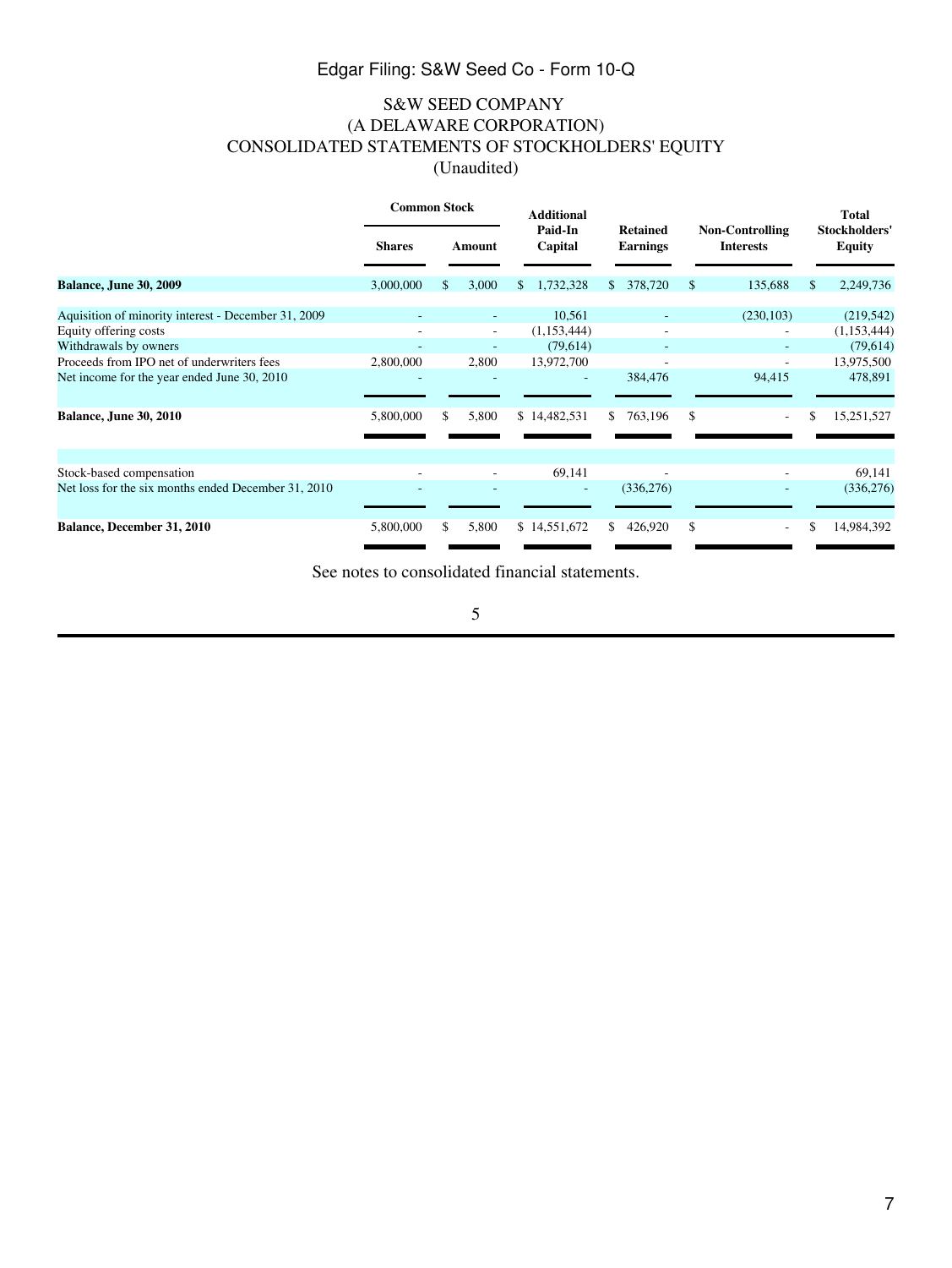S&W SEED COMPANY
(A DELAWARE CORPORATION)
CONSOLIDATED STATEMENTS OF STOCKHOLDERS' EQUITY
(Unaudited)

| | Common Stock | | Additional Paid-In Capital | Retained Earnings | Non-Controlling Interests | Total Stockholders' Equity |
|---|---|---|---|---|---|---|
| | Shares | Amount | | | | |
| **Balance, June 30, 2009** | 3,000,000 | $ 3,000 | $ 1,732,328 | $ 378,720 | $ 135,688 | $ 2,249,736 |
| Aquisition of minority interest - December 31, 2009 | - | - | 10,561 | - | (230,103) | (219,542) |
| Equity offering costs | - | - | (1,153,444) | - | - | (1,153,444) |
| Withdrawals by owners | - | - | (79,614) | - | - | (79,614) |
| Proceeds from IPO net of underwriters fees | 2,800,000 | 2,800 | 13,972,700 | - | - | 13,975,500 |
| Net income for the year ended June 30, 2010 | - | - | - | 384,476 | 94,415 | 478,891 |
| **Balance, June 30, 2010** | 5,800,000 | $ 5,800 | $ 14,482,531 | $ 763,196 | $ - | $ 15,251,527 |
| Stock-based compensation | - | - | 69,141 | - | - | 69,141 |
| Net loss for the six months ended December 31, 2010 | - | - | - | (336,276) | - | (336,276) |
| **Balance, December 31, 2010** | 5,800,000 | $ 5,800 | $ 14,551,672 | $ 426,920 | $ - | $ 14,984,392 |

See notes to consolidated financial statements.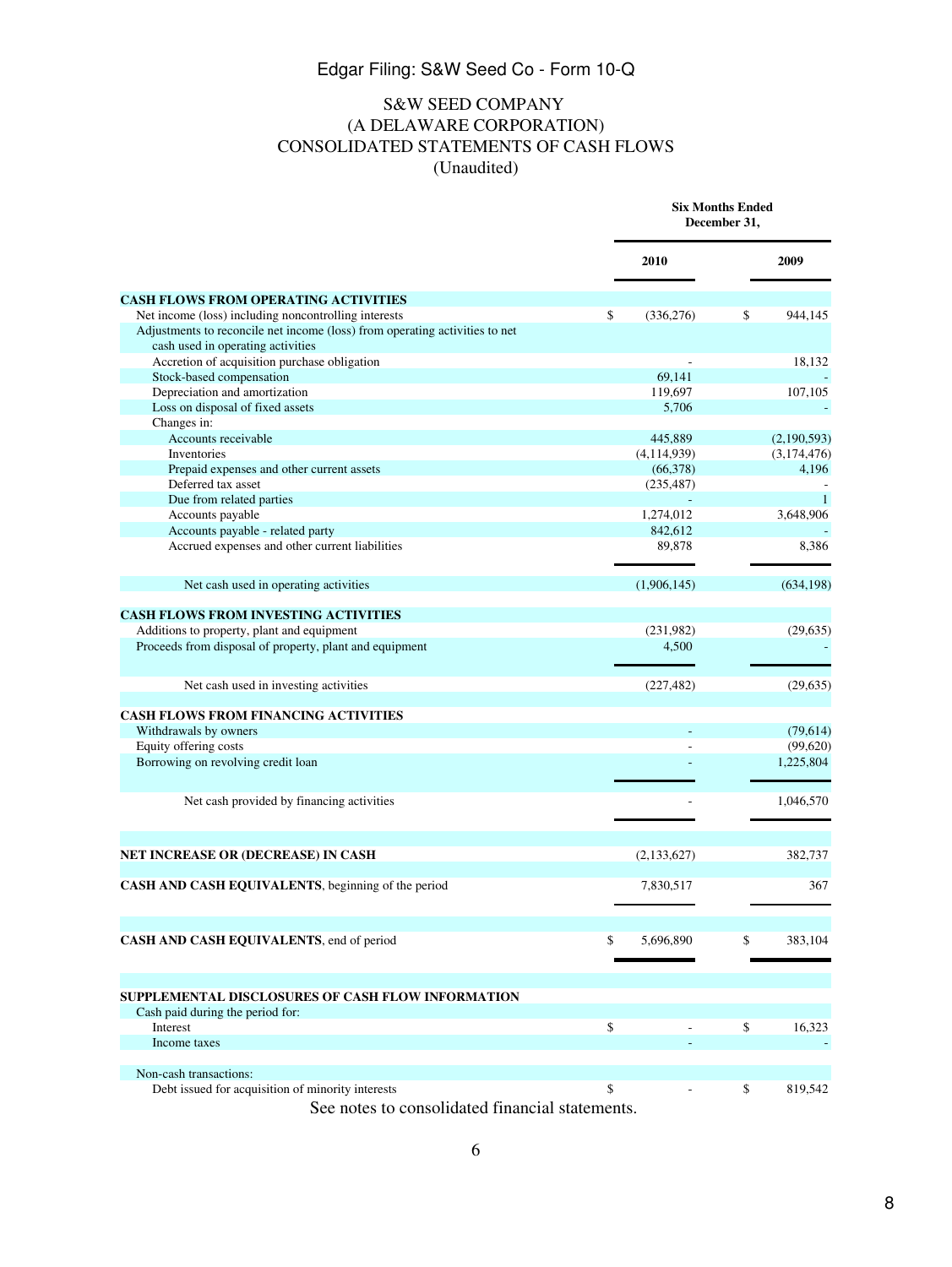# S&W SEED COMPANY
## (A DELAWARE CORPORATION)
## CONSOLIDATED STATEMENTS OF CASH FLOWS
## (Unaudited)

| | Six Months Ended December 31, | |
|---|---|---|
| | 2010 | 2009 |
| **CASH FLOWS FROM OPERATING ACTIVITIES** | | |
| Net income (loss) including noncontrolling interests | $ (336,276) | $ 944,145 |
| Adjustments to reconcile net income (loss) from operating activities to net cash used in operating activities | | |
| Accretion of acquisition purchase obligation | - | 18,132 |
| Stock-based compensation | 69,141 | - |
| Depreciation and amortization | 119,697 | 107,105 |
| Loss on disposal of fixed assets | 5,706 | - |
| Changes in: | | |
| Accounts receivable | 445,889 | (2,190,593) |
| Inventories | (4,114,939) | (3,174,476) |
| Prepaid expenses and other current assets | (66,378) | 4,196 |
| Deferred tax asset | (235,487) | - |
| Due from related parties | - | 1 |
| Accounts payable | 1,274,012 | 3,648,906 |
| Accounts payable - related party | 842,612 | - |
| Accrued expenses and other current liabilities | 89,878 | 8,386 |
| Net cash used in operating activities | (1,906,145) | (634,198) |
| **CASH FLOWS FROM INVESTING ACTIVITIES** | | |
| Additions to property, plant and equipment | (231,982) | (29,635) |
| Proceeds from disposal of property, plant and equipment | 4,500 | - |
| Net cash used in investing activities | (227,482) | (29,635) |
| **CASH FLOWS FROM FINANCING ACTIVITIES** | | |
| Withdrawals by owners | - | (79,614) |
| Equity offering costs | - | (99,620) |
| Borrowing on revolving credit loan | - | 1,225,804 |
| Net cash provided by financing activities | - | 1,046,570 |
| **NET INCREASE OR (DECREASE) IN CASH** | (2,133,627) | 382,737 |
| **CASH AND CASH EQUIVALENTS**, beginning of the period | 7,830,517 | 367 |
| **CASH AND CASH EQUIVALENTS**, end of period | $ 5,696,890 | $ 383,104 |
| **SUPPLEMENTAL DISCLOSURES OF CASH FLOW INFORMATION** | | |
| Cash paid during the period for: | | |
| Interest | $ - | $ 16,323 |
| Income taxes | - | - |
| Non-cash transactions: | | |
| Debt issued for acquisition of minority interests | $ - | $ 819,542 |

See notes to consolidated financial statements.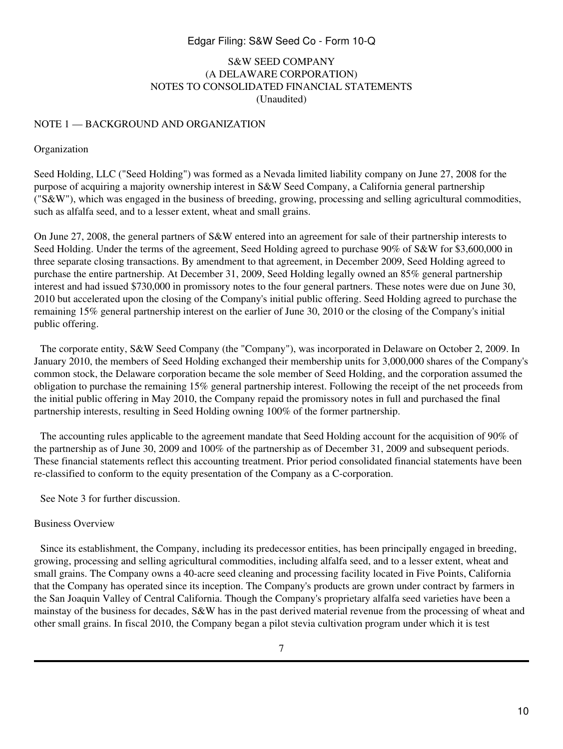S&W SEED COMPANY
(A DELAWARE CORPORATION)
NOTES TO CONSOLIDATED FINANCIAL STATEMENTS
(Unaudited)

## NOTE 1 — BACKGROUND AND ORGANIZATION

### Organization

Seed Holding, LLC ("Seed Holding") was formed as a Nevada limited liability company on June 27, 2008 for the purpose of acquiring a majority ownership interest in S&W Seed Company, a California general partnership ("S&W"), which was engaged in the business of breeding, growing, processing and selling agricultural commodities, such as alfalfa seed, and to a lesser extent, wheat and small grains.

On June 27, 2008, the general partners of S&W entered into an agreement for sale of their partnership interests to Seed Holding. Under the terms of the agreement, Seed Holding agreed to purchase 90% of S&W for $3,600,000 in three separate closing transactions. By amendment to that agreement, in December 2009, Seed Holding agreed to purchase the entire partnership. At December 31, 2009, Seed Holding legally owned an 85% general partnership interest and had issued $730,000 in promissory notes to the four general partners. These notes were due on June 30, 2010 but accelerated upon the closing of the Company's initial public offering. Seed Holding agreed to purchase the remaining 15% general partnership interest on the earlier of June 30, 2010 or the closing of the Company's initial public offering.

The corporate entity, S&W Seed Company (the "Company"), was incorporated in Delaware on October 2, 2009. In January 2010, the members of Seed Holding exchanged their membership units for 3,000,000 shares of the Company's common stock, the Delaware corporation became the sole member of Seed Holding, and the corporation assumed the obligation to purchase the remaining 15% general partnership interest. Following the receipt of the net proceeds from the initial public offering in May 2010, the Company repaid the promissory notes in full and purchased the final partnership interests, resulting in Seed Holding owning 100% of the former partnership.

The accounting rules applicable to the agreement mandate that Seed Holding account for the acquisition of 90% of the partnership as of June 30, 2009 and 100% of the partnership as of December 31, 2009 and subsequent periods. These financial statements reflect this accounting treatment. Prior period consolidated financial statements have been re-classified to conform to the equity presentation of the Company as a C-corporation.

See Note 3 for further discussion.

### Business Overview

Since its establishment, the Company, including its predecessor entities, has been principally engaged in breeding, growing, processing and selling agricultural commodities, including alfalfa seed, and to a lesser extent, wheat and small grains. The Company owns a 40-acre seed cleaning and processing facility located in Five Points, California that the Company has operated since its inception. The Company's products are grown under contract by farmers in the San Joaquin Valley of Central California. Though the Company's proprietary alfalfa seed varieties have been a mainstay of the business for decades, S&W has in the past derived material revenue from the processing of wheat and other small grains. In fiscal 2010, the Company began a pilot stevia cultivation program under which it is test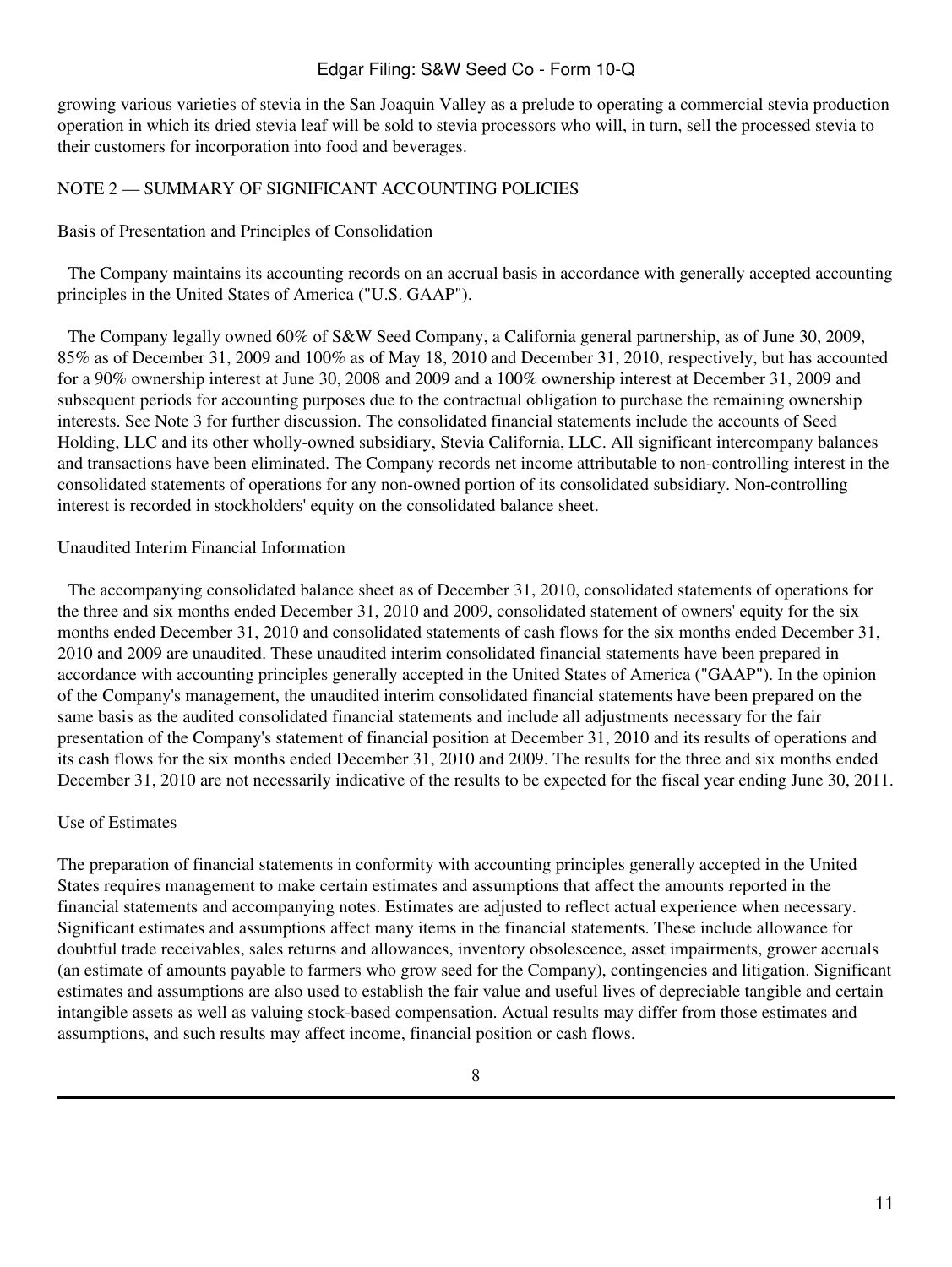growing various varieties of stevia in the San Joaquin Valley as a prelude to operating a commercial stevia production operation in which its dried stevia leaf will be sold to stevia processors who will, in turn, sell the processed stevia to their customers for incorporation into food and beverages.

## NOTE 2 — SUMMARY OF SIGNIFICANT ACCOUNTING POLICIES

### Basis of Presentation and Principles of Consolidation

The Company maintains its accounting records on an accrual basis in accordance with generally accepted accounting principles in the United States of America ("U.S. GAAP").

The Company legally owned 60% of S&W Seed Company, a California general partnership, as of June 30, 2009, 85% as of December 31, 2009 and 100% as of May 18, 2010 and December 31, 2010, respectively, but has accounted for a 90% ownership interest at June 30, 2008 and 2009 and a 100% ownership interest at December 31, 2009 and subsequent periods for accounting purposes due to the contractual obligation to purchase the remaining ownership interests. See Note 3 for further discussion. The consolidated financial statements include the accounts of Seed Holding, LLC and its other wholly-owned subsidiary, Stevia California, LLC. All significant intercompany balances and transactions have been eliminated. The Company records net income attributable to non-controlling interest in the consolidated statements of operations for any non-owned portion of its consolidated subsidiary. Non-controlling interest is recorded in stockholders' equity on the consolidated balance sheet.

### Unaudited Interim Financial Information

The accompanying consolidated balance sheet as of December 31, 2010, consolidated statements of operations for the three and six months ended December 31, 2010 and 2009, consolidated statement of owners' equity for the six months ended December 31, 2010 and consolidated statements of cash flows for the six months ended December 31, 2010 and 2009 are unaudited. These unaudited interim consolidated financial statements have been prepared in accordance with accounting principles generally accepted in the United States of America ("GAAP"). In the opinion of the Company's management, the unaudited interim consolidated financial statements have been prepared on the same basis as the audited consolidated financial statements and include all adjustments necessary for the fair presentation of the Company's statement of financial position at December 31, 2010 and its results of operations and its cash flows for the six months ended December 31, 2010 and 2009. The results for the three and six months ended December 31, 2010 are not necessarily indicative of the results to be expected for the fiscal year ending June 30, 2011.

### Use of Estimates

The preparation of financial statements in conformity with accounting principles generally accepted in the United States requires management to make certain estimates and assumptions that affect the amounts reported in the financial statements and accompanying notes. Estimates are adjusted to reflect actual experience when necessary. Significant estimates and assumptions affect many items in the financial statements. These include allowance for doubtful trade receivables, sales returns and allowances, inventory obsolescence, asset impairments, grower accruals (an estimate of amounts payable to farmers who grow seed for the Company), contingencies and litigation. Significant estimates and assumptions are also used to establish the fair value and useful lives of depreciable tangible and certain intangible assets as well as valuing stock-based compensation. Actual results may differ from those estimates and assumptions, and such results may affect income, financial position or cash flows.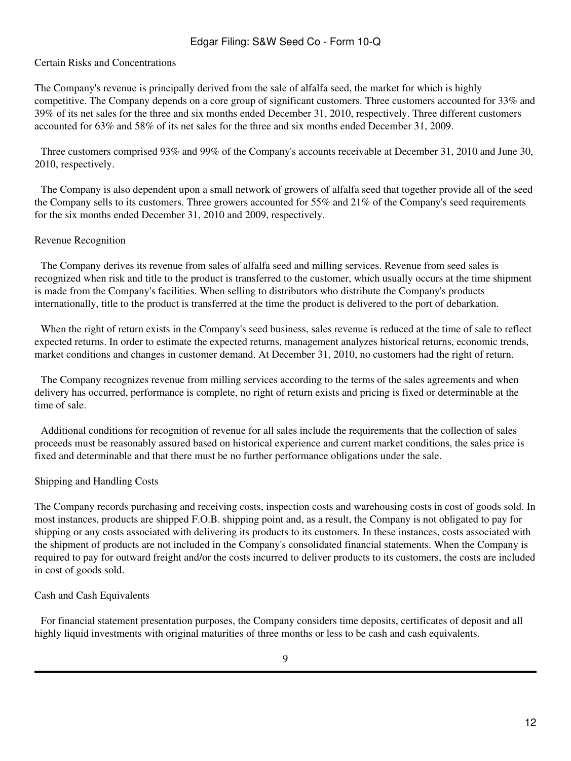Certain Risks and Concentrations

The Company's revenue is principally derived from the sale of alfalfa seed, the market for which is highly competitive. The Company depends on a core group of significant customers. Three customers accounted for 33% and 39% of its net sales for the three and six months ended December 31, 2010, respectively. Three different customers accounted for 63% and 58% of its net sales for the three and six months ended December 31, 2009.

Three customers comprised 93% and 99% of the Company's accounts receivable at December 31, 2010 and June 30, 2010, respectively.

The Company is also dependent upon a small network of growers of alfalfa seed that together provide all of the seed the Company sells to its customers. Three growers accounted for 55% and 21% of the Company's seed requirements for the six months ended December 31, 2010 and 2009, respectively.

Revenue Recognition

The Company derives its revenue from sales of alfalfa seed and milling services. Revenue from seed sales is recognized when risk and title to the product is transferred to the customer, which usually occurs at the time shipment is made from the Company's facilities. When selling to distributors who distribute the Company's products internationally, title to the product is transferred at the time the product is delivered to the port of debarkation.

When the right of return exists in the Company's seed business, sales revenue is reduced at the time of sale to reflect expected returns. In order to estimate the expected returns, management analyzes historical returns, economic trends, market conditions and changes in customer demand. At December 31, 2010, no customers had the right of return.

The Company recognizes revenue from milling services according to the terms of the sales agreements and when delivery has occurred, performance is complete, no right of return exists and pricing is fixed or determinable at the time of sale.

Additional conditions for recognition of revenue for all sales include the requirements that the collection of sales proceeds must be reasonably assured based on historical experience and current market conditions, the sales price is fixed and determinable and that there must be no further performance obligations under the sale.

Shipping and Handling Costs

The Company records purchasing and receiving costs, inspection costs and warehousing costs in cost of goods sold. In most instances, products are shipped F.O.B. shipping point and, as a result, the Company is not obligated to pay for shipping or any costs associated with delivering its products to its customers. In these instances, costs associated with the shipment of products are not included in the Company's consolidated financial statements. When the Company is required to pay for outward freight and/or the costs incurred to deliver products to its customers, the costs are included in cost of goods sold.

Cash and Cash Equivalents

For financial statement presentation purposes, the Company considers time deposits, certificates of deposit and all highly liquid investments with original maturities of three months or less to be cash and cash equivalents.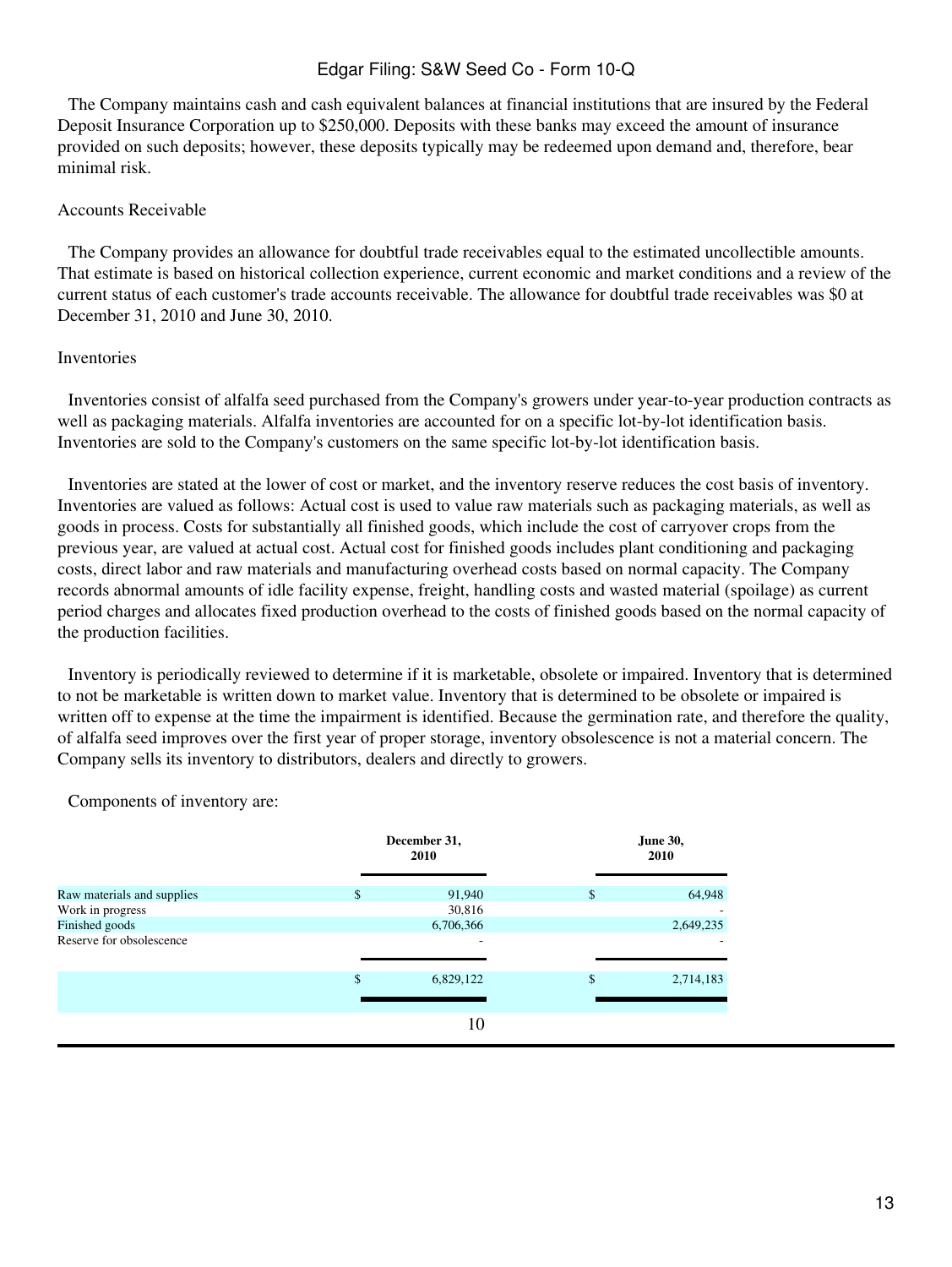The Company maintains cash and cash equivalent balances at financial institutions that are insured by the Federal Deposit Insurance Corporation up to $250,000. Deposits with these banks may exceed the amount of insurance provided on such deposits; however, these deposits typically may be redeemed upon demand and, therefore, bear minimal risk.

Accounts Receivable

The Company provides an allowance for doubtful trade receivables equal to the estimated uncollectible amounts. That estimate is based on historical collection experience, current economic and market conditions and a review of the current status of each customer's trade accounts receivable. The allowance for doubtful trade receivables was $0 at December 31, 2010 and June 30, 2010.

Inventories

Inventories consist of alfalfa seed purchased from the Company's growers under year-to-year production contracts as well as packaging materials. Alfalfa inventories are accounted for on a specific lot-by-lot identification basis. Inventories are sold to the Company's customers on the same specific lot-by-lot identification basis.

Inventories are stated at the lower of cost or market, and the inventory reserve reduces the cost basis of inventory. Inventories are valued as follows: Actual cost is used to value raw materials such as packaging materials, as well as goods in process. Costs for substantially all finished goods, which include the cost of carryover crops from the previous year, are valued at actual cost. Actual cost for finished goods includes plant conditioning and packaging costs, direct labor and raw materials and manufacturing overhead costs based on normal capacity. The Company records abnormal amounts of idle facility expense, freight, handling costs and wasted material (spoilage) as current period charges and allocates fixed production overhead to the costs of finished goods based on the normal capacity of the production facilities.

Inventory is periodically reviewed to determine if it is marketable, obsolete or impaired. Inventory that is determined to not be marketable is written down to market value. Inventory that is determined to be obsolete or impaired is written off to expense at the time the impairment is identified. Because the germination rate, and therefore the quality, of alfalfa seed improves over the first year of proper storage, inventory obsolescence is not a material concern. The Company sells its inventory to distributors, dealers and directly to growers.

Components of inventory are:

| | December 31, 2010 | June 30, 2010 |
|---|---|---|
| Raw materials and supplies | $ 91,940 | $ 64,948 |
| Work in progress | 30,816 | - |
| Finished goods | 6,706,366 | 2,649,235 |
| Reserve for obsolescence | - | - |
| | $ 6,829,122 | $ 2,714,183 |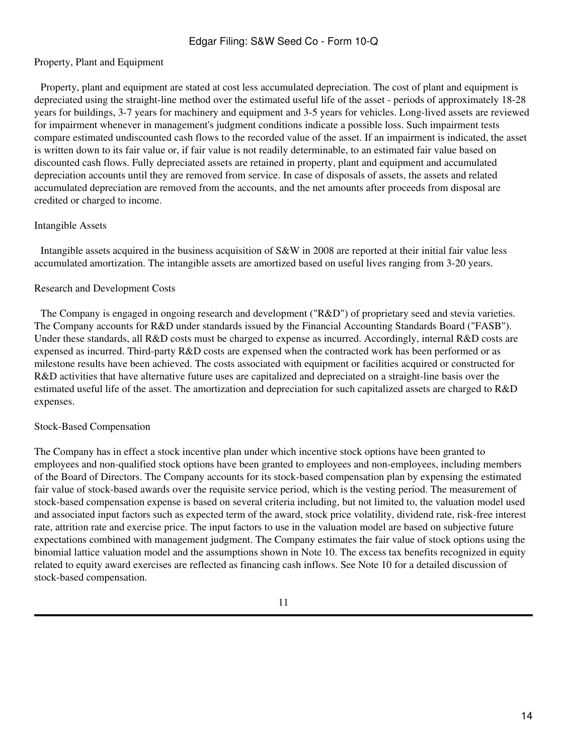Property, Plant and Equipment

Property, plant and equipment are stated at cost less accumulated depreciation. The cost of plant and equipment is depreciated using the straight-line method over the estimated useful life of the asset - periods of approximately 18-28 years for buildings, 3-7 years for machinery and equipment and 3-5 years for vehicles. Long-lived assets are reviewed for impairment whenever in management's judgment conditions indicate a possible loss. Such impairment tests compare estimated undiscounted cash flows to the recorded value of the asset. If an impairment is indicated, the asset is written down to its fair value or, if fair value is not readily determinable, to an estimated fair value based on discounted cash flows. Fully depreciated assets are retained in property, plant and equipment and accumulated depreciation accounts until they are removed from service. In case of disposals of assets, the assets and related accumulated depreciation are removed from the accounts, and the net amounts after proceeds from disposal are credited or charged to income.

Intangible Assets

Intangible assets acquired in the business acquisition of S&W in 2008 are reported at their initial fair value less accumulated amortization. The intangible assets are amortized based on useful lives ranging from 3-20 years.

Research and Development Costs

The Company is engaged in ongoing research and development ("R&D") of proprietary seed and stevia varieties. The Company accounts for R&D under standards issued by the Financial Accounting Standards Board ("FASB"). Under these standards, all R&D costs must be charged to expense as incurred. Accordingly, internal R&D costs are expensed as incurred. Third-party R&D costs are expensed when the contracted work has been performed or as milestone results have been achieved. The costs associated with equipment or facilities acquired or constructed for R&D activities that have alternative future uses are capitalized and depreciated on a straight-line basis over the estimated useful life of the asset. The amortization and depreciation for such capitalized assets are charged to R&D expenses.

Stock-Based Compensation

The Company has in effect a stock incentive plan under which incentive stock options have been granted to employees and non-qualified stock options have been granted to employees and non-employees, including members of the Board of Directors. The Company accounts for its stock-based compensation plan by expensing the estimated fair value of stock-based awards over the requisite service period, which is the vesting period. The measurement of stock-based compensation expense is based on several criteria including, but not limited to, the valuation model used and associated input factors such as expected term of the award, stock price volatility, dividend rate, risk-free interest rate, attrition rate and exercise price. The input factors to use in the valuation model are based on subjective future expectations combined with management judgment. The Company estimates the fair value of stock options using the binomial lattice valuation model and the assumptions shown in Note 10. The excess tax benefits recognized in equity related to equity award exercises are reflected as financing cash inflows. See Note 10 for a detailed discussion of stock-based compensation.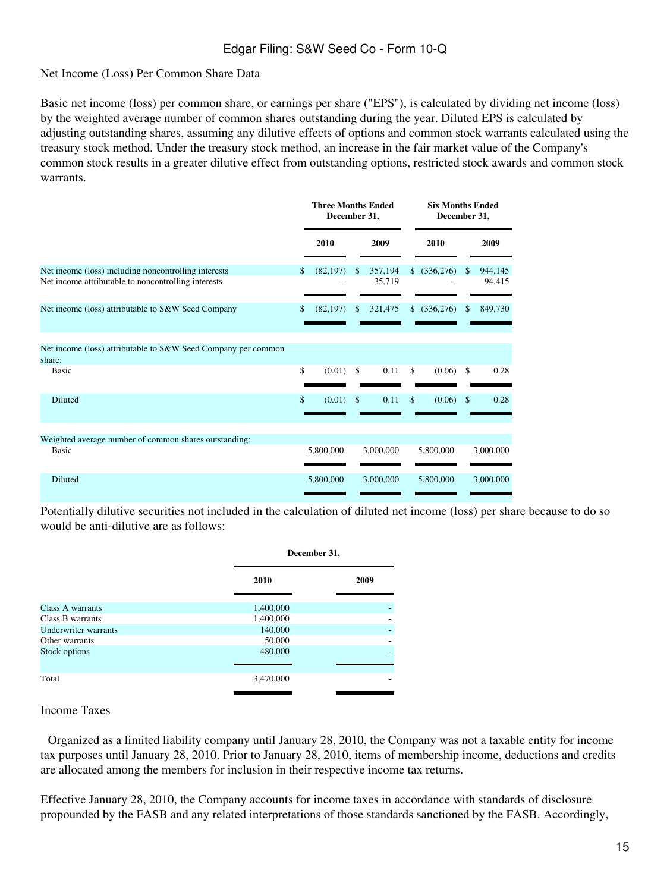Net Income (Loss) Per Common Share Data

Basic net income (loss) per common share, or earnings per share ("EPS"), is calculated by dividing net income (loss) by the weighted average number of common shares outstanding during the year. Diluted EPS is calculated by adjusting outstanding shares, assuming any dilutive effects of options and common stock warrants calculated using the treasury stock method. Under the treasury stock method, an increase in the fair market value of the Company's common stock results in a greater dilutive effect from outstanding options, restricted stock awards and common stock warrants.

| | Three Months Ended December 31, | | Six Months Ended December 31, | |
|---|---|---|---|---|
| | 2010 | 2009 | 2010 | 2009 |
| Net income (loss) including noncontrolling interests | $ (82,197) | $ 357,194 | $ (336,276) | $ 944,145 |
| Net income attributable to noncontrolling interests | - | 35,719 | - | 94,415 |
| Net income (loss) attributable to S&W Seed Company | $ (82,197) | $ 321,475 | $ (336,276) | $ 849,730 |
| Net income (loss) attributable to S&W Seed Company per common share: | | | | |
| Basic | $ (0.01) | $ 0.11 | $ (0.06) | $ 0.28 |
| Diluted | $ (0.01) | $ 0.11 | $ (0.06) | $ 0.28 |
| Weighted average number of common shares outstanding: | | | | |
| Basic | 5,800,000 | 3,000,000 | 5,800,000 | 3,000,000 |
| Diluted | 5,800,000 | 3,000,000 | 5,800,000 | 3,000,000 |

Potentially dilutive securities not included in the calculation of diluted net income (loss) per share because to do so would be anti-dilutive are as follows:

| | December 31, | |
|---|---|---|
| | 2010 | 2009 |
| Class A warrants | 1,400,000 | - |
| Class B warrants | 1,400,000 | - |
| Underwriter warrants | 140,000 | - |
| Other warrants | 50,000 | - |
| Stock options | 480,000 | - |
| Total | 3,470,000 | - |

Income Taxes

Organized as a limited liability company until January 28, 2010, the Company was not a taxable entity for income tax purposes until January 28, 2010. Prior to January 28, 2010, items of membership income, deductions and credits are allocated among the members for inclusion in their respective income tax returns.

Effective January 28, 2010, the Company accounts for income taxes in accordance with standards of disclosure propounded by the FASB and any related interpretations of those standards sanctioned by the FASB. Accordingly,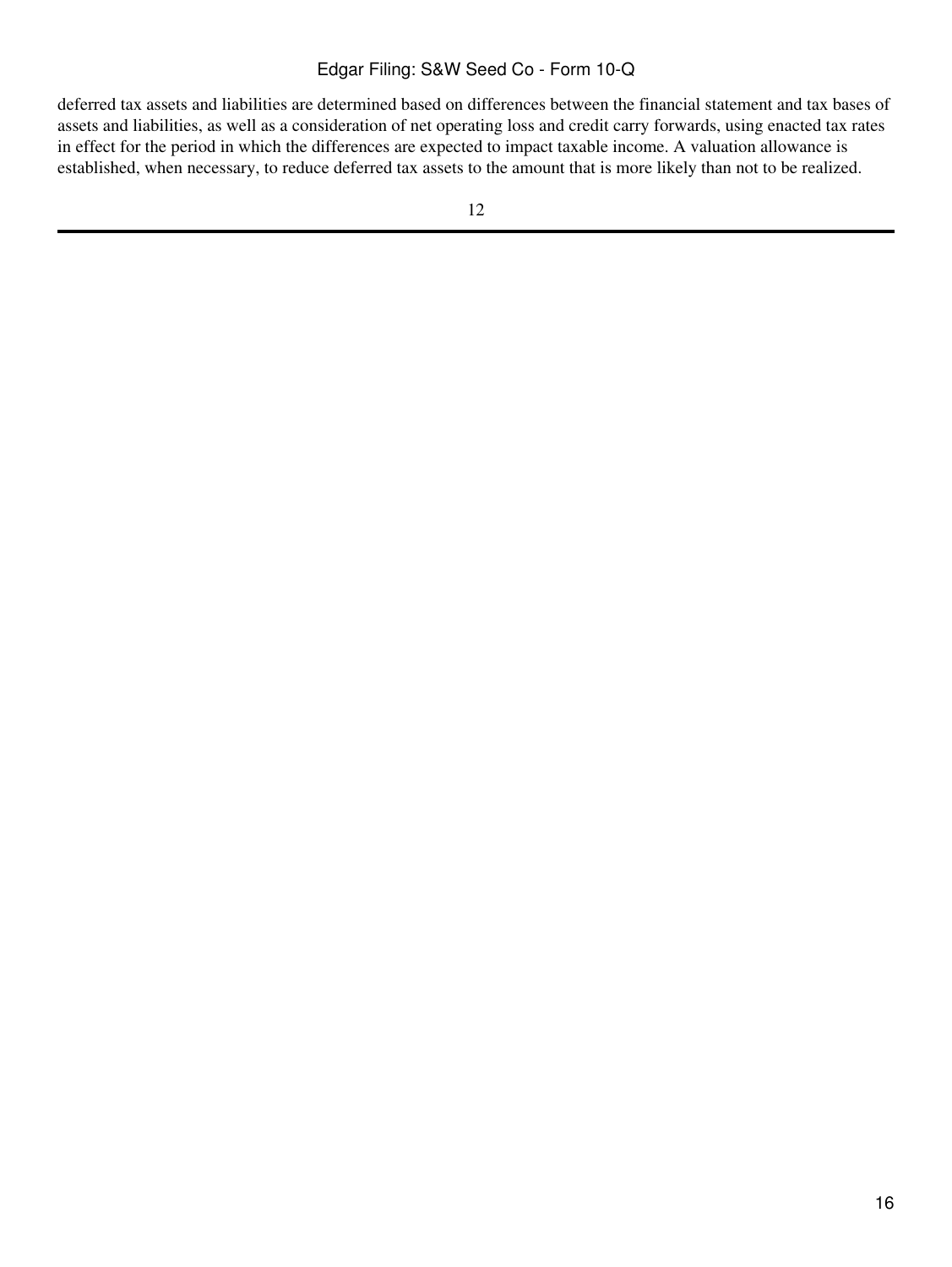deferred tax assets and liabilities are determined based on differences between the financial statement and tax bases of assets and liabilities, as well as a consideration of net operating loss and credit carry forwards, using enacted tax rates in effect for the period in which the differences are expected to impact taxable income. A valuation allowance is established, when necessary, to reduce deferred tax assets to the amount that is more likely than not to be realized.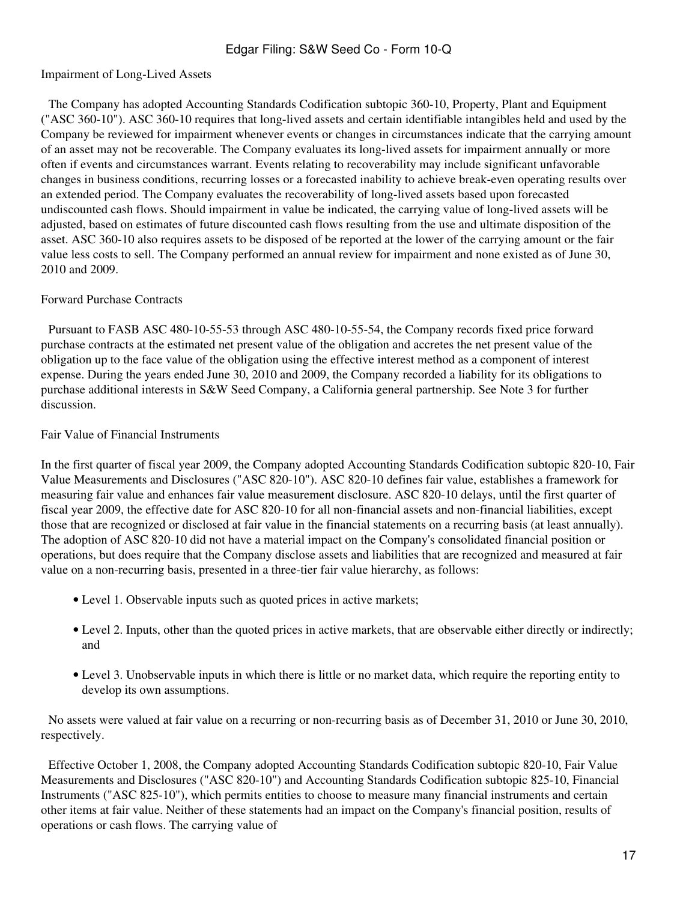Impairment of Long-Lived Assets

The Company has adopted Accounting Standards Codification subtopic 360-10, Property, Plant and Equipment ("ASC 360-10"). ASC 360-10 requires that long-lived assets and certain identifiable intangibles held and used by the Company be reviewed for impairment whenever events or changes in circumstances indicate that the carrying amount of an asset may not be recoverable. The Company evaluates its long-lived assets for impairment annually or more often if events and circumstances warrant. Events relating to recoverability may include significant unfavorable changes in business conditions, recurring losses or a forecasted inability to achieve break-even operating results over an extended period. The Company evaluates the recoverability of long-lived assets based upon forecasted undiscounted cash flows. Should impairment in value be indicated, the carrying value of long-lived assets will be adjusted, based on estimates of future discounted cash flows resulting from the use and ultimate disposition of the asset. ASC 360-10 also requires assets to be disposed of be reported at the lower of the carrying amount or the fair value less costs to sell. The Company performed an annual review for impairment and none existed as of June 30, 2010 and 2009.

Forward Purchase Contracts

Pursuant to FASB ASC 480-10-55-53 through ASC 480-10-55-54, the Company records fixed price forward purchase contracts at the estimated net present value of the obligation and accretes the net present value of the obligation up to the face value of the obligation using the effective interest method as a component of interest expense. During the years ended June 30, 2010 and 2009, the Company recorded a liability for its obligations to purchase additional interests in S&W Seed Company, a California general partnership. See Note 3 for further discussion.

Fair Value of Financial Instruments

In the first quarter of fiscal year 2009, the Company adopted Accounting Standards Codification subtopic 820-10, Fair Value Measurements and Disclosures ("ASC 820-10"). ASC 820-10 defines fair value, establishes a framework for measuring fair value and enhances fair value measurement disclosure. ASC 820-10 delays, until the first quarter of fiscal year 2009, the effective date for ASC 820-10 for all non-financial assets and non-financial liabilities, except those that are recognized or disclosed at fair value in the financial statements on a recurring basis (at least annually). The adoption of ASC 820-10 did not have a material impact on the Company's consolidated financial position or operations, but does require that the Company disclose assets and liabilities that are recognized and measured at fair value on a non-recurring basis, presented in a three-tier fair value hierarchy, as follows:

- Level 1. Observable inputs such as quoted prices in active markets;
- Level 2. Inputs, other than the quoted prices in active markets, that are observable either directly or indirectly; and
- Level 3. Unobservable inputs in which there is little or no market data, which require the reporting entity to develop its own assumptions.

No assets were valued at fair value on a recurring or non-recurring basis as of December 31, 2010 or June 30, 2010, respectively.

Effective October 1, 2008, the Company adopted Accounting Standards Codification subtopic 820-10, Fair Value Measurements and Disclosures ("ASC 820-10") and Accounting Standards Codification subtopic 825-10, Financial Instruments ("ASC 825-10"), which permits entities to choose to measure many financial instruments and certain other items at fair value. Neither of these statements had an impact on the Company's financial position, results of operations or cash flows. The carrying value of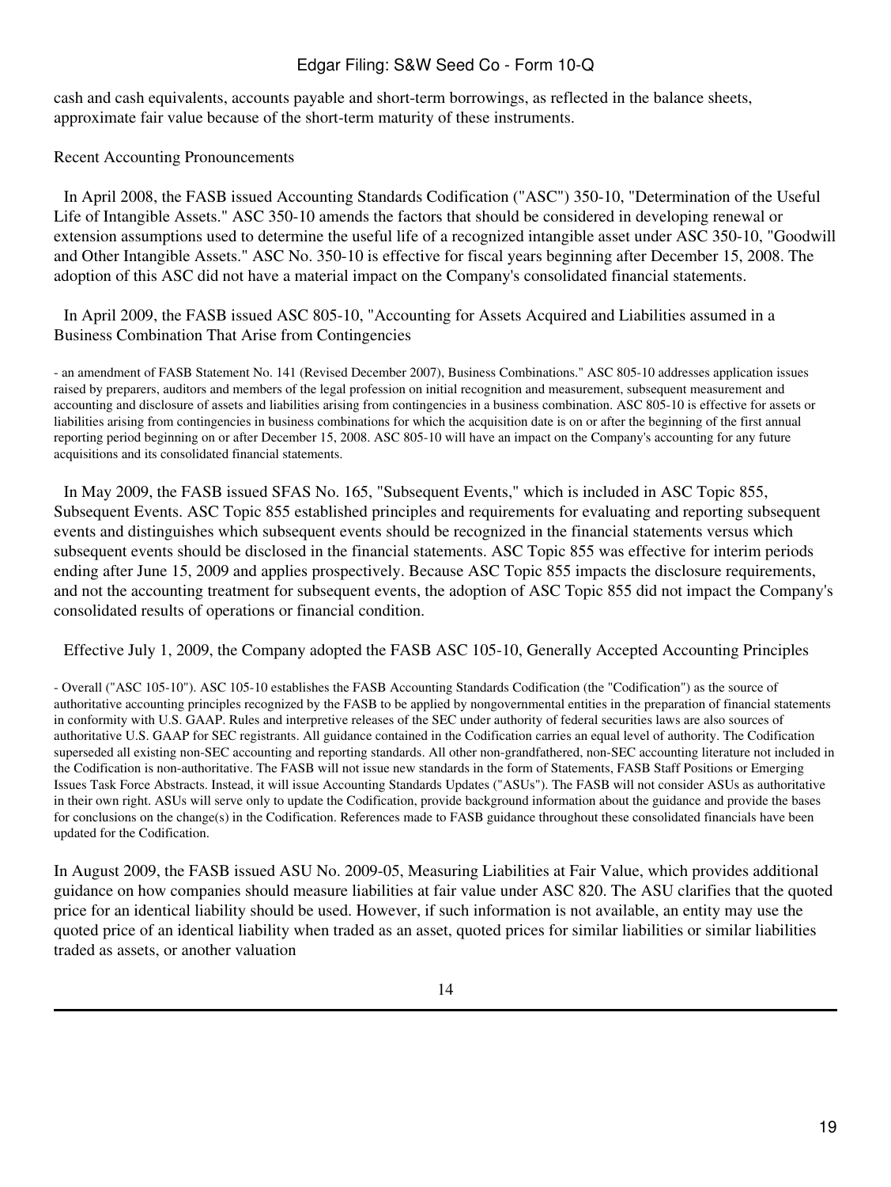cash and cash equivalents, accounts payable and short-term borrowings, as reflected in the balance sheets, approximate fair value because of the short-term maturity of these instruments.

Recent Accounting Pronouncements

In April 2008, the FASB issued Accounting Standards Codification ("ASC") 350-10, "Determination of the Useful Life of Intangible Assets." ASC 350-10 amends the factors that should be considered in developing renewal or extension assumptions used to determine the useful life of a recognized intangible asset under ASC 350-10, "Goodwill and Other Intangible Assets." ASC No. 350-10 is effective for fiscal years beginning after December 15, 2008. The adoption of this ASC did not have a material impact on the Company's consolidated financial statements.

In April 2009, the FASB issued ASC 805-10, "Accounting for Assets Acquired and Liabilities assumed in a Business Combination That Arise from Contingencies

- an amendment of FASB Statement No. 141 (Revised December 2007), Business Combinations." ASC 805-10 addresses application issues raised by preparers, auditors and members of the legal profession on initial recognition and measurement, subsequent measurement and accounting and disclosure of assets and liabilities arising from contingencies in a business combination. ASC 805-10 is effective for assets or liabilities arising from contingencies in business combinations for which the acquisition date is on or after the beginning of the first annual reporting period beginning on or after December 15, 2008. ASC 805-10 will have an impact on the Company's accounting for any future acquisitions and its consolidated financial statements.

In May 2009, the FASB issued SFAS No. 165, "Subsequent Events," which is included in ASC Topic 855, Subsequent Events. ASC Topic 855 established principles and requirements for evaluating and reporting subsequent events and distinguishes which subsequent events should be recognized in the financial statements versus which subsequent events should be disclosed in the financial statements. ASC Topic 855 was effective for interim periods ending after June 15, 2009 and applies prospectively. Because ASC Topic 855 impacts the disclosure requirements, and not the accounting treatment for subsequent events, the adoption of ASC Topic 855 did not impact the Company's consolidated results of operations or financial condition.

Effective July 1, 2009, the Company adopted the FASB ASC 105-10, Generally Accepted Accounting Principles

- Overall ("ASC 105-10"). ASC 105-10 establishes the FASB Accounting Standards Codification (the "Codification") as the source of authoritative accounting principles recognized by the FASB to be applied by nongovernmental entities in the preparation of financial statements in conformity with U.S. GAAP. Rules and interpretive releases of the SEC under authority of federal securities laws are also sources of authoritative U.S. GAAP for SEC registrants. All guidance contained in the Codification carries an equal level of authority. The Codification superseded all existing non-SEC accounting and reporting standards. All other non-grandfathered, non-SEC accounting literature not included in the Codification is non-authoritative. The FASB will not issue new standards in the form of Statements, FASB Staff Positions or Emerging Issues Task Force Abstracts. Instead, it will issue Accounting Standards Updates ("ASUs"). The FASB will not consider ASUs as authoritative in their own right. ASUs will serve only to update the Codification, provide background information about the guidance and provide the bases for conclusions on the change(s) in the Codification. References made to FASB guidance throughout these consolidated financials have been updated for the Codification.

In August 2009, the FASB issued ASU No. 2009-05, Measuring Liabilities at Fair Value, which provides additional guidance on how companies should measure liabilities at fair value under ASC 820. The ASU clarifies that the quoted price for an identical liability should be used. However, if such information is not available, an entity may use the quoted price of an identical liability when traded as an asset, quoted prices for similar liabilities or similar liabilities traded as assets, or another valuation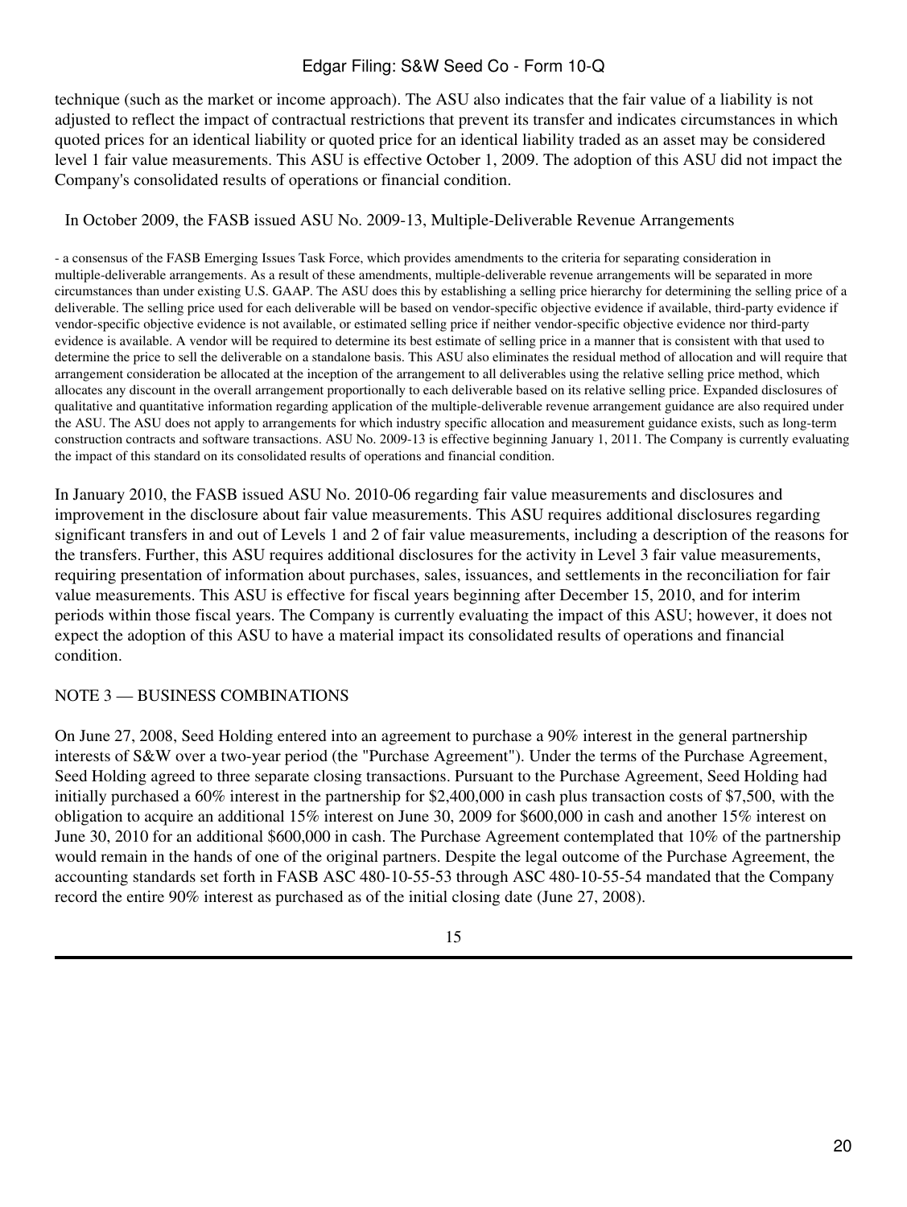technique (such as the market or income approach). The ASU also indicates that the fair value of a liability is not adjusted to reflect the impact of contractual restrictions that prevent its transfer and indicates circumstances in which quoted prices for an identical liability or quoted price for an identical liability traded as an asset may be considered level 1 fair value measurements. This ASU is effective October 1, 2009. The adoption of this ASU did not impact the Company's consolidated results of operations or financial condition.

In October 2009, the FASB issued ASU No. 2009-13, Multiple-Deliverable Revenue Arrangements

- a consensus of the FASB Emerging Issues Task Force, which provides amendments to the criteria for separating consideration in multiple-deliverable arrangements. As a result of these amendments, multiple-deliverable revenue arrangements will be separated in more circumstances than under existing U.S. GAAP. The ASU does this by establishing a selling price hierarchy for determining the selling price of a deliverable. The selling price used for each deliverable will be based on vendor-specific objective evidence if available, third-party evidence if vendor-specific objective evidence is not available, or estimated selling price if neither vendor-specific objective evidence nor third-party evidence is available. A vendor will be required to determine its best estimate of selling price in a manner that is consistent with that used to determine the price to sell the deliverable on a standalone basis. This ASU also eliminates the residual method of allocation and will require that arrangement consideration be allocated at the inception of the arrangement to all deliverables using the relative selling price method, which allocates any discount in the overall arrangement proportionally to each deliverable based on its relative selling price. Expanded disclosures of qualitative and quantitative information regarding application of the multiple-deliverable revenue arrangement guidance are also required under the ASU. The ASU does not apply to arrangements for which industry specific allocation and measurement guidance exists, such as long-term construction contracts and software transactions. ASU No. 2009-13 is effective beginning January 1, 2011. The Company is currently evaluating the impact of this standard on its consolidated results of operations and financial condition.

In January 2010, the FASB issued ASU No. 2010-06 regarding fair value measurements and disclosures and improvement in the disclosure about fair value measurements. This ASU requires additional disclosures regarding significant transfers in and out of Levels 1 and 2 of fair value measurements, including a description of the reasons for the transfers. Further, this ASU requires additional disclosures for the activity in Level 3 fair value measurements, requiring presentation of information about purchases, sales, issuances, and settlements in the reconciliation for fair value measurements. This ASU is effective for fiscal years beginning after December 15, 2010, and for interim periods within those fiscal years. The Company is currently evaluating the impact of this ASU; however, it does not expect the adoption of this ASU to have a material impact its consolidated results of operations and financial condition.

## NOTE 3 — BUSINESS COMBINATIONS

On June 27, 2008, Seed Holding entered into an agreement to purchase a 90% interest in the general partnership interests of S&W over a two-year period (the "Purchase Agreement"). Under the terms of the Purchase Agreement, Seed Holding agreed to three separate closing transactions. Pursuant to the Purchase Agreement, Seed Holding had initially purchased a 60% interest in the partnership for $2,400,000 in cash plus transaction costs of $7,500, with the obligation to acquire an additional 15% interest on June 30, 2009 for $600,000 in cash and another 15% interest on June 30, 2010 for an additional $600,000 in cash. The Purchase Agreement contemplated that 10% of the partnership would remain in the hands of one of the original partners. Despite the legal outcome of the Purchase Agreement, the accounting standards set forth in FASB ASC 480-10-55-53 through ASC 480-10-55-54 mandated that the Company record the entire 90% interest as purchased as of the initial closing date (June 27, 2008).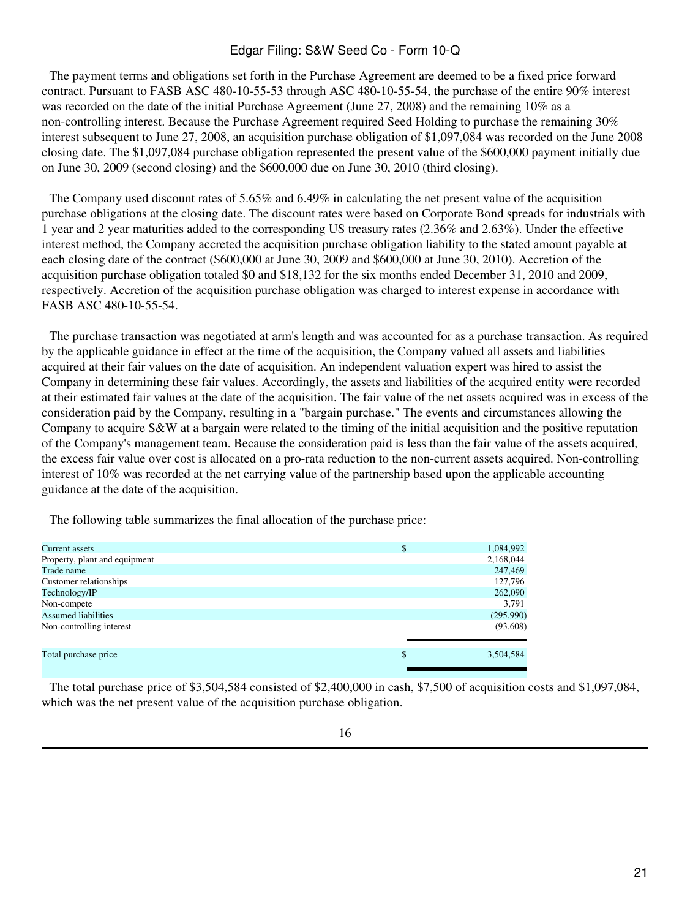The payment terms and obligations set forth in the Purchase Agreement are deemed to be a fixed price forward contract. Pursuant to FASB ASC 480-10-55-53 through ASC 480-10-55-54, the purchase of the entire 90% interest was recorded on the date of the initial Purchase Agreement (June 27, 2008) and the remaining 10% as a non-controlling interest. Because the Purchase Agreement required Seed Holding to purchase the remaining 30% interest subsequent to June 27, 2008, an acquisition purchase obligation of $1,097,084 was recorded on the June 2008 closing date. The $1,097,084 purchase obligation represented the present value of the $600,000 payment initially due on June 30, 2009 (second closing) and the $600,000 due on June 30, 2010 (third closing).

The Company used discount rates of 5.65% and 6.49% in calculating the net present value of the acquisition purchase obligations at the closing date. The discount rates were based on Corporate Bond spreads for industrials with 1 year and 2 year maturities added to the corresponding US treasury rates (2.36% and 2.63%). Under the effective interest method, the Company accreted the acquisition purchase obligation liability to the stated amount payable at each closing date of the contract ($600,000 at June 30, 2009 and $600,000 at June 30, 2010). Accretion of the acquisition purchase obligation totaled $0 and $18,132 for the six months ended December 31, 2010 and 2009, respectively. Accretion of the acquisition purchase obligation was charged to interest expense in accordance with FASB ASC 480-10-55-54.

The purchase transaction was negotiated at arm's length and was accounted for as a purchase transaction. As required by the applicable guidance in effect at the time of the acquisition, the Company valued all assets and liabilities acquired at their fair values on the date of acquisition. An independent valuation expert was hired to assist the Company in determining these fair values. Accordingly, the assets and liabilities of the acquired entity were recorded at their estimated fair values at the date of the acquisition. The fair value of the net assets acquired was in excess of the consideration paid by the Company, resulting in a "bargain purchase." The events and circumstances allowing the Company to acquire S&W at a bargain were related to the timing of the initial acquisition and the positive reputation of the Company's management team. Because the consideration paid is less than the fair value of the assets acquired, the excess fair value over cost is allocated on a pro-rata reduction to the non-current assets acquired. Non-controlling interest of 10% was recorded at the net carrying value of the partnership based upon the applicable accounting guidance at the date of the acquisition.

The following table summarizes the final allocation of the purchase price:

| | |
|---|---|
| Current assets | $ 1,084,992 |
| Property, plant and equipment | 2,168,044 |
| Trade name | 247,469 |
| Customer relationships | 127,796 |
| Technology/IP | 262,090 |
| Non-compete | 3,791 |
| Assumed liabilities | (295,990) |
| Non-controlling interest | (93,608) |
| Total purchase price | $ 3,504,584 |

The total purchase price of $3,504,584 consisted of $2,400,000 in cash, $7,500 of acquisition costs and $1,097,084, which was the net present value of the acquisition purchase obligation.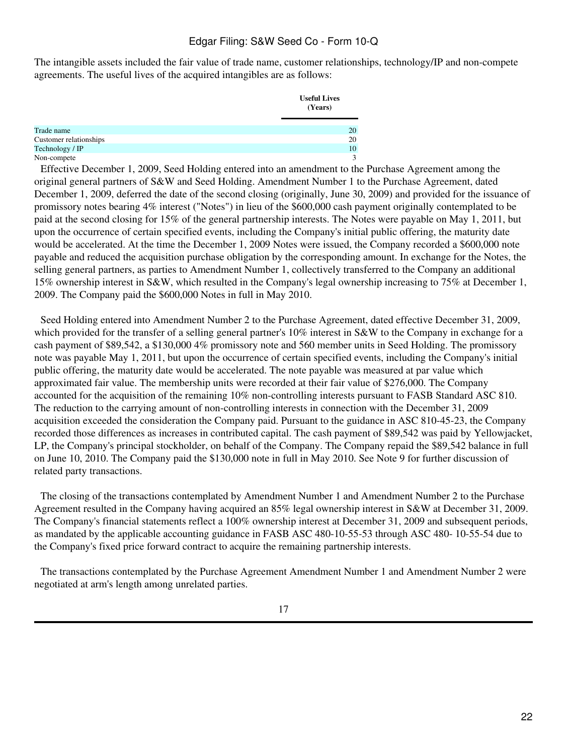The intangible assets included the fair value of trade name, customer relationships, technology/IP and non-compete agreements. The useful lives of the acquired intangibles are as follows:

| | Useful Lives (Years) |
|---|---|
| Trade name | 20 |
| Customer relationships | 20 |
| Technology / IP | 10 |
| Non-compete | 3 |

Effective December 1, 2009, Seed Holding entered into an amendment to the Purchase Agreement among the original general partners of S&W and Seed Holding. Amendment Number 1 to the Purchase Agreement, dated December 1, 2009, deferred the date of the second closing (originally, June 30, 2009) and provided for the issuance of promissory notes bearing 4% interest ("Notes") in lieu of the $600,000 cash payment originally contemplated to be paid at the second closing for 15% of the general partnership interests. The Notes were payable on May 1, 2011, but upon the occurrence of certain specified events, including the Company's initial public offering, the maturity date would be accelerated. At the time the December 1, 2009 Notes were issued, the Company recorded a $600,000 note payable and reduced the acquisition purchase obligation by the corresponding amount. In exchange for the Notes, the selling general partners, as parties to Amendment Number 1, collectively transferred to the Company an additional 15% ownership interest in S&W, which resulted in the Company's legal ownership increasing to 75% at December 1, 2009. The Company paid the $600,000 Notes in full in May 2010.

Seed Holding entered into Amendment Number 2 to the Purchase Agreement, dated effective December 31, 2009, which provided for the transfer of a selling general partner's 10% interest in S&W to the Company in exchange for a cash payment of $89,542, a $130,000 4% promissory note and 560 member units in Seed Holding. The promissory note was payable May 1, 2011, but upon the occurrence of certain specified events, including the Company's initial public offering, the maturity date would be accelerated. The note payable was measured at par value which approximated fair value. The membership units were recorded at their fair value of $276,000. The Company accounted for the acquisition of the remaining 10% non-controlling interests pursuant to FASB Standard ASC 810. The reduction to the carrying amount of non-controlling interests in connection with the December 31, 2009 acquisition exceeded the consideration the Company paid. Pursuant to the guidance in ASC 810-45-23, the Company recorded those differences as increases in contributed capital. The cash payment of $89,542 was paid by Yellowjacket, LP, the Company's principal stockholder, on behalf of the Company. The Company repaid the $89,542 balance in full on June 10, 2010. The Company paid the $130,000 note in full in May 2010. See Note 9 for further discussion of related party transactions.

The closing of the transactions contemplated by Amendment Number 1 and Amendment Number 2 to the Purchase Agreement resulted in the Company having acquired an 85% legal ownership interest in S&W at December 31, 2009. The Company's financial statements reflect a 100% ownership interest at December 31, 2009 and subsequent periods, as mandated by the applicable accounting guidance in FASB ASC 480-10-55-53 through ASC 480- 10-55-54 due to the Company's fixed price forward contract to acquire the remaining partnership interests.

The transactions contemplated by the Purchase Agreement Amendment Number 1 and Amendment Number 2 were negotiated at arm's length among unrelated parties.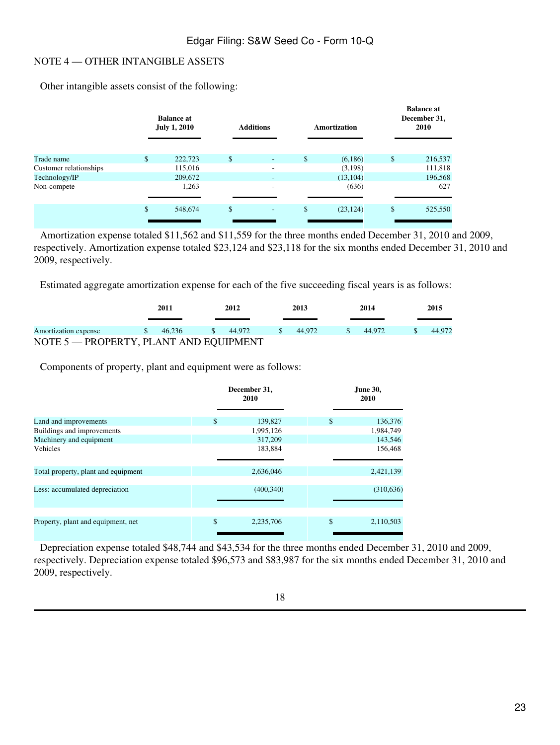## NOTE 4 — OTHER INTANGIBLE ASSETS

Other intangible assets consist of the following:

| | Balance at July 1, 2010 | Additions | Amortization | Balance at December 31, 2010 |
|---|---|---|---|---|
| Trade name | $ 222,723 | $ - | $ (6,186) | $ 216,537 |
| Customer relationships | 115,016 | - | (3,198) | 111,818 |
| Technology/IP | 209,672 | - | (13,104) | 196,568 |
| Non-compete | 1,263 | - | (636) | 627 |
| | $ 548,674 | $ - | $ (23,124) | $ 525,550 |

Amortization expense totaled $11,562 and $11,559 for the three months ended December 31, 2010 and 2009, respectively. Amortization expense totaled $23,124 and $23,118 for the six months ended December 31, 2010 and 2009, respectively.

Estimated aggregate amortization expense for each of the five succeeding fiscal years is as follows:

| | 2011 | 2012 | 2013 | 2014 | 2015 |
|---|---|---|---|---|---|
| Amortization expense | $ 46,236 | $ 44,972 | $ 44,972 | $ 44,972 | $ 44,972 |

## NOTE 5 — PROPERTY, PLANT AND EQUIPMENT

Components of property, plant and equipment were as follows:

| | December 31, 2010 | June 30, 2010 |
|---|---|---|
| Land and improvements | $ 139,827 | $ 136,376 |
| Buildings and improvements | 1,995,126 | 1,984,749 |
| Machinery and equipment | 317,209 | 143,546 |
| Vehicles | 183,884 | 156,468 |
| Total property, plant and equipment | 2,636,046 | 2,421,139 |
| Less: accumulated depreciation | (400,340) | (310,636) |
| Property, plant and equipment, net | $ 2,235,706 | $ 2,110,503 |

Depreciation expense totaled $48,744 and $43,534 for the three months ended December 31, 2010 and 2009, respectively. Depreciation expense totaled $96,573 and $83,987 for the six months ended December 31, 2010 and 2009, respectively.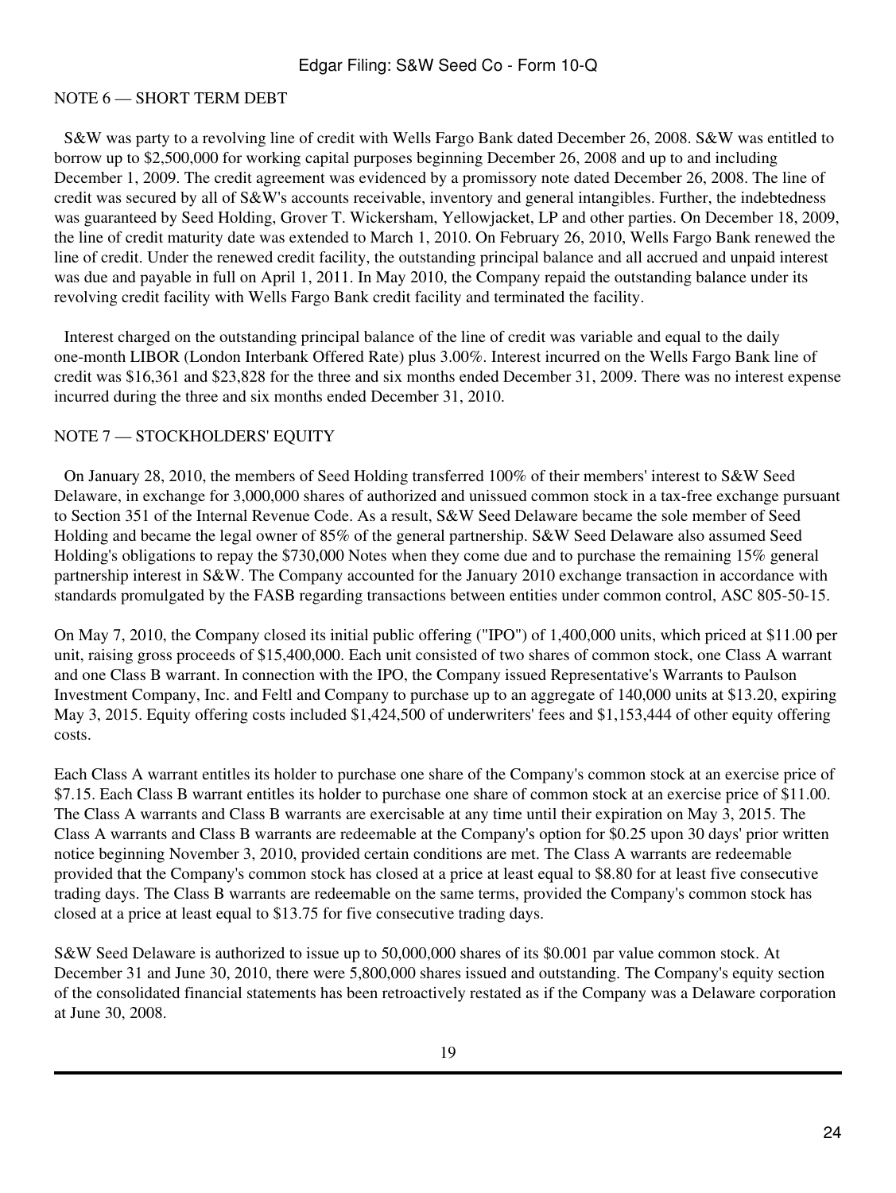## NOTE 6 — SHORT TERM DEBT

S&W was party to a revolving line of credit with Wells Fargo Bank dated December 26, 2008. S&W was entitled to borrow up to $2,500,000 for working capital purposes beginning December 26, 2008 and up to and including December 1, 2009. The credit agreement was evidenced by a promissory note dated December 26, 2008. The line of credit was secured by all of S&W's accounts receivable, inventory and general intangibles. Further, the indebtedness was guaranteed by Seed Holding, Grover T. Wickersham, Yellowjacket, LP and other parties. On December 18, 2009, the line of credit maturity date was extended to March 1, 2010. On February 26, 2010, Wells Fargo Bank renewed the line of credit. Under the renewed credit facility, the outstanding principal balance and all accrued and unpaid interest was due and payable in full on April 1, 2011. In May 2010, the Company repaid the outstanding balance under its revolving credit facility with Wells Fargo Bank credit facility and terminated the facility.

Interest charged on the outstanding principal balance of the line of credit was variable and equal to the daily one-month LIBOR (London Interbank Offered Rate) plus 3.00%. Interest incurred on the Wells Fargo Bank line of credit was $16,361 and $23,828 for the three and six months ended December 31, 2009. There was no interest expense incurred during the three and six months ended December 31, 2010.

## NOTE 7 — STOCKHOLDERS' EQUITY

On January 28, 2010, the members of Seed Holding transferred 100% of their members' interest to S&W Seed Delaware, in exchange for 3,000,000 shares of authorized and unissued common stock in a tax-free exchange pursuant to Section 351 of the Internal Revenue Code. As a result, S&W Seed Delaware became the sole member of Seed Holding and became the legal owner of 85% of the general partnership. S&W Seed Delaware also assumed Seed Holding's obligations to repay the $730,000 Notes when they come due and to purchase the remaining 15% general partnership interest in S&W. The Company accounted for the January 2010 exchange transaction in accordance with standards promulgated by the FASB regarding transactions between entities under common control, ASC 805-50-15.

On May 7, 2010, the Company closed its initial public offering ("IPO") of 1,400,000 units, which priced at $11.00 per unit, raising gross proceeds of $15,400,000. Each unit consisted of two shares of common stock, one Class A warrant and one Class B warrant. In connection with the IPO, the Company issued Representative's Warrants to Paulson Investment Company, Inc. and Feltl and Company to purchase up to an aggregate of 140,000 units at $13.20, expiring May 3, 2015. Equity offering costs included $1,424,500 of underwriters' fees and $1,153,444 of other equity offering costs.

Each Class A warrant entitles its holder to purchase one share of the Company's common stock at an exercise price of $7.15. Each Class B warrant entitles its holder to purchase one share of common stock at an exercise price of $11.00. The Class A warrants and Class B warrants are exercisable at any time until their expiration on May 3, 2015. The Class A warrants and Class B warrants are redeemable at the Company's option for $0.25 upon 30 days' prior written notice beginning November 3, 2010, provided certain conditions are met. The Class A warrants are redeemable provided that the Company's common stock has closed at a price at least equal to $8.80 for at least five consecutive trading days. The Class B warrants are redeemable on the same terms, provided the Company's common stock has closed at a price at least equal to $13.75 for five consecutive trading days.

S&W Seed Delaware is authorized to issue up to 50,000,000 shares of its $0.001 par value common stock. At December 31 and June 30, 2010, there were 5,800,000 shares issued and outstanding. The Company's equity section of the consolidated financial statements has been retroactively restated as if the Company was a Delaware corporation at June 30, 2008.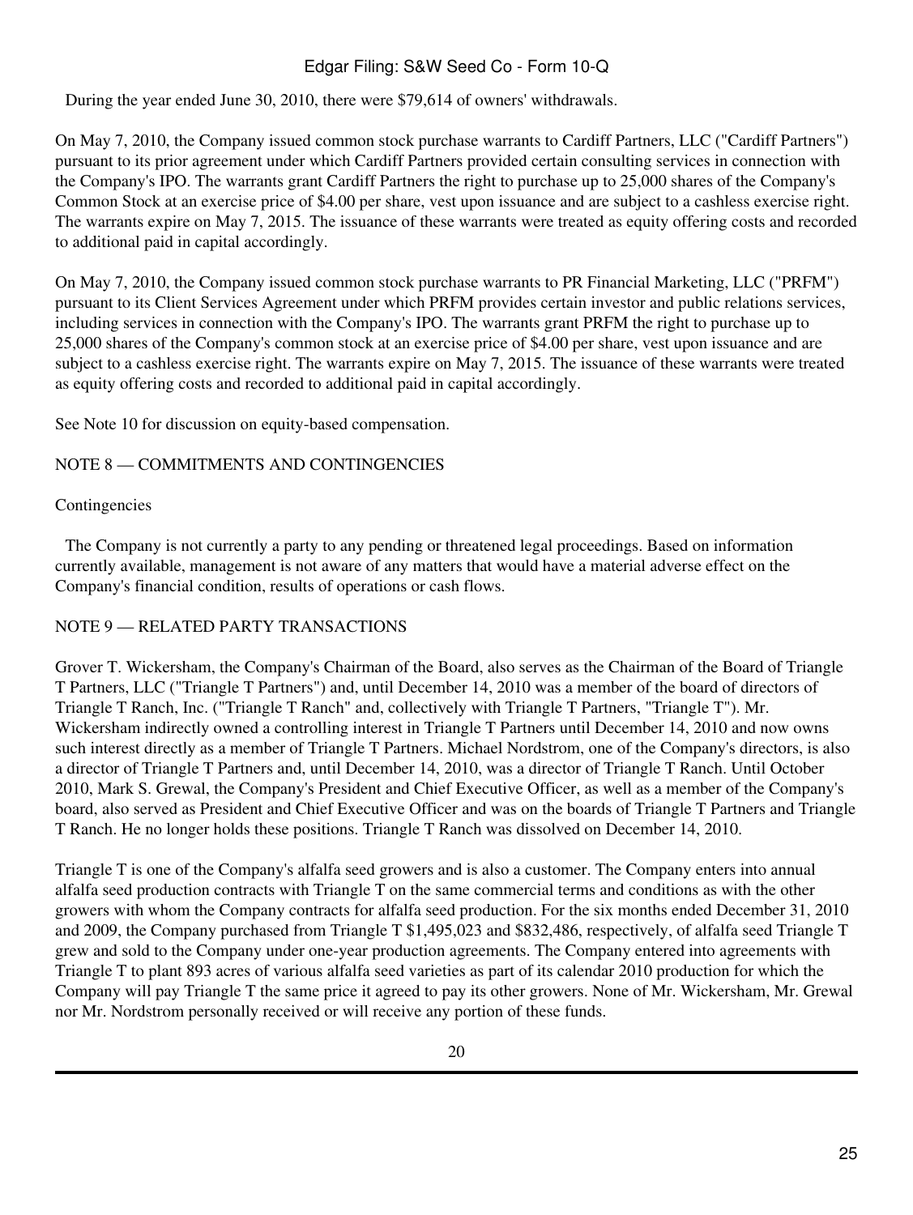During the year ended June 30, 2010, there were $79,614 of owners' withdrawals.

On May 7, 2010, the Company issued common stock purchase warrants to Cardiff Partners, LLC ("Cardiff Partners") pursuant to its prior agreement under which Cardiff Partners provided certain consulting services in connection with the Company's IPO. The warrants grant Cardiff Partners the right to purchase up to 25,000 shares of the Company's Common Stock at an exercise price of $4.00 per share, vest upon issuance and are subject to a cashless exercise right. The warrants expire on May 7, 2015. The issuance of these warrants were treated as equity offering costs and recorded to additional paid in capital accordingly.

On May 7, 2010, the Company issued common stock purchase warrants to PR Financial Marketing, LLC ("PRFM") pursuant to its Client Services Agreement under which PRFM provides certain investor and public relations services, including services in connection with the Company's IPO. The warrants grant PRFM the right to purchase up to 25,000 shares of the Company's common stock at an exercise price of $4.00 per share, vest upon issuance and are subject to a cashless exercise right. The warrants expire on May 7, 2015. The issuance of these warrants were treated as equity offering costs and recorded to additional paid in capital accordingly.

See Note 10 for discussion on equity-based compensation.

## NOTE 8 — COMMITMENTS AND CONTINGENCIES

Contingencies

The Company is not currently a party to any pending or threatened legal proceedings. Based on information currently available, management is not aware of any matters that would have a material adverse effect on the Company's financial condition, results of operations or cash flows.

## NOTE 9 — RELATED PARTY TRANSACTIONS

Grover T. Wickersham, the Company's Chairman of the Board, also serves as the Chairman of the Board of Triangle T Partners, LLC ("Triangle T Partners") and, until December 14, 2010 was a member of the board of directors of Triangle T Ranch, Inc. ("Triangle T Ranch" and, collectively with Triangle T Partners, "Triangle T"). Mr. Wickersham indirectly owned a controlling interest in Triangle T Partners until December 14, 2010 and now owns such interest directly as a member of Triangle T Partners. Michael Nordstrom, one of the Company's directors, is also a director of Triangle T Partners and, until December 14, 2010, was a director of Triangle T Ranch. Until October 2010, Mark S. Grewal, the Company's President and Chief Executive Officer, as well as a member of the Company's board, also served as President and Chief Executive Officer and was on the boards of Triangle T Partners and Triangle T Ranch. He no longer holds these positions. Triangle T Ranch was dissolved on December 14, 2010.

Triangle T is one of the Company's alfalfa seed growers and is also a customer. The Company enters into annual alfalfa seed production contracts with Triangle T on the same commercial terms and conditions as with the other growers with whom the Company contracts for alfalfa seed production. For the six months ended December 31, 2010 and 2009, the Company purchased from Triangle T $1,495,023 and $832,486, respectively, of alfalfa seed Triangle T grew and sold to the Company under one-year production agreements. The Company entered into agreements with Triangle T to plant 893 acres of various alfalfa seed varieties as part of its calendar 2010 production for which the Company will pay Triangle T the same price it agreed to pay its other growers. None of Mr. Wickersham, Mr. Grewal nor Mr. Nordstrom personally received or will receive any portion of these funds.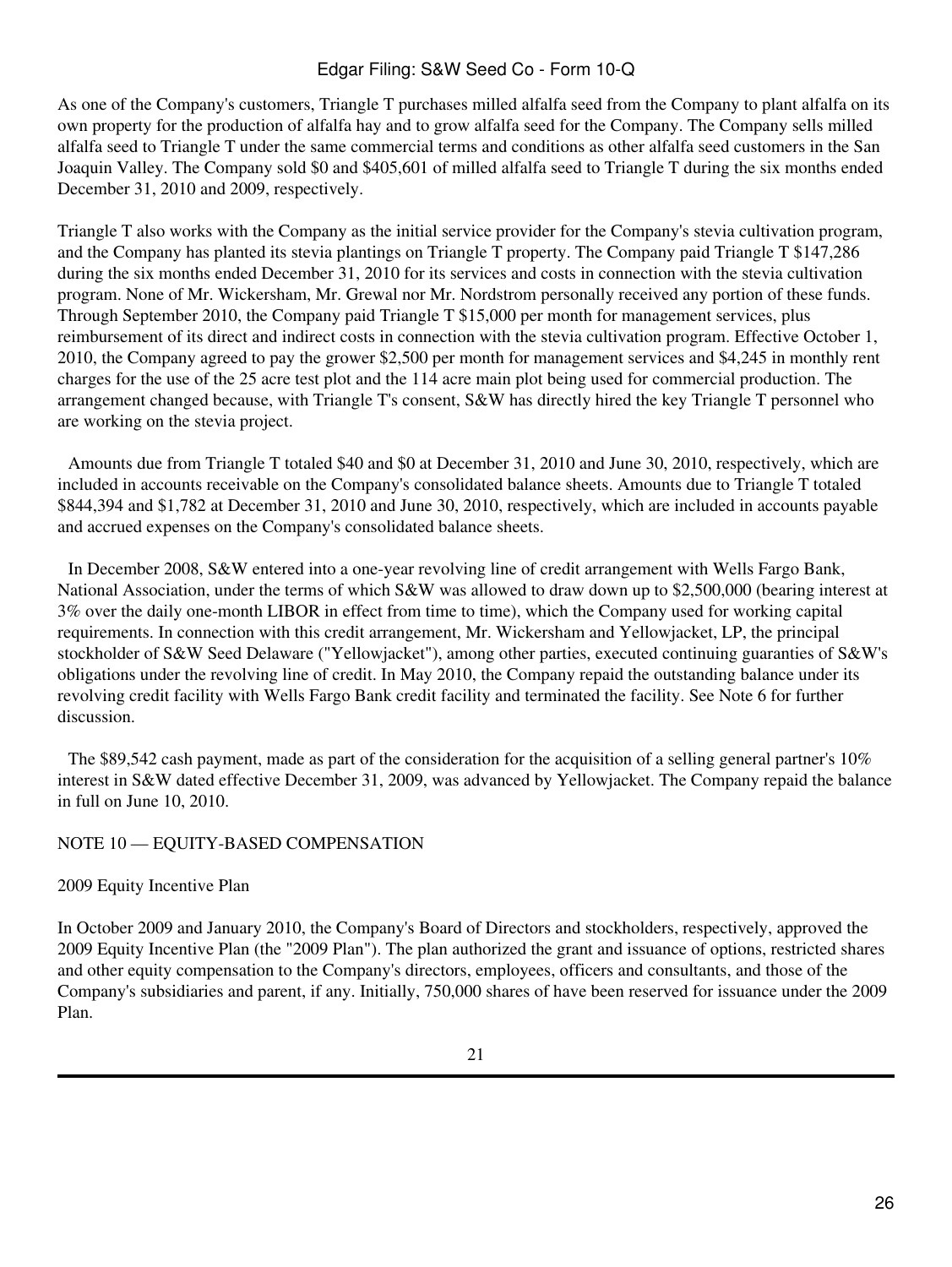As one of the Company's customers, Triangle T purchases milled alfalfa seed from the Company to plant alfalfa on its own property for the production of alfalfa hay and to grow alfalfa seed for the Company. The Company sells milled alfalfa seed to Triangle T under the same commercial terms and conditions as other alfalfa seed customers in the San Joaquin Valley. The Company sold $0 and $405,601 of milled alfalfa seed to Triangle T during the six months ended December 31, 2010 and 2009, respectively.

Triangle T also works with the Company as the initial service provider for the Company's stevia cultivation program, and the Company has planted its stevia plantings on Triangle T property. The Company paid Triangle T $147,286 during the six months ended December 31, 2010 for its services and costs in connection with the stevia cultivation program. None of Mr. Wickersham, Mr. Grewal nor Mr. Nordstrom personally received any portion of these funds. Through September 2010, the Company paid Triangle T $15,000 per month for management services, plus reimbursement of its direct and indirect costs in connection with the stevia cultivation program. Effective October 1, 2010, the Company agreed to pay the grower $2,500 per month for management services and $4,245 in monthly rent charges for the use of the 25 acre test plot and the 114 acre main plot being used for commercial production. The arrangement changed because, with Triangle T's consent, S&W has directly hired the key Triangle T personnel who are working on the stevia project.

Amounts due from Triangle T totaled $40 and $0 at December 31, 2010 and June 30, 2010, respectively, which are included in accounts receivable on the Company's consolidated balance sheets. Amounts due to Triangle T totaled $844,394 and $1,782 at December 31, 2010 and June 30, 2010, respectively, which are included in accounts payable and accrued expenses on the Company's consolidated balance sheets.

In December 2008, S&W entered into a one-year revolving line of credit arrangement with Wells Fargo Bank, National Association, under the terms of which S&W was allowed to draw down up to $2,500,000 (bearing interest at 3% over the daily one-month LIBOR in effect from time to time), which the Company used for working capital requirements. In connection with this credit arrangement, Mr. Wickersham and Yellowjacket, LP, the principal stockholder of S&W Seed Delaware ("Yellowjacket"), among other parties, executed continuing guaranties of S&W's obligations under the revolving line of credit. In May 2010, the Company repaid the outstanding balance under its revolving credit facility with Wells Fargo Bank credit facility and terminated the facility. See Note 6 for further discussion.

The $89,542 cash payment, made as part of the consideration for the acquisition of a selling general partner's 10% interest in S&W dated effective December 31, 2009, was advanced by Yellowjacket. The Company repaid the balance in full on June 10, 2010.

## NOTE 10 — EQUITY-BASED COMPENSATION

### 2009 Equity Incentive Plan

In October 2009 and January 2010, the Company's Board of Directors and stockholders, respectively, approved the 2009 Equity Incentive Plan (the "2009 Plan"). The plan authorized the grant and issuance of options, restricted shares and other equity compensation to the Company's directors, employees, officers and consultants, and those of the Company's subsidiaries and parent, if any. Initially, 750,000 shares of have been reserved for issuance under the 2009 Plan.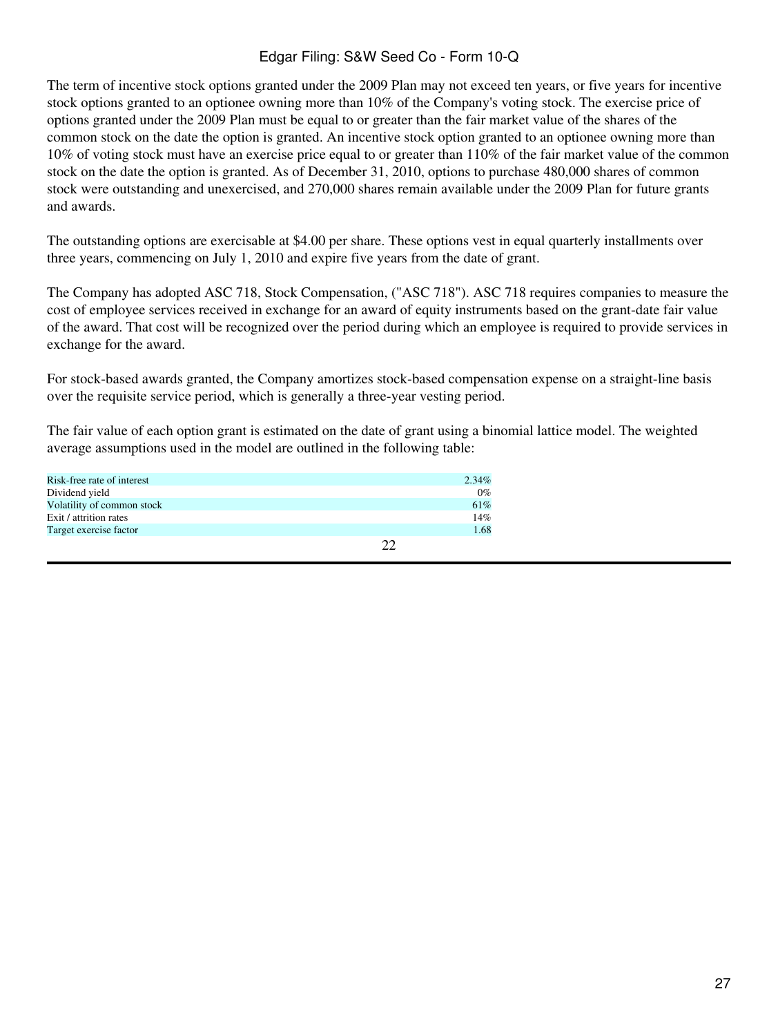The term of incentive stock options granted under the 2009 Plan may not exceed ten years, or five years for incentive stock options granted to an optionee owning more than 10% of the Company's voting stock. The exercise price of options granted under the 2009 Plan must be equal to or greater than the fair market value of the shares of the common stock on the date the option is granted. An incentive stock option granted to an optionee owning more than 10% of voting stock must have an exercise price equal to or greater than 110% of the fair market value of the common stock on the date the option is granted. As of December 31, 2010, options to purchase 480,000 shares of common stock were outstanding and unexercised, and 270,000 shares remain available under the 2009 Plan for future grants and awards.

The outstanding options are exercisable at $4.00 per share. These options vest in equal quarterly installments over three years, commencing on July 1, 2010 and expire five years from the date of grant.

The Company has adopted ASC 718, Stock Compensation, ("ASC 718"). ASC 718 requires companies to measure the cost of employee services received in exchange for an award of equity instruments based on the grant-date fair value of the award. That cost will be recognized over the period during which an employee is required to provide services in exchange for the award.

For stock-based awards granted, the Company amortizes stock-based compensation expense on a straight-line basis over the requisite service period, which is generally a three-year vesting period.

The fair value of each option grant is estimated on the date of grant using a binomial lattice model. The weighted average assumptions used in the model are outlined in the following table:

| | |
|---|---|
| Risk-free rate of interest | 2.34% |
| Dividend yield | 0% |
| Volatility of common stock | 61% |
| Exit / attrition rates | 14% |
| Target exercise factor | 1.68 |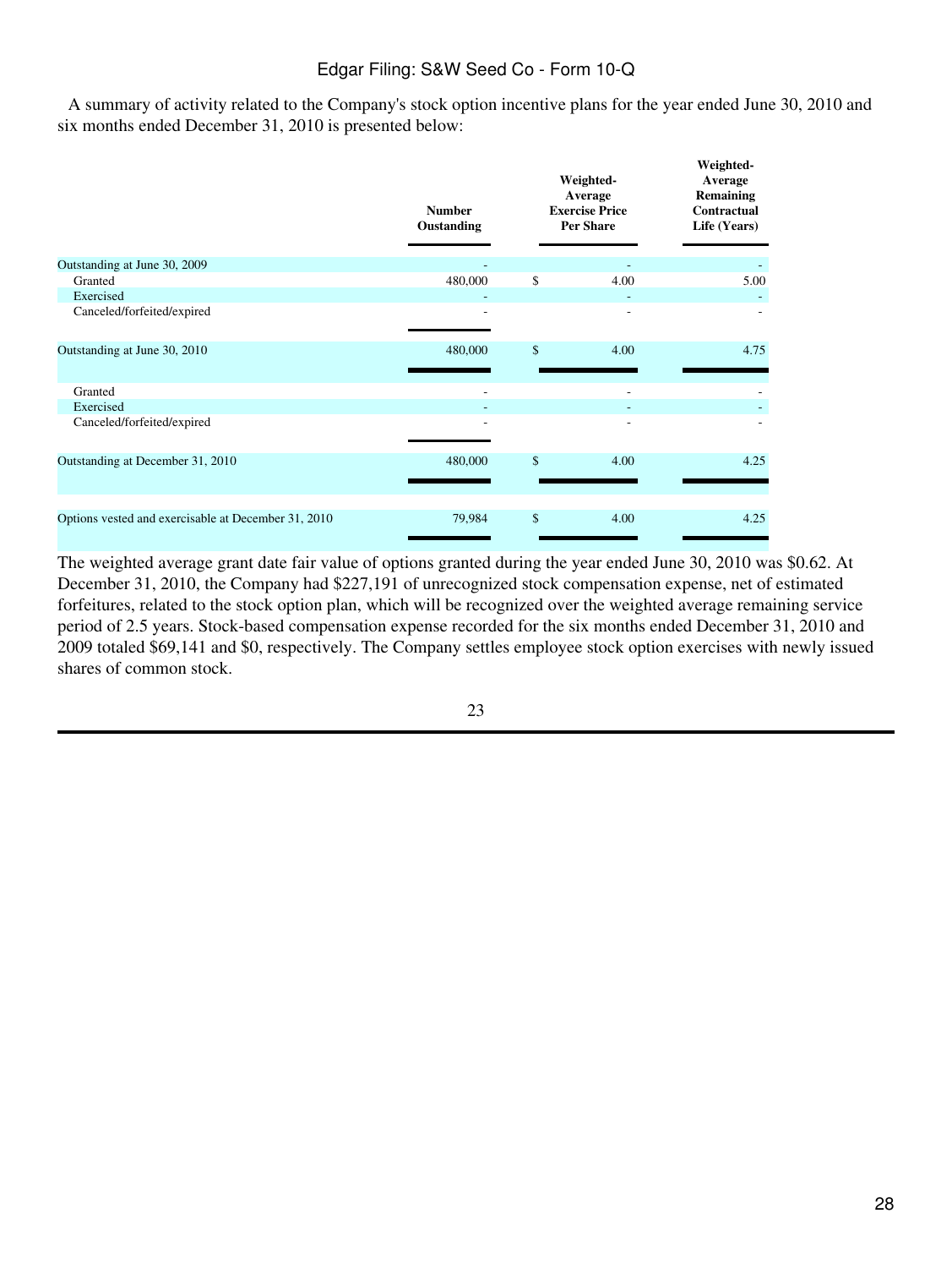A summary of activity related to the Company's stock option incentive plans for the year ended June 30, 2010 and six months ended December 31, 2010 is presented below:

| | Number Oustanding | Weighted-Average Exercise Price Per Share | Weighted-Average Remaining Contractual Life (Years) |
|---|---|---|---|
| Outstanding at June 30, 2009 | - | - | - |
| Granted | 480,000 | $ 4.00 | 5.00 |
| Exercised | - | - | - |
| Canceled/forfeited/expired | - | - | - |
| Outstanding at June 30, 2010 | 480,000 | $ 4.00 | 4.75 |
| Granted | - | - | - |
| Exercised | - | - | - |
| Canceled/forfeited/expired | - | - | - |
| Outstanding at December 31, 2010 | 480,000 | $ 4.00 | 4.25 |
| Options vested and exercisable at December 31, 2010 | 79,984 | $ 4.00 | 4.25 |

The weighted average grant date fair value of options granted during the year ended June 30, 2010 was $0.62. At December 31, 2010, the Company had $227,191 of unrecognized stock compensation expense, net of estimated forfeitures, related to the stock option plan, which will be recognized over the weighted average remaining service period of 2.5 years. Stock-based compensation expense recorded for the six months ended December 31, 2010 and 2009 totaled $69,141 and $0, respectively. The Company settles employee stock option exercises with newly issued shares of common stock.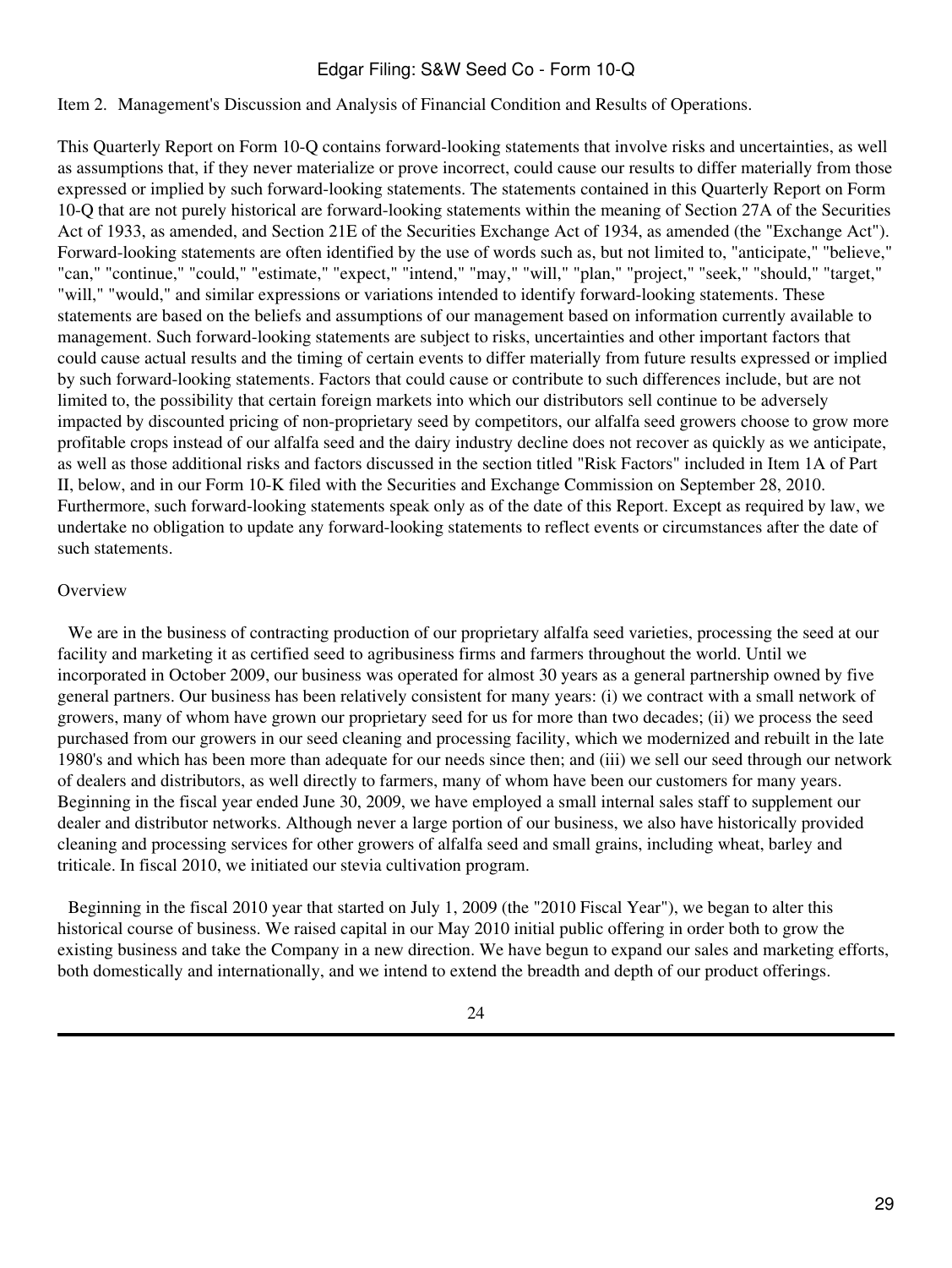Item 2. Management's Discussion and Analysis of Financial Condition and Results of Operations.

This Quarterly Report on Form 10-Q contains forward-looking statements that involve risks and uncertainties, as well as assumptions that, if they never materialize or prove incorrect, could cause our results to differ materially from those expressed or implied by such forward-looking statements. The statements contained in this Quarterly Report on Form 10-Q that are not purely historical are forward-looking statements within the meaning of Section 27A of the Securities Act of 1933, as amended, and Section 21E of the Securities Exchange Act of 1934, as amended (the "Exchange Act"). Forward-looking statements are often identified by the use of words such as, but not limited to, "anticipate," "believe," "can," "continue," "could," "estimate," "expect," "intend," "may," "will," "plan," "project," "seek," "should," "target," "will," "would," and similar expressions or variations intended to identify forward-looking statements. These statements are based on the beliefs and assumptions of our management based on information currently available to management. Such forward-looking statements are subject to risks, uncertainties and other important factors that could cause actual results and the timing of certain events to differ materially from future results expressed or implied by such forward-looking statements. Factors that could cause or contribute to such differences include, but are not limited to, the possibility that certain foreign markets into which our distributors sell continue to be adversely impacted by discounted pricing of non-proprietary seed by competitors, our alfalfa seed growers choose to grow more profitable crops instead of our alfalfa seed and the dairy industry decline does not recover as quickly as we anticipate, as well as those additional risks and factors discussed in the section titled "Risk Factors" included in Item 1A of Part II, below, and in our Form 10-K filed with the Securities and Exchange Commission on September 28, 2010. Furthermore, such forward-looking statements speak only as of the date of this Report. Except as required by law, we undertake no obligation to update any forward-looking statements to reflect events or circumstances after the date of such statements.

## Overview

We are in the business of contracting production of our proprietary alfalfa seed varieties, processing the seed at our facility and marketing it as certified seed to agribusiness firms and farmers throughout the world. Until we incorporated in October 2009, our business was operated for almost 30 years as a general partnership owned by five general partners. Our business has been relatively consistent for many years: (i) we contract with a small network of growers, many of whom have grown our proprietary seed for us for more than two decades; (ii) we process the seed purchased from our growers in our seed cleaning and processing facility, which we modernized and rebuilt in the late 1980's and which has been more than adequate for our needs since then; and (iii) we sell our seed through our network of dealers and distributors, as well directly to farmers, many of whom have been our customers for many years. Beginning in the fiscal year ended June 30, 2009, we have employed a small internal sales staff to supplement our dealer and distributor networks. Although never a large portion of our business, we also have historically provided cleaning and processing services for other growers of alfalfa seed and small grains, including wheat, barley and triticale. In fiscal 2010, we initiated our stevia cultivation program.

Beginning in the fiscal 2010 year that started on July 1, 2009 (the "2010 Fiscal Year"), we began to alter this historical course of business. We raised capital in our May 2010 initial public offering in order both to grow the existing business and take the Company in a new direction. We have begun to expand our sales and marketing efforts, both domestically and internationally, and we intend to extend the breadth and depth of our product offerings.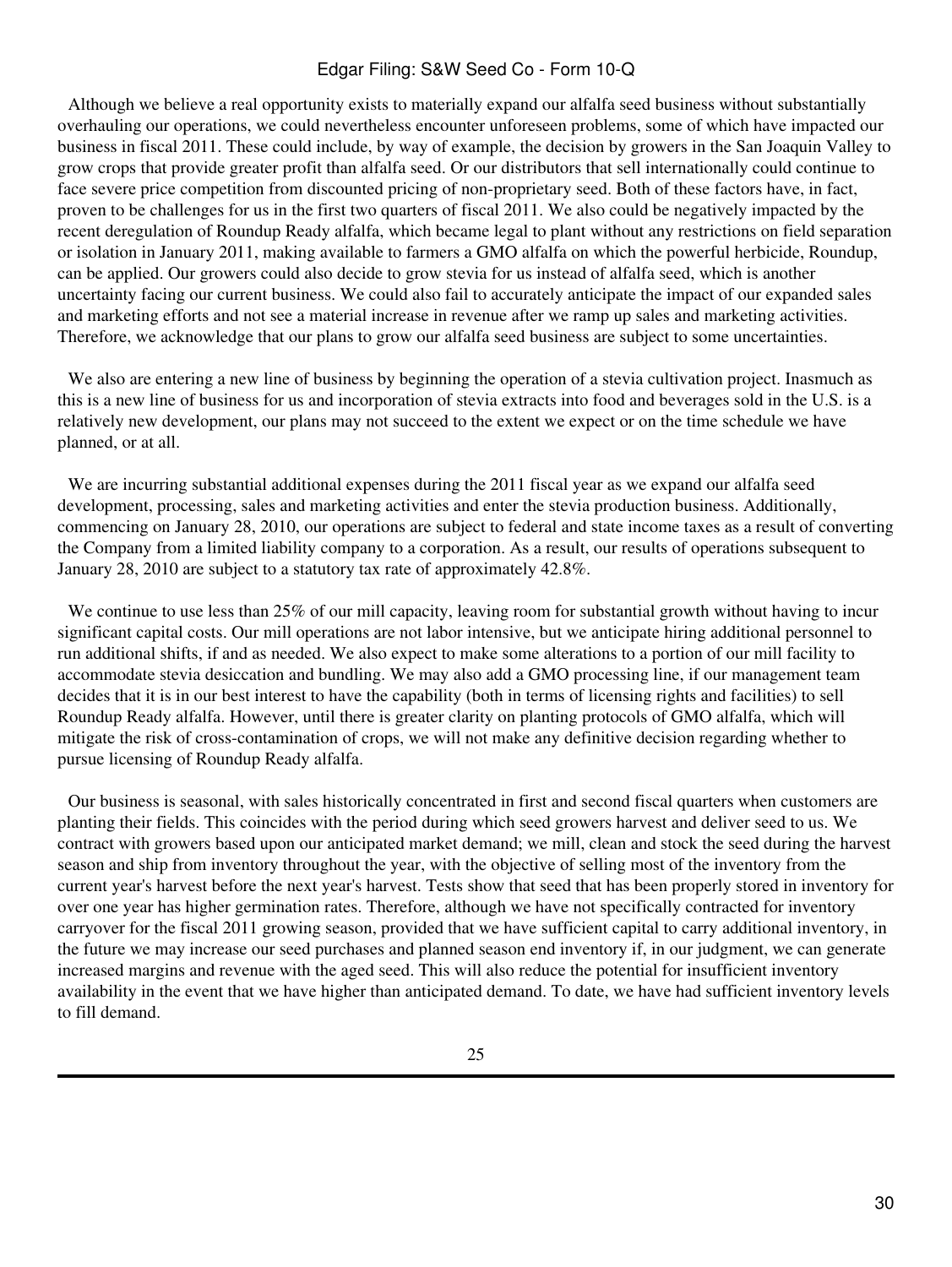Although we believe a real opportunity exists to materially expand our alfalfa seed business without substantially overhauling our operations, we could nevertheless encounter unforeseen problems, some of which have impacted our business in fiscal 2011. These could include, by way of example, the decision by growers in the San Joaquin Valley to grow crops that provide greater profit than alfalfa seed. Or our distributors that sell internationally could continue to face severe price competition from discounted pricing of non-proprietary seed. Both of these factors have, in fact, proven to be challenges for us in the first two quarters of fiscal 2011. We also could be negatively impacted by the recent deregulation of Roundup Ready alfalfa, which became legal to plant without any restrictions on field separation or isolation in January 2011, making available to farmers a GMO alfalfa on which the powerful herbicide, Roundup, can be applied. Our growers could also decide to grow stevia for us instead of alfalfa seed, which is another uncertainty facing our current business. We could also fail to accurately anticipate the impact of our expanded sales and marketing efforts and not see a material increase in revenue after we ramp up sales and marketing activities. Therefore, we acknowledge that our plans to grow our alfalfa seed business are subject to some uncertainties.

We also are entering a new line of business by beginning the operation of a stevia cultivation project. Inasmuch as this is a new line of business for us and incorporation of stevia extracts into food and beverages sold in the U.S. is a relatively new development, our plans may not succeed to the extent we expect or on the time schedule we have planned, or at all.

We are incurring substantial additional expenses during the 2011 fiscal year as we expand our alfalfa seed development, processing, sales and marketing activities and enter the stevia production business. Additionally, commencing on January 28, 2010, our operations are subject to federal and state income taxes as a result of converting the Company from a limited liability company to a corporation. As a result, our results of operations subsequent to January 28, 2010 are subject to a statutory tax rate of approximately 42.8%.

We continue to use less than 25% of our mill capacity, leaving room for substantial growth without having to incur significant capital costs. Our mill operations are not labor intensive, but we anticipate hiring additional personnel to run additional shifts, if and as needed. We also expect to make some alterations to a portion of our mill facility to accommodate stevia desiccation and bundling. We may also add a GMO processing line, if our management team decides that it is in our best interest to have the capability (both in terms of licensing rights and facilities) to sell Roundup Ready alfalfa. However, until there is greater clarity on planting protocols of GMO alfalfa, which will mitigate the risk of cross-contamination of crops, we will not make any definitive decision regarding whether to pursue licensing of Roundup Ready alfalfa.

Our business is seasonal, with sales historically concentrated in first and second fiscal quarters when customers are planting their fields. This coincides with the period during which seed growers harvest and deliver seed to us. We contract with growers based upon our anticipated market demand; we mill, clean and stock the seed during the harvest season and ship from inventory throughout the year, with the objective of selling most of the inventory from the current year's harvest before the next year's harvest. Tests show that seed that has been properly stored in inventory for over one year has higher germination rates. Therefore, although we have not specifically contracted for inventory carryover for the fiscal 2011 growing season, provided that we have sufficient capital to carry additional inventory, in the future we may increase our seed purchases and planned season end inventory if, in our judgment, we can generate increased margins and revenue with the aged seed. This will also reduce the potential for insufficient inventory availability in the event that we have higher than anticipated demand. To date, we have had sufficient inventory levels to fill demand.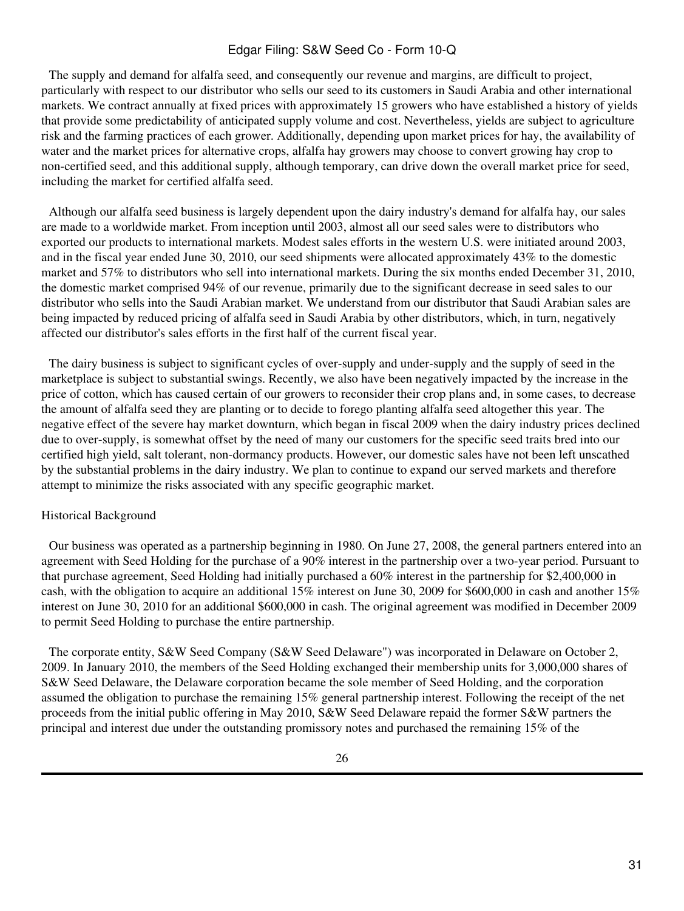The supply and demand for alfalfa seed, and consequently our revenue and margins, are difficult to project, particularly with respect to our distributor who sells our seed to its customers in Saudi Arabia and other international markets. We contract annually at fixed prices with approximately 15 growers who have established a history of yields that provide some predictability of anticipated supply volume and cost. Nevertheless, yields are subject to agriculture risk and the farming practices of each grower. Additionally, depending upon market prices for hay, the availability of water and the market prices for alternative crops, alfalfa hay growers may choose to convert growing hay crop to non-certified seed, and this additional supply, although temporary, can drive down the overall market price for seed, including the market for certified alfalfa seed.

Although our alfalfa seed business is largely dependent upon the dairy industry's demand for alfalfa hay, our sales are made to a worldwide market. From inception until 2003, almost all our seed sales were to distributors who exported our products to international markets. Modest sales efforts in the western U.S. were initiated around 2003, and in the fiscal year ended June 30, 2010, our seed shipments were allocated approximately 43% to the domestic market and 57% to distributors who sell into international markets. During the six months ended December 31, 2010, the domestic market comprised 94% of our revenue, primarily due to the significant decrease in seed sales to our distributor who sells into the Saudi Arabian market. We understand from our distributor that Saudi Arabian sales are being impacted by reduced pricing of alfalfa seed in Saudi Arabia by other distributors, which, in turn, negatively affected our distributor's sales efforts in the first half of the current fiscal year.

The dairy business is subject to significant cycles of over-supply and under-supply and the supply of seed in the marketplace is subject to substantial swings. Recently, we also have been negatively impacted by the increase in the price of cotton, which has caused certain of our growers to reconsider their crop plans and, in some cases, to decrease the amount of alfalfa seed they are planting or to decide to forego planting alfalfa seed altogether this year. The negative effect of the severe hay market downturn, which began in fiscal 2009 when the dairy industry prices declined due to over-supply, is somewhat offset by the need of many our customers for the specific seed traits bred into our certified high yield, salt tolerant, non-dormancy products. However, our domestic sales have not been left unscathed by the substantial problems in the dairy industry. We plan to continue to expand our served markets and therefore attempt to minimize the risks associated with any specific geographic market.

Historical Background

Our business was operated as a partnership beginning in 1980. On June 27, 2008, the general partners entered into an agreement with Seed Holding for the purchase of a 90% interest in the partnership over a two-year period. Pursuant to that purchase agreement, Seed Holding had initially purchased a 60% interest in the partnership for $2,400,000 in cash, with the obligation to acquire an additional 15% interest on June 30, 2009 for $600,000 in cash and another 15% interest on June 30, 2010 for an additional $600,000 in cash. The original agreement was modified in December 2009 to permit Seed Holding to purchase the entire partnership.

The corporate entity, S&W Seed Company (S&W Seed Delaware") was incorporated in Delaware on October 2, 2009. In January 2010, the members of the Seed Holding exchanged their membership units for 3,000,000 shares of S&W Seed Delaware, the Delaware corporation became the sole member of Seed Holding, and the corporation assumed the obligation to purchase the remaining 15% general partnership interest. Following the receipt of the net proceeds from the initial public offering in May 2010, S&W Seed Delaware repaid the former S&W partners the principal and interest due under the outstanding promissory notes and purchased the remaining 15% of the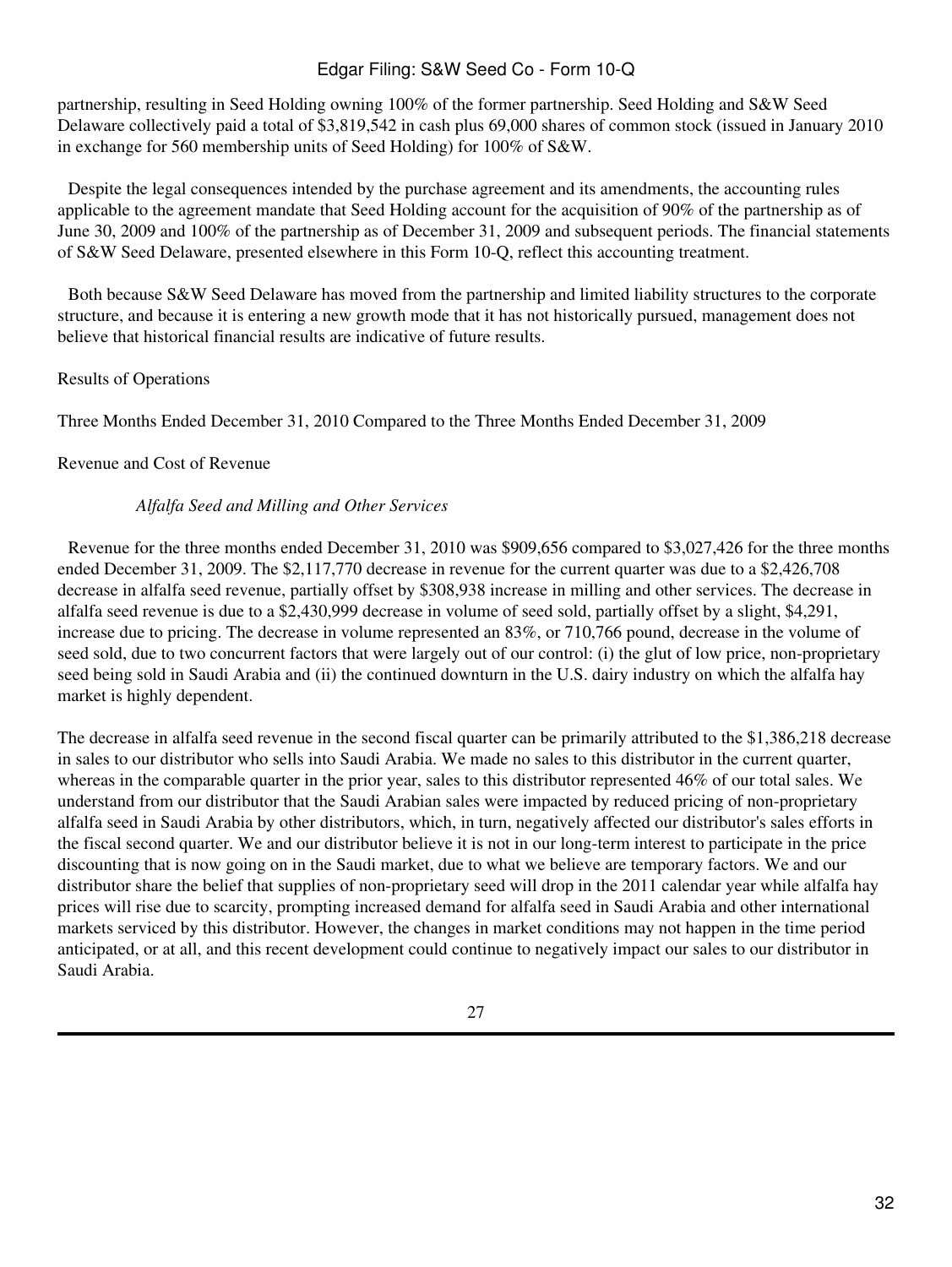partnership, resulting in Seed Holding owning 100% of the former partnership. Seed Holding and S&W Seed Delaware collectively paid a total of $3,819,542 in cash plus 69,000 shares of common stock (issued in January 2010 in exchange for 560 membership units of Seed Holding) for 100% of S&W.

Despite the legal consequences intended by the purchase agreement and its amendments, the accounting rules applicable to the agreement mandate that Seed Holding account for the acquisition of 90% of the partnership as of June 30, 2009 and 100% of the partnership as of December 31, 2009 and subsequent periods. The financial statements of S&W Seed Delaware, presented elsewhere in this Form 10-Q, reflect this accounting treatment.

Both because S&W Seed Delaware has moved from the partnership and limited liability structures to the corporate structure, and because it is entering a new growth mode that it has not historically pursued, management does not believe that historical financial results are indicative of future results.

Results of Operations

Three Months Ended December 31, 2010 Compared to the Three Months Ended December 31, 2009

Revenue and Cost of Revenue

*Alfalfa Seed and Milling and Other Services*

Revenue for the three months ended December 31, 2010 was $909,656 compared to $3,027,426 for the three months ended December 31, 2009. The $2,117,770 decrease in revenue for the current quarter was due to a $2,426,708 decrease in alfalfa seed revenue, partially offset by $308,938 increase in milling and other services. The decrease in alfalfa seed revenue is due to a $2,430,999 decrease in volume of seed sold, partially offset by a slight, $4,291, increase due to pricing. The decrease in volume represented an 83%, or 710,766 pound, decrease in the volume of seed sold, due to two concurrent factors that were largely out of our control: (i) the glut of low price, non-proprietary seed being sold in Saudi Arabia and (ii) the continued downturn in the U.S. dairy industry on which the alfalfa hay market is highly dependent.

The decrease in alfalfa seed revenue in the second fiscal quarter can be primarily attributed to the $1,386,218 decrease in sales to our distributor who sells into Saudi Arabia. We made no sales to this distributor in the current quarter, whereas in the comparable quarter in the prior year, sales to this distributor represented 46% of our total sales. We understand from our distributor that the Saudi Arabian sales were impacted by reduced pricing of non-proprietary alfalfa seed in Saudi Arabia by other distributors, which, in turn, negatively affected our distributor's sales efforts in the fiscal second quarter. We and our distributor believe it is not in our long-term interest to participate in the price discounting that is now going on in the Saudi market, due to what we believe are temporary factors. We and our distributor share the belief that supplies of non-proprietary seed will drop in the 2011 calendar year while alfalfa hay prices will rise due to scarcity, prompting increased demand for alfalfa seed in Saudi Arabia and other international markets serviced by this distributor. However, the changes in market conditions may not happen in the time period anticipated, or at all, and this recent development could continue to negatively impact our sales to our distributor in Saudi Arabia.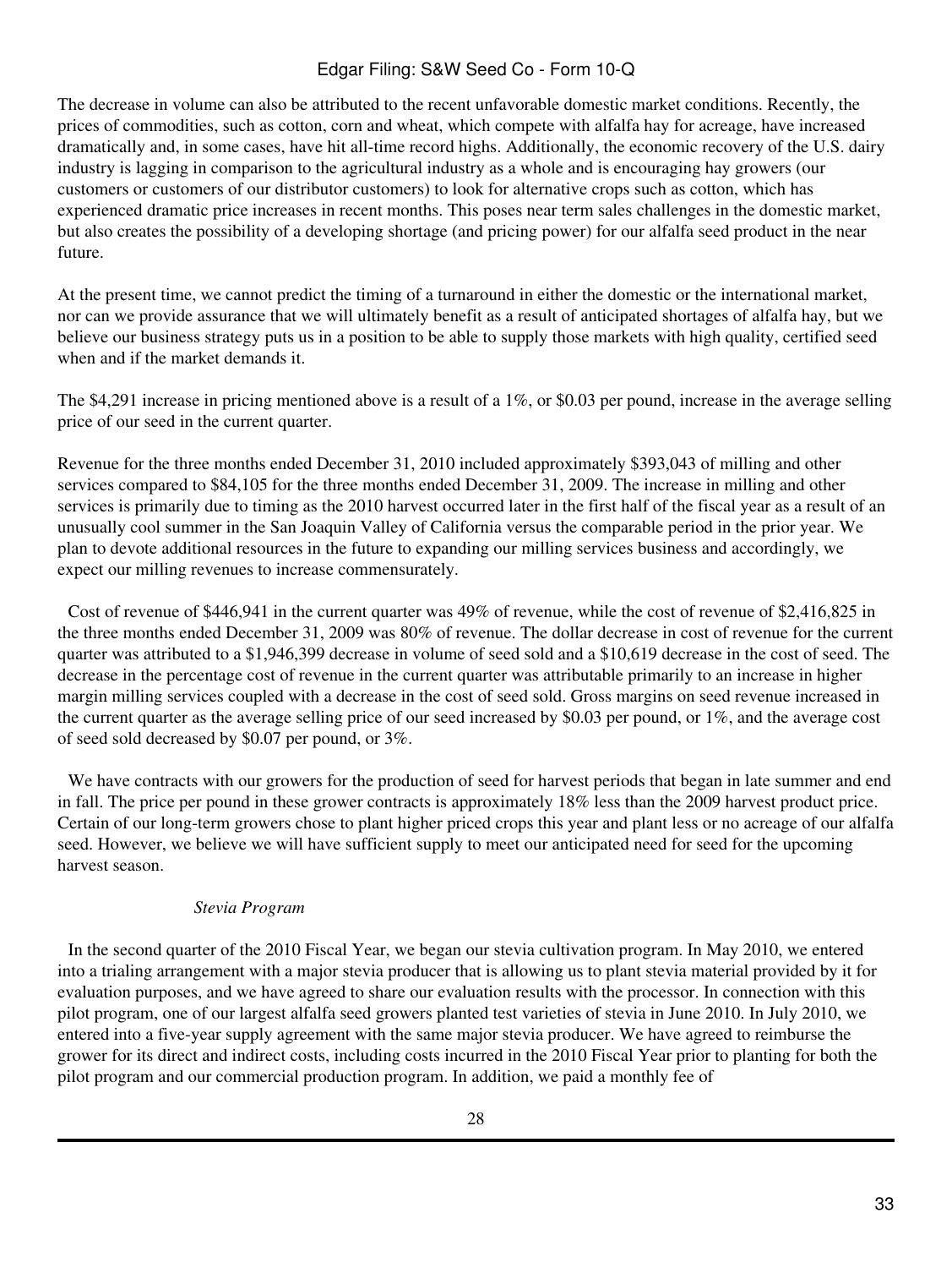The decrease in volume can also be attributed to the recent unfavorable domestic market conditions. Recently, the prices of commodities, such as cotton, corn and wheat, which compete with alfalfa hay for acreage, have increased dramatically and, in some cases, have hit all-time record highs. Additionally, the economic recovery of the U.S. dairy industry is lagging in comparison to the agricultural industry as a whole and is encouraging hay growers (our customers or customers of our distributor customers) to look for alternative crops such as cotton, which has experienced dramatic price increases in recent months. This poses near term sales challenges in the domestic market, but also creates the possibility of a developing shortage (and pricing power) for our alfalfa seed product in the near future.

At the present time, we cannot predict the timing of a turnaround in either the domestic or the international market, nor can we provide assurance that we will ultimately benefit as a result of anticipated shortages of alfalfa hay, but we believe our business strategy puts us in a position to be able to supply those markets with high quality, certified seed when and if the market demands it.

The $4,291 increase in pricing mentioned above is a result of a 1%, or $0.03 per pound, increase in the average selling price of our seed in the current quarter.

Revenue for the three months ended December 31, 2010 included approximately $393,043 of milling and other services compared to $84,105 for the three months ended December 31, 2009. The increase in milling and other services is primarily due to timing as the 2010 harvest occurred later in the first half of the fiscal year as a result of an unusually cool summer in the San Joaquin Valley of California versus the comparable period in the prior year. We plan to devote additional resources in the future to expanding our milling services business and accordingly, we expect our milling revenues to increase commensurately.

Cost of revenue of $446,941 in the current quarter was 49% of revenue, while the cost of revenue of $2,416,825 in the three months ended December 31, 2009 was 80% of revenue. The dollar decrease in cost of revenue for the current quarter was attributed to a $1,946,399 decrease in volume of seed sold and a $10,619 decrease in the cost of seed. The decrease in the percentage cost of revenue in the current quarter was attributable primarily to an increase in higher margin milling services coupled with a decrease in the cost of seed sold. Gross margins on seed revenue increased in the current quarter as the average selling price of our seed increased by $0.03 per pound, or 1%, and the average cost of seed sold decreased by $0.07 per pound, or 3%.

We have contracts with our growers for the production of seed for harvest periods that began in late summer and end in fall. The price per pound in these grower contracts is approximately 18% less than the 2009 harvest product price. Certain of our long-term growers chose to plant higher priced crops this year and plant less or no acreage of our alfalfa seed. However, we believe we will have sufficient supply to meet our anticipated need for seed for the upcoming harvest season.

*Stevia Program*

In the second quarter of the 2010 Fiscal Year, we began our stevia cultivation program. In May 2010, we entered into a trialing arrangement with a major stevia producer that is allowing us to plant stevia material provided by it for evaluation purposes, and we have agreed to share our evaluation results with the processor. In connection with this pilot program, one of our largest alfalfa seed growers planted test varieties of stevia in June 2010. In July 2010, we entered into a five-year supply agreement with the same major stevia producer. We have agreed to reimburse the grower for its direct and indirect costs, including costs incurred in the 2010 Fiscal Year prior to planting for both the pilot program and our commercial production program. In addition, we paid a monthly fee of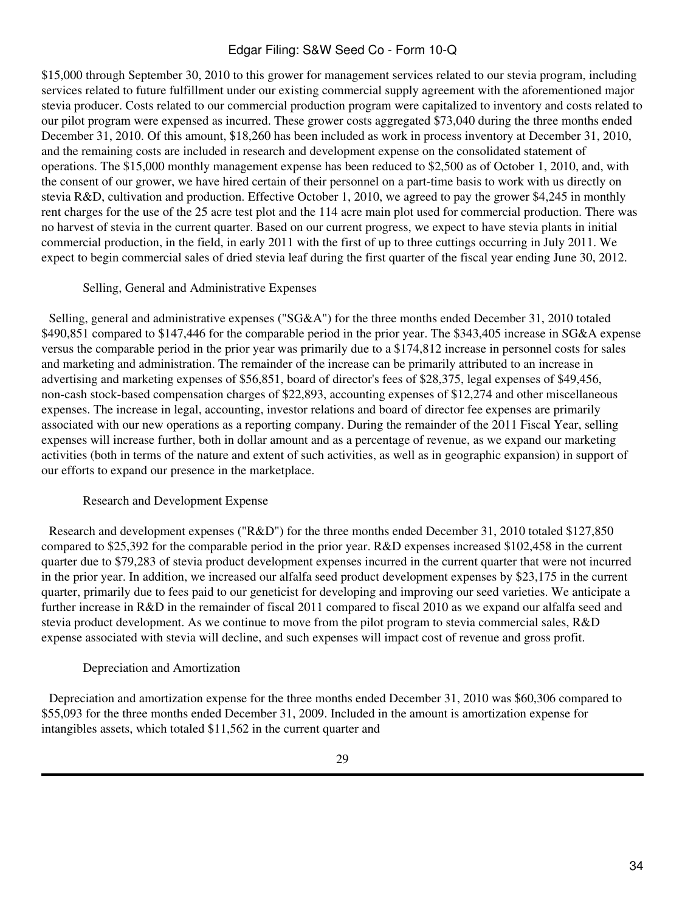$15,000 through September 30, 2010 to this grower for management services related to our stevia program, including services related to future fulfillment under our existing commercial supply agreement with the aforementioned major stevia producer. Costs related to our commercial production program were capitalized to inventory and costs related to our pilot program were expensed as incurred. These grower costs aggregated $73,040 during the three months ended December 31, 2010. Of this amount, $18,260 has been included as work in process inventory at December 31, 2010, and the remaining costs are included in research and development expense on the consolidated statement of operations. The $15,000 monthly management expense has been reduced to $2,500 as of October 1, 2010, and, with the consent of our grower, we have hired certain of their personnel on a part-time basis to work with us directly on stevia R&D, cultivation and production. Effective October 1, 2010, we agreed to pay the grower $4,245 in monthly rent charges for the use of the 25 acre test plot and the 114 acre main plot used for commercial production. There was no harvest of stevia in the current quarter. Based on our current progress, we expect to have stevia plants in initial commercial production, in the field, in early 2011 with the first of up to three cuttings occurring in July 2011. We expect to begin commercial sales of dried stevia leaf during the first quarter of the fiscal year ending June 30, 2012.

### Selling, General and Administrative Expenses

Selling, general and administrative expenses ("SG&A") for the three months ended December 31, 2010 totaled $490,851 compared to $147,446 for the comparable period in the prior year. The $343,405 increase in SG&A expense versus the comparable period in the prior year was primarily due to a $174,812 increase in personnel costs for sales and marketing and administration. The remainder of the increase can be primarily attributed to an increase in advertising and marketing expenses of $56,851, board of director's fees of $28,375, legal expenses of $49,456, non-cash stock-based compensation charges of $22,893, accounting expenses of $12,274 and other miscellaneous expenses. The increase in legal, accounting, investor relations and board of director fee expenses are primarily associated with our new operations as a reporting company. During the remainder of the 2011 Fiscal Year, selling expenses will increase further, both in dollar amount and as a percentage of revenue, as we expand our marketing activities (both in terms of the nature and extent of such activities, as well as in geographic expansion) in support of our efforts to expand our presence in the marketplace.

### Research and Development Expense

Research and development expenses ("R&D") for the three months ended December 31, 2010 totaled $127,850 compared to $25,392 for the comparable period in the prior year. R&D expenses increased $102,458 in the current quarter due to $79,283 of stevia product development expenses incurred in the current quarter that were not incurred in the prior year. In addition, we increased our alfalfa seed product development expenses by $23,175 in the current quarter, primarily due to fees paid to our geneticist for developing and improving our seed varieties. We anticipate a further increase in R&D in the remainder of fiscal 2011 compared to fiscal 2010 as we expand our alfalfa seed and stevia product development. As we continue to move from the pilot program to stevia commercial sales, R&D expense associated with stevia will decline, and such expenses will impact cost of revenue and gross profit.

### Depreciation and Amortization

Depreciation and amortization expense for the three months ended December 31, 2010 was $60,306 compared to $55,093 for the three months ended December 31, 2009. Included in the amount is amortization expense for intangibles assets, which totaled $11,562 in the current quarter and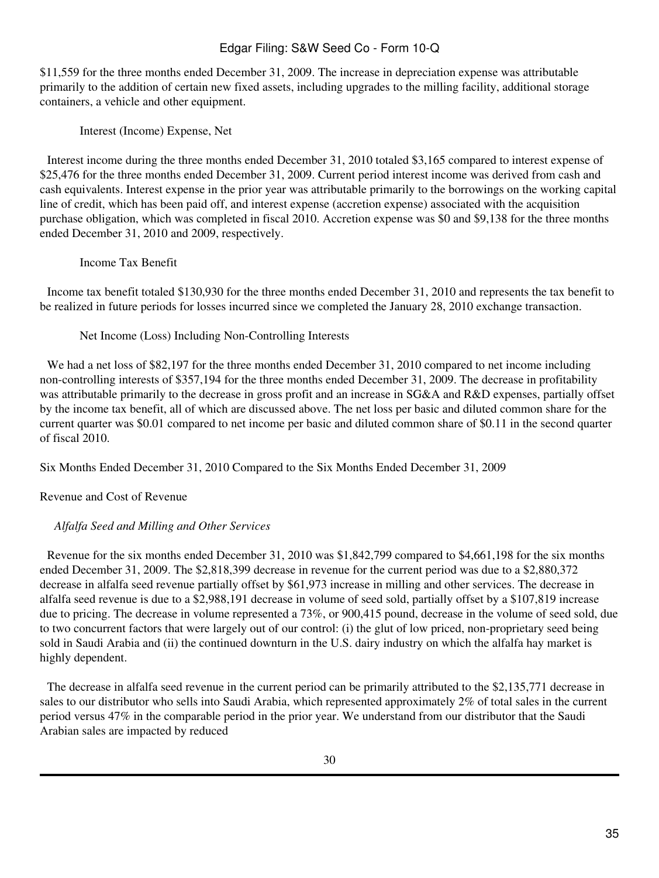$11,559 for the three months ended December 31, 2009. The increase in depreciation expense was attributable primarily to the addition of certain new fixed assets, including upgrades to the milling facility, additional storage containers, a vehicle and other equipment.

Interest (Income) Expense, Net

Interest income during the three months ended December 31, 2010 totaled $3,165 compared to interest expense of $25,476 for the three months ended December 31, 2009. Current period interest income was derived from cash and cash equivalents. Interest expense in the prior year was attributable primarily to the borrowings on the working capital line of credit, which has been paid off, and interest expense (accretion expense) associated with the acquisition purchase obligation, which was completed in fiscal 2010. Accretion expense was $0 and $9,138 for the three months ended December 31, 2010 and 2009, respectively.

Income Tax Benefit

Income tax benefit totaled $130,930 for the three months ended December 31, 2010 and represents the tax benefit to be realized in future periods for losses incurred since we completed the January 28, 2010 exchange transaction.

Net Income (Loss) Including Non-Controlling Interests

We had a net loss of $82,197 for the three months ended December 31, 2010 compared to net income including non-controlling interests of $357,194 for the three months ended December 31, 2009. The decrease in profitability was attributable primarily to the decrease in gross profit and an increase in SG&A and R&D expenses, partially offset by the income tax benefit, all of which are discussed above. The net loss per basic and diluted common share for the current quarter was $0.01 compared to net income per basic and diluted common share of $0.11 in the second quarter of fiscal 2010.

Six Months Ended December 31, 2010 Compared to the Six Months Ended December 31, 2009

Revenue and Cost of Revenue

*Alfalfa Seed and Milling and Other Services*

Revenue for the six months ended December 31, 2010 was $1,842,799 compared to $4,661,198 for the six months ended December 31, 2009. The $2,818,399 decrease in revenue for the current period was due to a $2,880,372 decrease in alfalfa seed revenue partially offset by $61,973 increase in milling and other services. The decrease in alfalfa seed revenue is due to a $2,988,191 decrease in volume of seed sold, partially offset by a $107,819 increase due to pricing. The decrease in volume represented a 73%, or 900,415 pound, decrease in the volume of seed sold, due to two concurrent factors that were largely out of our control: (i) the glut of low priced, non-proprietary seed being sold in Saudi Arabia and (ii) the continued downturn in the U.S. dairy industry on which the alfalfa hay market is highly dependent.

The decrease in alfalfa seed revenue in the current period can be primarily attributed to the $2,135,771 decrease in sales to our distributor who sells into Saudi Arabia, which represented approximately 2% of total sales in the current period versus 47% in the comparable period in the prior year. We understand from our distributor that the Saudi Arabian sales are impacted by reduced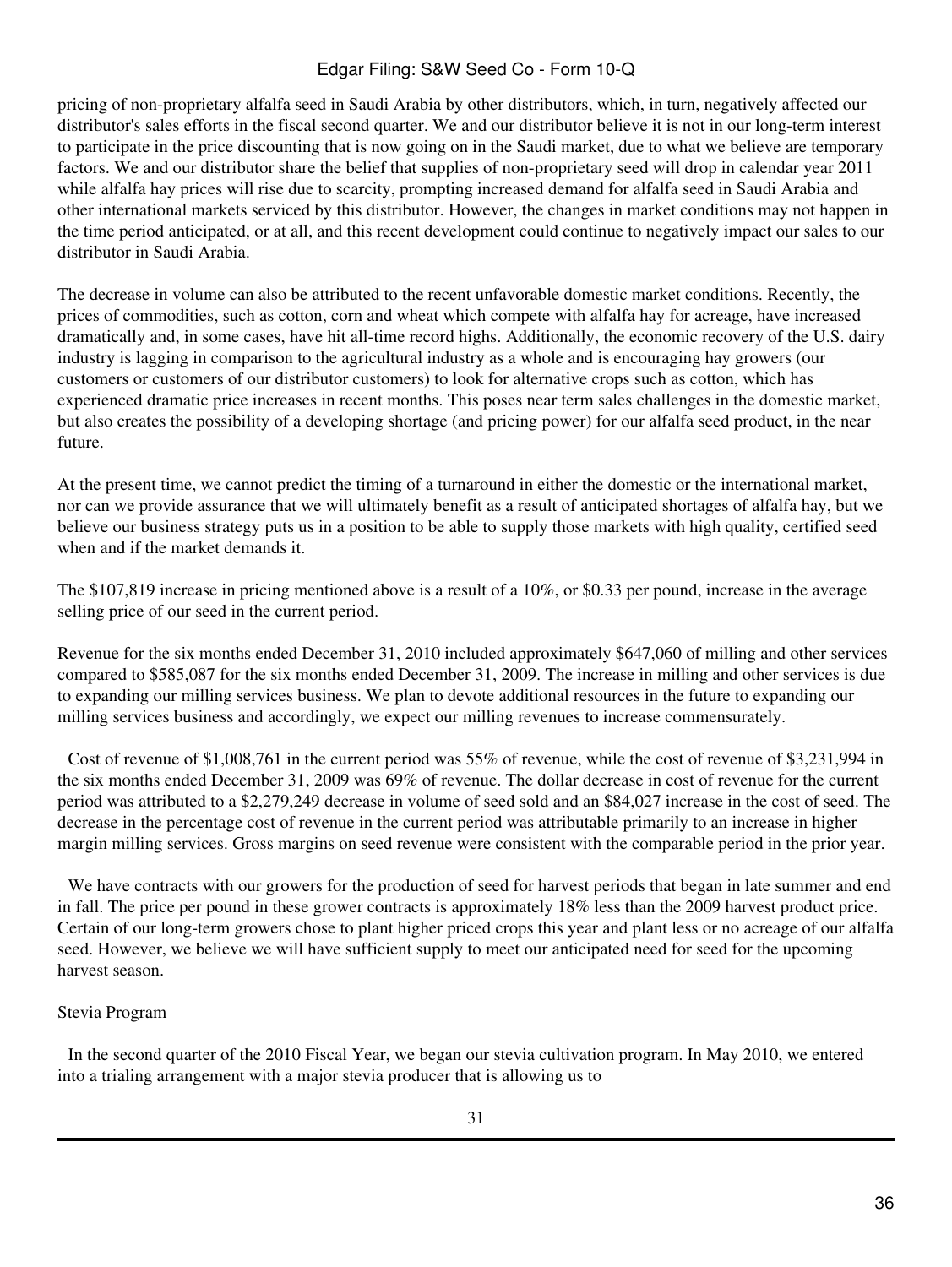pricing of non-proprietary alfalfa seed in Saudi Arabia by other distributors, which, in turn, negatively affected our distributor's sales efforts in the fiscal second quarter. We and our distributor believe it is not in our long-term interest to participate in the price discounting that is now going on in the Saudi market, due to what we believe are temporary factors. We and our distributor share the belief that supplies of non-proprietary seed will drop in calendar year 2011 while alfalfa hay prices will rise due to scarcity, prompting increased demand for alfalfa seed in Saudi Arabia and other international markets serviced by this distributor. However, the changes in market conditions may not happen in the time period anticipated, or at all, and this recent development could continue to negatively impact our sales to our distributor in Saudi Arabia.

The decrease in volume can also be attributed to the recent unfavorable domestic market conditions. Recently, the prices of commodities, such as cotton, corn and wheat which compete with alfalfa hay for acreage, have increased dramatically and, in some cases, have hit all-time record highs. Additionally, the economic recovery of the U.S. dairy industry is lagging in comparison to the agricultural industry as a whole and is encouraging hay growers (our customers or customers of our distributor customers) to look for alternative crops such as cotton, which has experienced dramatic price increases in recent months. This poses near term sales challenges in the domestic market, but also creates the possibility of a developing shortage (and pricing power) for our alfalfa seed product, in the near future.

At the present time, we cannot predict the timing of a turnaround in either the domestic or the international market, nor can we provide assurance that we will ultimately benefit as a result of anticipated shortages of alfalfa hay, but we believe our business strategy puts us in a position to be able to supply those markets with high quality, certified seed when and if the market demands it.

The $107,819 increase in pricing mentioned above is a result of a 10%, or $0.33 per pound, increase in the average selling price of our seed in the current period.

Revenue for the six months ended December 31, 2010 included approximately $647,060 of milling and other services compared to $585,087 for the six months ended December 31, 2009. The increase in milling and other services is due to expanding our milling services business. We plan to devote additional resources in the future to expanding our milling services business and accordingly, we expect our milling revenues to increase commensurately.

Cost of revenue of $1,008,761 in the current period was 55% of revenue, while the cost of revenue of $3,231,994 in the six months ended December 31, 2009 was 69% of revenue. The dollar decrease in cost of revenue for the current period was attributed to a $2,279,249 decrease in volume of seed sold and an $84,027 increase in the cost of seed. The decrease in the percentage cost of revenue in the current period was attributable primarily to an increase in higher margin milling services. Gross margins on seed revenue were consistent with the comparable period in the prior year.

We have contracts with our growers for the production of seed for harvest periods that began in late summer and end in fall. The price per pound in these grower contracts is approximately 18% less than the 2009 harvest product price. Certain of our long-term growers chose to plant higher priced crops this year and plant less or no acreage of our alfalfa seed. However, we believe we will have sufficient supply to meet our anticipated need for seed for the upcoming harvest season.

Stevia Program

In the second quarter of the 2010 Fiscal Year, we began our stevia cultivation program. In May 2010, we entered into a trialing arrangement with a major stevia producer that is allowing us to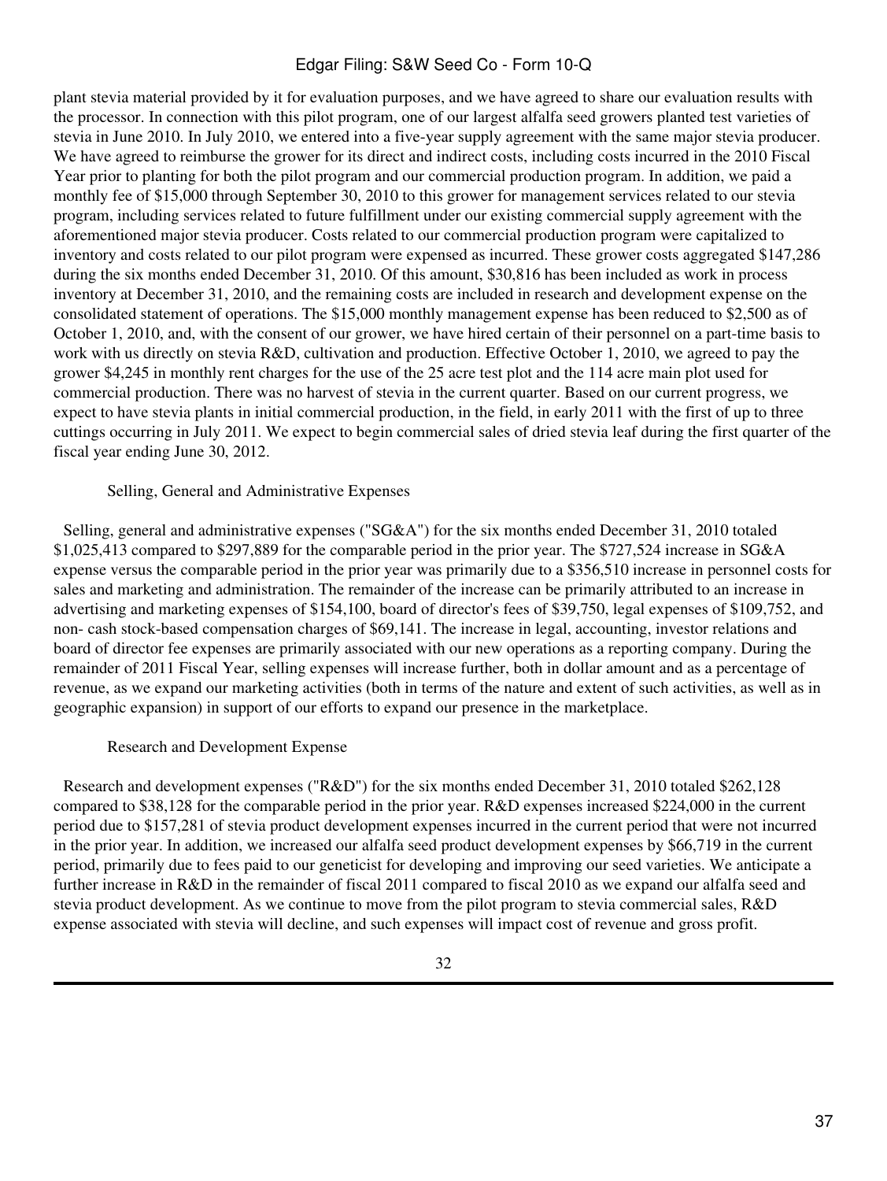plant stevia material provided by it for evaluation purposes, and we have agreed to share our evaluation results with the processor. In connection with this pilot program, one of our largest alfalfa seed growers planted test varieties of stevia in June 2010. In July 2010, we entered into a five-year supply agreement with the same major stevia producer. We have agreed to reimburse the grower for its direct and indirect costs, including costs incurred in the 2010 Fiscal Year prior to planting for both the pilot program and our commercial production program. In addition, we paid a monthly fee of $15,000 through September 30, 2010 to this grower for management services related to our stevia program, including services related to future fulfillment under our existing commercial supply agreement with the aforementioned major stevia producer. Costs related to our commercial production program were capitalized to inventory and costs related to our pilot program were expensed as incurred. These grower costs aggregated $147,286 during the six months ended December 31, 2010. Of this amount, $30,816 has been included as work in process inventory at December 31, 2010, and the remaining costs are included in research and development expense on the consolidated statement of operations. The $15,000 monthly management expense has been reduced to $2,500 as of October 1, 2010, and, with the consent of our grower, we have hired certain of their personnel on a part-time basis to work with us directly on stevia R&D, cultivation and production. Effective October 1, 2010, we agreed to pay the grower $4,245 in monthly rent charges for the use of the 25 acre test plot and the 114 acre main plot used for commercial production. There was no harvest of stevia in the current quarter. Based on our current progress, we expect to have stevia plants in initial commercial production, in the field, in early 2011 with the first of up to three cuttings occurring in July 2011. We expect to begin commercial sales of dried stevia leaf during the first quarter of the fiscal year ending June 30, 2012.

Selling, General and Administrative Expenses

Selling, general and administrative expenses ("SG&A") for the six months ended December 31, 2010 totaled $1,025,413 compared to $297,889 for the comparable period in the prior year. The $727,524 increase in SG&A expense versus the comparable period in the prior year was primarily due to a $356,510 increase in personnel costs for sales and marketing and administration. The remainder of the increase can be primarily attributed to an increase in advertising and marketing expenses of $154,100, board of director's fees of $39,750, legal expenses of $109,752, and non- cash stock-based compensation charges of $69,141. The increase in legal, accounting, investor relations and board of director fee expenses are primarily associated with our new operations as a reporting company. During the remainder of 2011 Fiscal Year, selling expenses will increase further, both in dollar amount and as a percentage of revenue, as we expand our marketing activities (both in terms of the nature and extent of such activities, as well as in geographic expansion) in support of our efforts to expand our presence in the marketplace.

Research and Development Expense

Research and development expenses ("R&D") for the six months ended December 31, 2010 totaled $262,128 compared to $38,128 for the comparable period in the prior year. R&D expenses increased $224,000 in the current period due to $157,281 of stevia product development expenses incurred in the current period that were not incurred in the prior year. In addition, we increased our alfalfa seed product development expenses by $66,719 in the current period, primarily due to fees paid to our geneticist for developing and improving our seed varieties. We anticipate a further increase in R&D in the remainder of fiscal 2011 compared to fiscal 2010 as we expand our alfalfa seed and stevia product development. As we continue to move from the pilot program to stevia commercial sales, R&D expense associated with stevia will decline, and such expenses will impact cost of revenue and gross profit.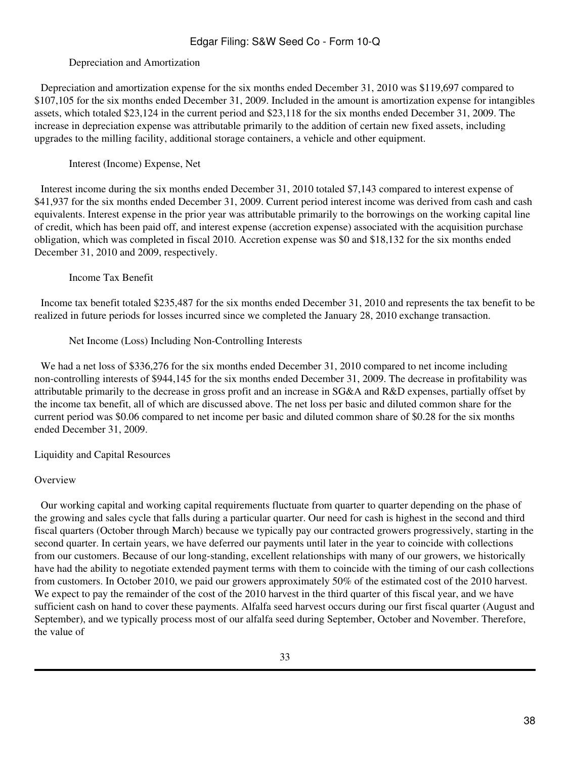### Depreciation and Amortization

Depreciation and amortization expense for the six months ended December 31, 2010 was $119,697 compared to $107,105 for the six months ended December 31, 2009. Included in the amount is amortization expense for intangibles assets, which totaled $23,124 in the current period and $23,118 for the six months ended December 31, 2009. The increase in depreciation expense was attributable primarily to the addition of certain new fixed assets, including upgrades to the milling facility, additional storage containers, a vehicle and other equipment.

### Interest (Income) Expense, Net

Interest income during the six months ended December 31, 2010 totaled $7,143 compared to interest expense of $41,937 for the six months ended December 31, 2009. Current period interest income was derived from cash and cash equivalents. Interest expense in the prior year was attributable primarily to the borrowings on the working capital line of credit, which has been paid off, and interest expense (accretion expense) associated with the acquisition purchase obligation, which was completed in fiscal 2010. Accretion expense was $0 and $18,132 for the six months ended December 31, 2010 and 2009, respectively.

### Income Tax Benefit

Income tax benefit totaled $235,487 for the six months ended December 31, 2010 and represents the tax benefit to be realized in future periods for losses incurred since we completed the January 28, 2010 exchange transaction.

### Net Income (Loss) Including Non-Controlling Interests

We had a net loss of $336,276 for the six months ended December 31, 2010 compared to net income including non-controlling interests of $944,145 for the six months ended December 31, 2009. The decrease in profitability was attributable primarily to the decrease in gross profit and an increase in SG&A and R&D expenses, partially offset by the income tax benefit, all of which are discussed above. The net loss per basic and diluted common share for the current period was $0.06 compared to net income per basic and diluted common share of $0.28 for the six months ended December 31, 2009.

## Liquidity and Capital Resources

### Overview

Our working capital and working capital requirements fluctuate from quarter to quarter depending on the phase of the growing and sales cycle that falls during a particular quarter. Our need for cash is highest in the second and third fiscal quarters (October through March) because we typically pay our contracted growers progressively, starting in the second quarter. In certain years, we have deferred our payments until later in the year to coincide with collections from our customers. Because of our long-standing, excellent relationships with many of our growers, we historically have had the ability to negotiate extended payment terms with them to coincide with the timing of our cash collections from customers. In October 2010, we paid our growers approximately 50% of the estimated cost of the 2010 harvest. We expect to pay the remainder of the cost of the 2010 harvest in the third quarter of this fiscal year, and we have sufficient cash on hand to cover these payments. Alfalfa seed harvest occurs during our first fiscal quarter (August and September), and we typically process most of our alfalfa seed during September, October and November. Therefore, the value of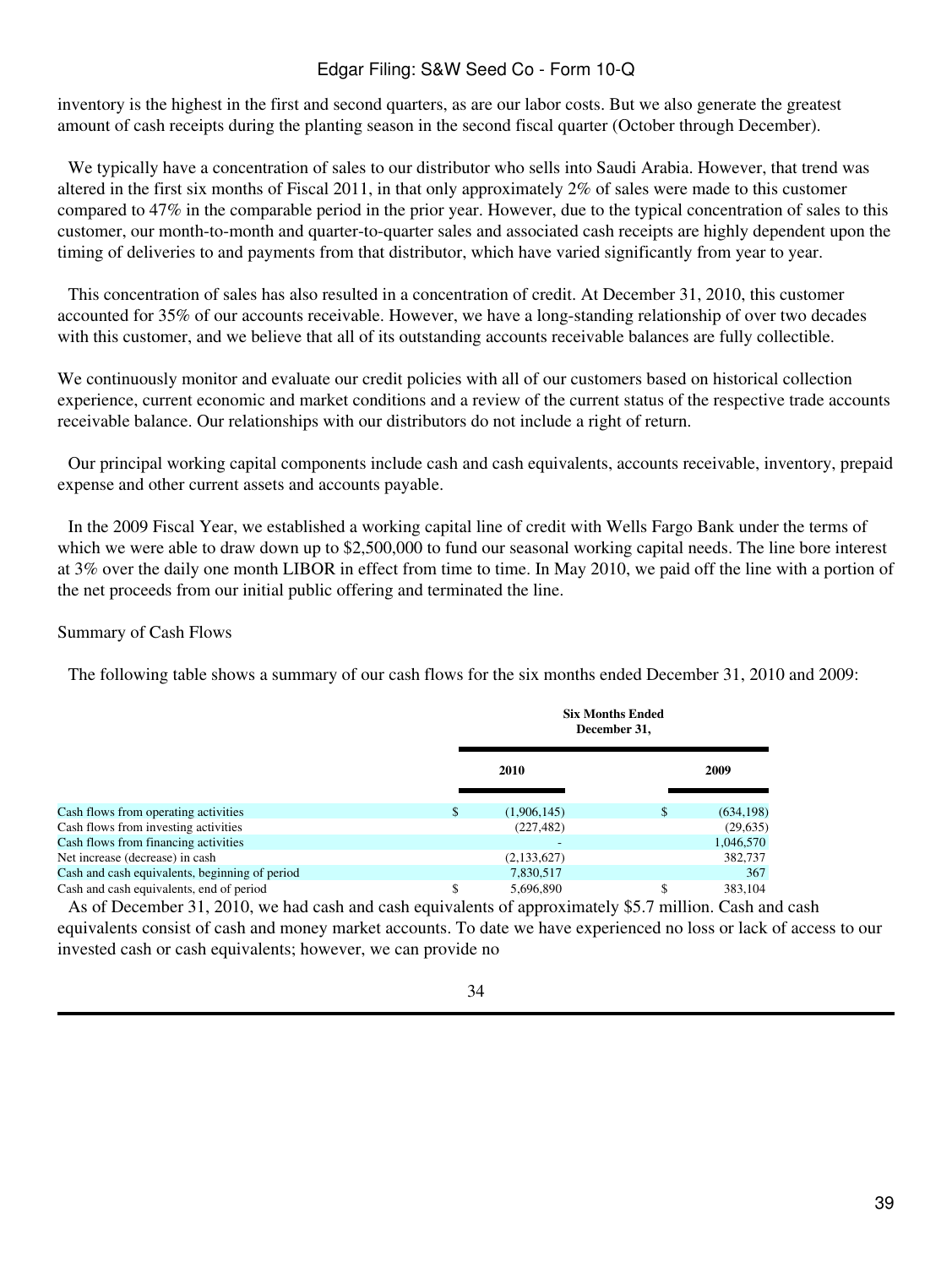inventory is the highest in the first and second quarters, as are our labor costs. But we also generate the greatest amount of cash receipts during the planting season in the second fiscal quarter (October through December).

We typically have a concentration of sales to our distributor who sells into Saudi Arabia. However, that trend was altered in the first six months of Fiscal 2011, in that only approximately 2% of sales were made to this customer compared to 47% in the comparable period in the prior year. However, due to the typical concentration of sales to this customer, our month-to-month and quarter-to-quarter sales and associated cash receipts are highly dependent upon the timing of deliveries to and payments from that distributor, which have varied significantly from year to year.

This concentration of sales has also resulted in a concentration of credit. At December 31, 2010, this customer accounted for 35% of our accounts receivable. However, we have a long-standing relationship of over two decades with this customer, and we believe that all of its outstanding accounts receivable balances are fully collectible.

We continuously monitor and evaluate our credit policies with all of our customers based on historical collection experience, current economic and market conditions and a review of the current status of the respective trade accounts receivable balance. Our relationships with our distributors do not include a right of return.

Our principal working capital components include cash and cash equivalents, accounts receivable, inventory, prepaid expense and other current assets and accounts payable.

In the 2009 Fiscal Year, we established a working capital line of credit with Wells Fargo Bank under the terms of which we were able to draw down up to $2,500,000 to fund our seasonal working capital needs. The line bore interest at 3% over the daily one month LIBOR in effect from time to time. In May 2010, we paid off the line with a portion of the net proceeds from our initial public offering and terminated the line.

Summary of Cash Flows

The following table shows a summary of our cash flows for the six months ended December 31, 2010 and 2009:

| | Six Months Ended December 31, | |
|---|---|---|
| | 2010 | 2009 |
| Cash flows from operating activities | $ (1,906,145) | $ (634,198) |
| Cash flows from investing activities | (227,482) | (29,635) |
| Cash flows from financing activities | - | 1,046,570 |
| Net increase (decrease) in cash | (2,133,627) | 382,737 |
| Cash and cash equivalents, beginning of period | 7,830,517 | 367 |
| Cash and cash equivalents, end of period | $ 5,696,890 | $ 383,104 |

As of December 31, 2010, we had cash and cash equivalents of approximately $5.7 million. Cash and cash equivalents consist of cash and money market accounts. To date we have experienced no loss or lack of access to our invested cash or cash equivalents; however, we can provide no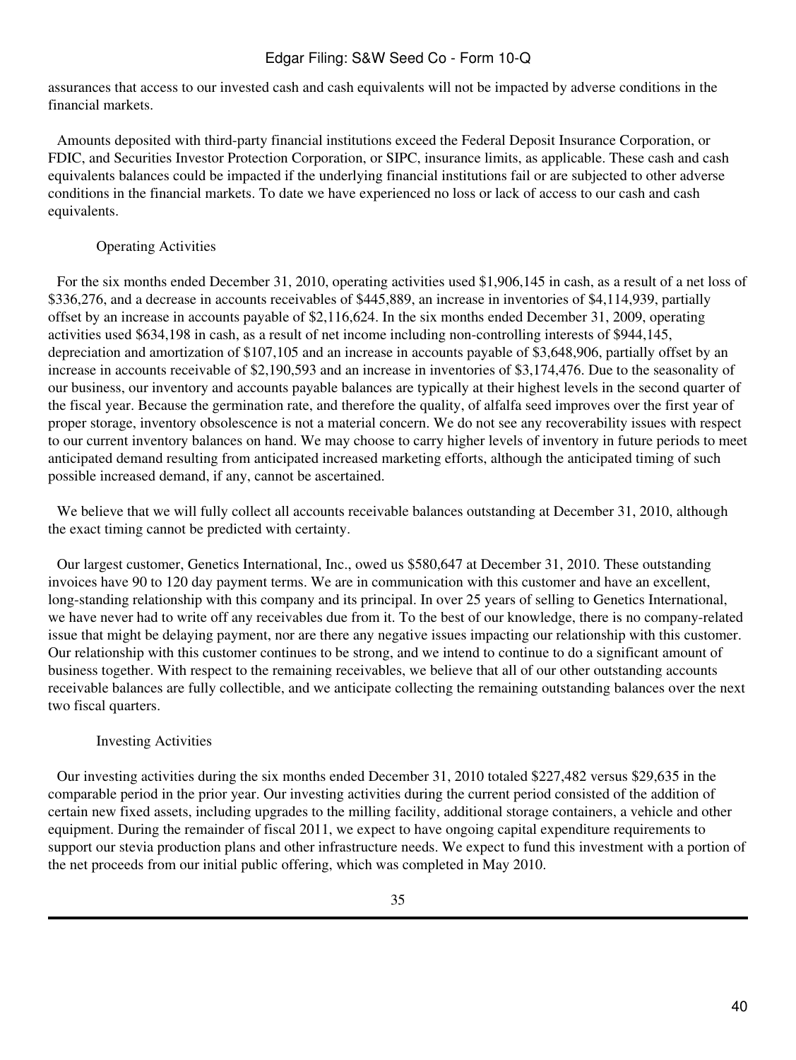assurances that access to our invested cash and cash equivalents will not be impacted by adverse conditions in the financial markets.

Amounts deposited with third-party financial institutions exceed the Federal Deposit Insurance Corporation, or FDIC, and Securities Investor Protection Corporation, or SIPC, insurance limits, as applicable. These cash and cash equivalents balances could be impacted if the underlying financial institutions fail or are subjected to other adverse conditions in the financial markets. To date we have experienced no loss or lack of access to our cash and cash equivalents.

### Operating Activities

For the six months ended December 31, 2010, operating activities used $1,906,145 in cash, as a result of a net loss of $336,276, and a decrease in accounts receivables of $445,889, an increase in inventories of $4,114,939, partially offset by an increase in accounts payable of $2,116,624. In the six months ended December 31, 2009, operating activities used $634,198 in cash, as a result of net income including non-controlling interests of $944,145, depreciation and amortization of $107,105 and an increase in accounts payable of $3,648,906, partially offset by an increase in accounts receivable of $2,190,593 and an increase in inventories of $3,174,476. Due to the seasonality of our business, our inventory and accounts payable balances are typically at their highest levels in the second quarter of the fiscal year. Because the germination rate, and therefore the quality, of alfalfa seed improves over the first year of proper storage, inventory obsolescence is not a material concern. We do not see any recoverability issues with respect to our current inventory balances on hand. We may choose to carry higher levels of inventory in future periods to meet anticipated demand resulting from anticipated increased marketing efforts, although the anticipated timing of such possible increased demand, if any, cannot be ascertained.

We believe that we will fully collect all accounts receivable balances outstanding at December 31, 2010, although the exact timing cannot be predicted with certainty.

Our largest customer, Genetics International, Inc., owed us $580,647 at December 31, 2010. These outstanding invoices have 90 to 120 day payment terms. We are in communication with this customer and have an excellent, long-standing relationship with this company and its principal. In over 25 years of selling to Genetics International, we have never had to write off any receivables due from it. To the best of our knowledge, there is no company-related issue that might be delaying payment, nor are there any negative issues impacting our relationship with this customer. Our relationship with this customer continues to be strong, and we intend to continue to do a significant amount of business together. With respect to the remaining receivables, we believe that all of our other outstanding accounts receivable balances are fully collectible, and we anticipate collecting the remaining outstanding balances over the next two fiscal quarters.

### Investing Activities

Our investing activities during the six months ended December 31, 2010 totaled $227,482 versus $29,635 in the comparable period in the prior year. Our investing activities during the current period consisted of the addition of certain new fixed assets, including upgrades to the milling facility, additional storage containers, a vehicle and other equipment. During the remainder of fiscal 2011, we expect to have ongoing capital expenditure requirements to support our stevia production plans and other infrastructure needs. We expect to fund this investment with a portion of the net proceeds from our initial public offering, which was completed in May 2010.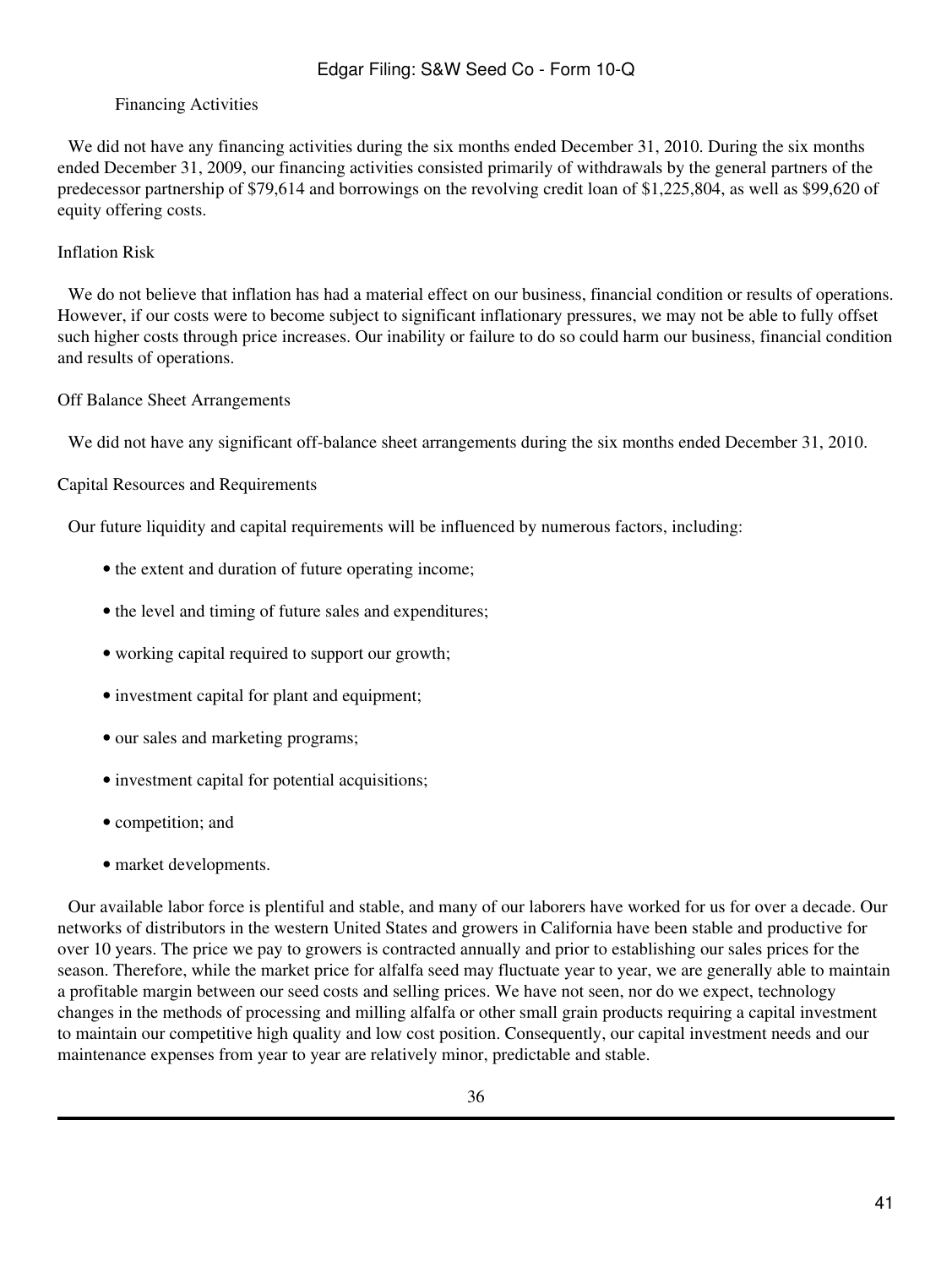### Financing Activities

We did not have any financing activities during the six months ended December 31, 2010. During the six months ended December 31, 2009, our financing activities consisted primarily of withdrawals by the general partners of the predecessor partnership of $79,614 and borrowings on the revolving credit loan of $1,225,804, as well as $99,620 of equity offering costs.

### Inflation Risk

We do not believe that inflation has had a material effect on our business, financial condition or results of operations. However, if our costs were to become subject to significant inflationary pressures, we may not be able to fully offset such higher costs through price increases. Our inability or failure to do so could harm our business, financial condition and results of operations.

### Off Balance Sheet Arrangements

We did not have any significant off-balance sheet arrangements during the six months ended December 31, 2010.

### Capital Resources and Requirements

Our future liquidity and capital requirements will be influenced by numerous factors, including:

- the extent and duration of future operating income;
- the level and timing of future sales and expenditures;
- working capital required to support our growth;
- investment capital for plant and equipment;
- our sales and marketing programs;
- investment capital for potential acquisitions;
- competition; and
- market developments.

Our available labor force is plentiful and stable, and many of our laborers have worked for us for over a decade. Our networks of distributors in the western United States and growers in California have been stable and productive for over 10 years. The price we pay to growers is contracted annually and prior to establishing our sales prices for the season. Therefore, while the market price for alfalfa seed may fluctuate year to year, we are generally able to maintain a profitable margin between our seed costs and selling prices. We have not seen, nor do we expect, technology changes in the methods of processing and milling alfalfa or other small grain products requiring a capital investment to maintain our competitive high quality and low cost position. Consequently, our capital investment needs and our maintenance expenses from year to year are relatively minor, predictable and stable.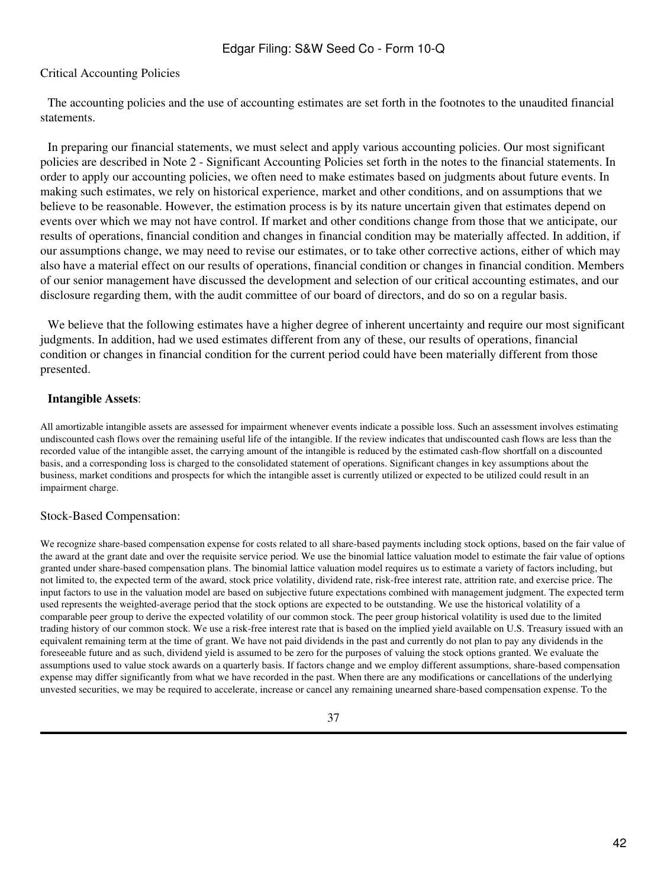Critical Accounting Policies

The accounting policies and the use of accounting estimates are set forth in the footnotes to the unaudited financial statements.

In preparing our financial statements, we must select and apply various accounting policies. Our most significant policies are described in Note 2 - Significant Accounting Policies set forth in the notes to the financial statements. In order to apply our accounting policies, we often need to make estimates based on judgments about future events. In making such estimates, we rely on historical experience, market and other conditions, and on assumptions that we believe to be reasonable. However, the estimation process is by its nature uncertain given that estimates depend on events over which we may not have control. If market and other conditions change from those that we anticipate, our results of operations, financial condition and changes in financial condition may be materially affected. In addition, if our assumptions change, we may need to revise our estimates, or to take other corrective actions, either of which may also have a material effect on our results of operations, financial condition or changes in financial condition. Members of our senior management have discussed the development and selection of our critical accounting estimates, and our disclosure regarding them, with the audit committee of our board of directors, and do so on a regular basis.

We believe that the following estimates have a higher degree of inherent uncertainty and require our most significant judgments. In addition, had we used estimates different from any of these, our results of operations, financial condition or changes in financial condition for the current period could have been materially different from those presented.

**Intangible Assets**:

All amortizable intangible assets are assessed for impairment whenever events indicate a possible loss. Such an assessment involves estimating undiscounted cash flows over the remaining useful life of the intangible. If the review indicates that undiscounted cash flows are less than the recorded value of the intangible asset, the carrying amount of the intangible is reduced by the estimated cash-flow shortfall on a discounted basis, and a corresponding loss is charged to the consolidated statement of operations. Significant changes in key assumptions about the business, market conditions and prospects for which the intangible asset is currently utilized or expected to be utilized could result in an impairment charge.

Stock-Based Compensation:

We recognize share-based compensation expense for costs related to all share-based payments including stock options, based on the fair value of the award at the grant date and over the requisite service period. We use the binomial lattice valuation model to estimate the fair value of options granted under share-based compensation plans. The binomial lattice valuation model requires us to estimate a variety of factors including, but not limited to, the expected term of the award, stock price volatility, dividend rate, risk-free interest rate, attrition rate, and exercise price. The input factors to use in the valuation model are based on subjective future expectations combined with management judgment. The expected term used represents the weighted-average period that the stock options are expected to be outstanding. We use the historical volatility of a comparable peer group to derive the expected volatility of our common stock. The peer group historical volatility is used due to the limited trading history of our common stock. We use a risk-free interest rate that is based on the implied yield available on U.S. Treasury issued with an equivalent remaining term at the time of grant. We have not paid dividends in the past and currently do not plan to pay any dividends in the foreseeable future and as such, dividend yield is assumed to be zero for the purposes of valuing the stock options granted. We evaluate the assumptions used to value stock awards on a quarterly basis. If factors change and we employ different assumptions, share-based compensation expense may differ significantly from what we have recorded in the past. When there are any modifications or cancellations of the underlying unvested securities, we may be required to accelerate, increase or cancel any remaining unearned share-based compensation expense. To the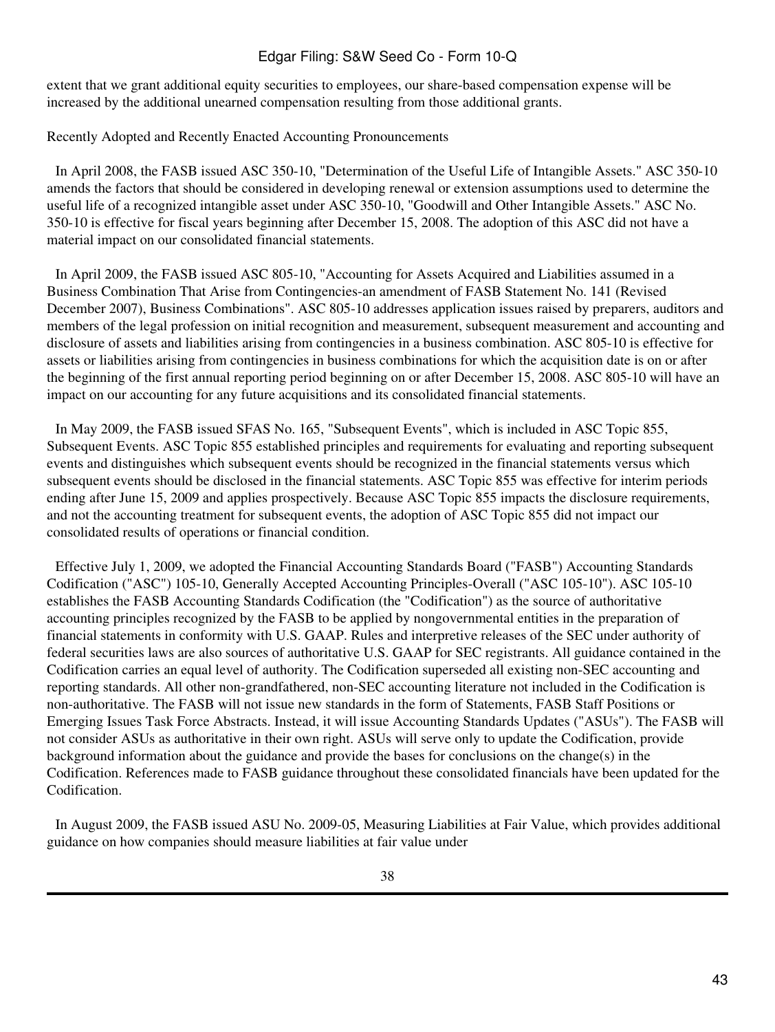extent that we grant additional equity securities to employees, our share-based compensation expense will be increased by the additional unearned compensation resulting from those additional grants.

Recently Adopted and Recently Enacted Accounting Pronouncements

In April 2008, the FASB issued ASC 350-10, "Determination of the Useful Life of Intangible Assets." ASC 350-10 amends the factors that should be considered in developing renewal or extension assumptions used to determine the useful life of a recognized intangible asset under ASC 350-10, "Goodwill and Other Intangible Assets." ASC No. 350-10 is effective for fiscal years beginning after December 15, 2008. The adoption of this ASC did not have a material impact on our consolidated financial statements.

In April 2009, the FASB issued ASC 805-10, "Accounting for Assets Acquired and Liabilities assumed in a Business Combination That Arise from Contingencies-an amendment of FASB Statement No. 141 (Revised December 2007), Business Combinations". ASC 805-10 addresses application issues raised by preparers, auditors and members of the legal profession on initial recognition and measurement, subsequent measurement and accounting and disclosure of assets and liabilities arising from contingencies in a business combination. ASC 805-10 is effective for assets or liabilities arising from contingencies in business combinations for which the acquisition date is on or after the beginning of the first annual reporting period beginning on or after December 15, 2008. ASC 805-10 will have an impact on our accounting for any future acquisitions and its consolidated financial statements.

In May 2009, the FASB issued SFAS No. 165, "Subsequent Events", which is included in ASC Topic 855, Subsequent Events. ASC Topic 855 established principles and requirements for evaluating and reporting subsequent events and distinguishes which subsequent events should be recognized in the financial statements versus which subsequent events should be disclosed in the financial statements. ASC Topic 855 was effective for interim periods ending after June 15, 2009 and applies prospectively. Because ASC Topic 855 impacts the disclosure requirements, and not the accounting treatment for subsequent events, the adoption of ASC Topic 855 did not impact our consolidated results of operations or financial condition.

Effective July 1, 2009, we adopted the Financial Accounting Standards Board ("FASB") Accounting Standards Codification ("ASC") 105-10, Generally Accepted Accounting Principles-Overall ("ASC 105-10"). ASC 105-10 establishes the FASB Accounting Standards Codification (the "Codification") as the source of authoritative accounting principles recognized by the FASB to be applied by nongovernmental entities in the preparation of financial statements in conformity with U.S. GAAP. Rules and interpretive releases of the SEC under authority of federal securities laws are also sources of authoritative U.S. GAAP for SEC registrants. All guidance contained in the Codification carries an equal level of authority. The Codification superseded all existing non-SEC accounting and reporting standards. All other non-grandfathered, non-SEC accounting literature not included in the Codification is non-authoritative. The FASB will not issue new standards in the form of Statements, FASB Staff Positions or Emerging Issues Task Force Abstracts. Instead, it will issue Accounting Standards Updates ("ASUs"). The FASB will not consider ASUs as authoritative in their own right. ASUs will serve only to update the Codification, provide background information about the guidance and provide the bases for conclusions on the change(s) in the Codification. References made to FASB guidance throughout these consolidated financials have been updated for the Codification.

In August 2009, the FASB issued ASU No. 2009-05, Measuring Liabilities at Fair Value, which provides additional guidance on how companies should measure liabilities at fair value under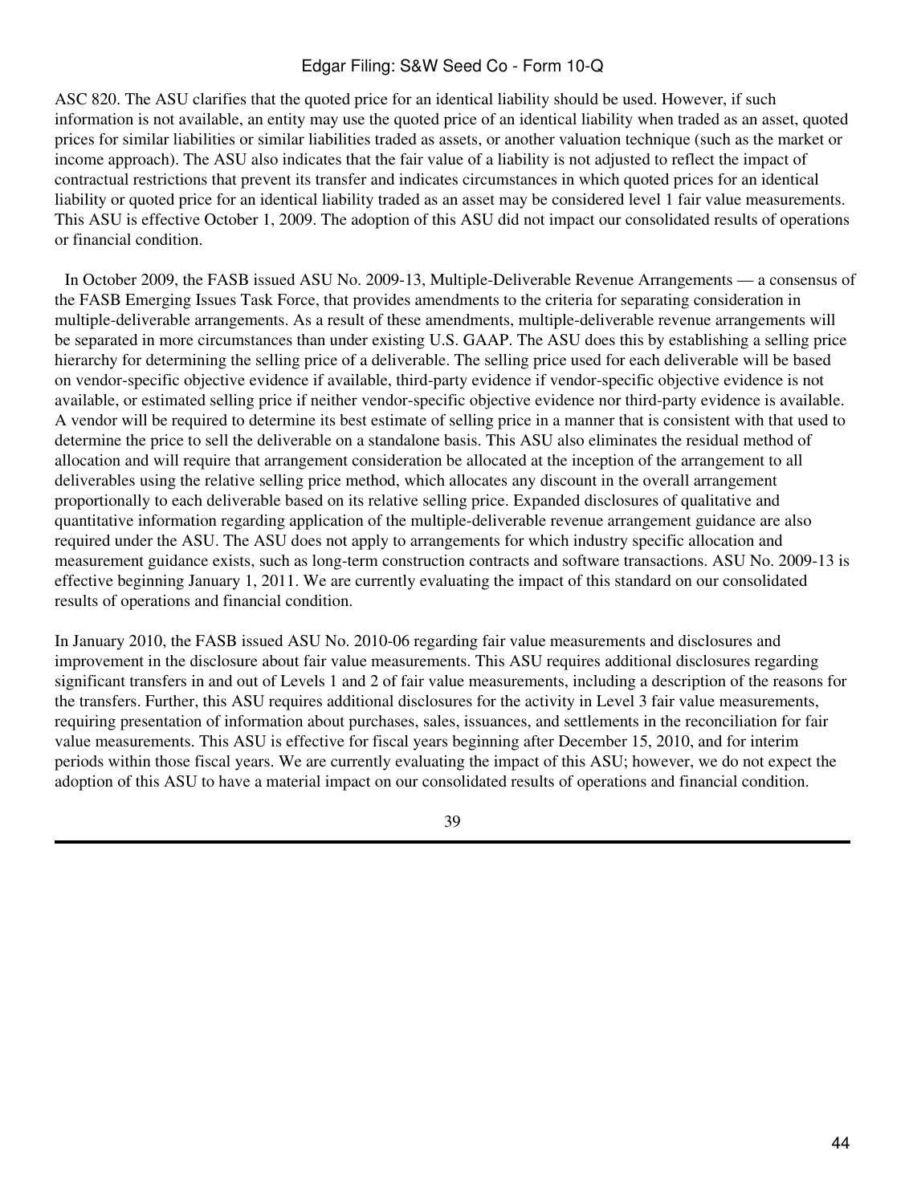ASC 820. The ASU clarifies that the quoted price for an identical liability should be used. However, if such information is not available, an entity may use the quoted price of an identical liability when traded as an asset, quoted prices for similar liabilities or similar liabilities traded as assets, or another valuation technique (such as the market or income approach). The ASU also indicates that the fair value of a liability is not adjusted to reflect the impact of contractual restrictions that prevent its transfer and indicates circumstances in which quoted prices for an identical liability or quoted price for an identical liability traded as an asset may be considered level 1 fair value measurements. This ASU is effective October 1, 2009. The adoption of this ASU did not impact our consolidated results of operations or financial condition.

In October 2009, the FASB issued ASU No. 2009-13, Multiple-Deliverable Revenue Arrangements — a consensus of the FASB Emerging Issues Task Force, that provides amendments to the criteria for separating consideration in multiple-deliverable arrangements. As a result of these amendments, multiple-deliverable revenue arrangements will be separated in more circumstances than under existing U.S. GAAP. The ASU does this by establishing a selling price hierarchy for determining the selling price of a deliverable. The selling price used for each deliverable will be based on vendor-specific objective evidence if available, third-party evidence if vendor-specific objective evidence is not available, or estimated selling price if neither vendor-specific objective evidence nor third-party evidence is available. A vendor will be required to determine its best estimate of selling price in a manner that is consistent with that used to determine the price to sell the deliverable on a standalone basis. This ASU also eliminates the residual method of allocation and will require that arrangement consideration be allocated at the inception of the arrangement to all deliverables using the relative selling price method, which allocates any discount in the overall arrangement proportionally to each deliverable based on its relative selling price. Expanded disclosures of qualitative and quantitative information regarding application of the multiple-deliverable revenue arrangement guidance are also required under the ASU. The ASU does not apply to arrangements for which industry specific allocation and measurement guidance exists, such as long-term construction contracts and software transactions. ASU No. 2009-13 is effective beginning January 1, 2011. We are currently evaluating the impact of this standard on our consolidated results of operations and financial condition.

In January 2010, the FASB issued ASU No. 2010-06 regarding fair value measurements and disclosures and improvement in the disclosure about fair value measurements. This ASU requires additional disclosures regarding significant transfers in and out of Levels 1 and 2 of fair value measurements, including a description of the reasons for the transfers. Further, this ASU requires additional disclosures for the activity in Level 3 fair value measurements, requiring presentation of information about purchases, sales, issuances, and settlements in the reconciliation for fair value measurements. This ASU is effective for fiscal years beginning after December 15, 2010, and for interim periods within those fiscal years. We are currently evaluating the impact of this ASU; however, we do not expect the adoption of this ASU to have a material impact on our consolidated results of operations and financial condition.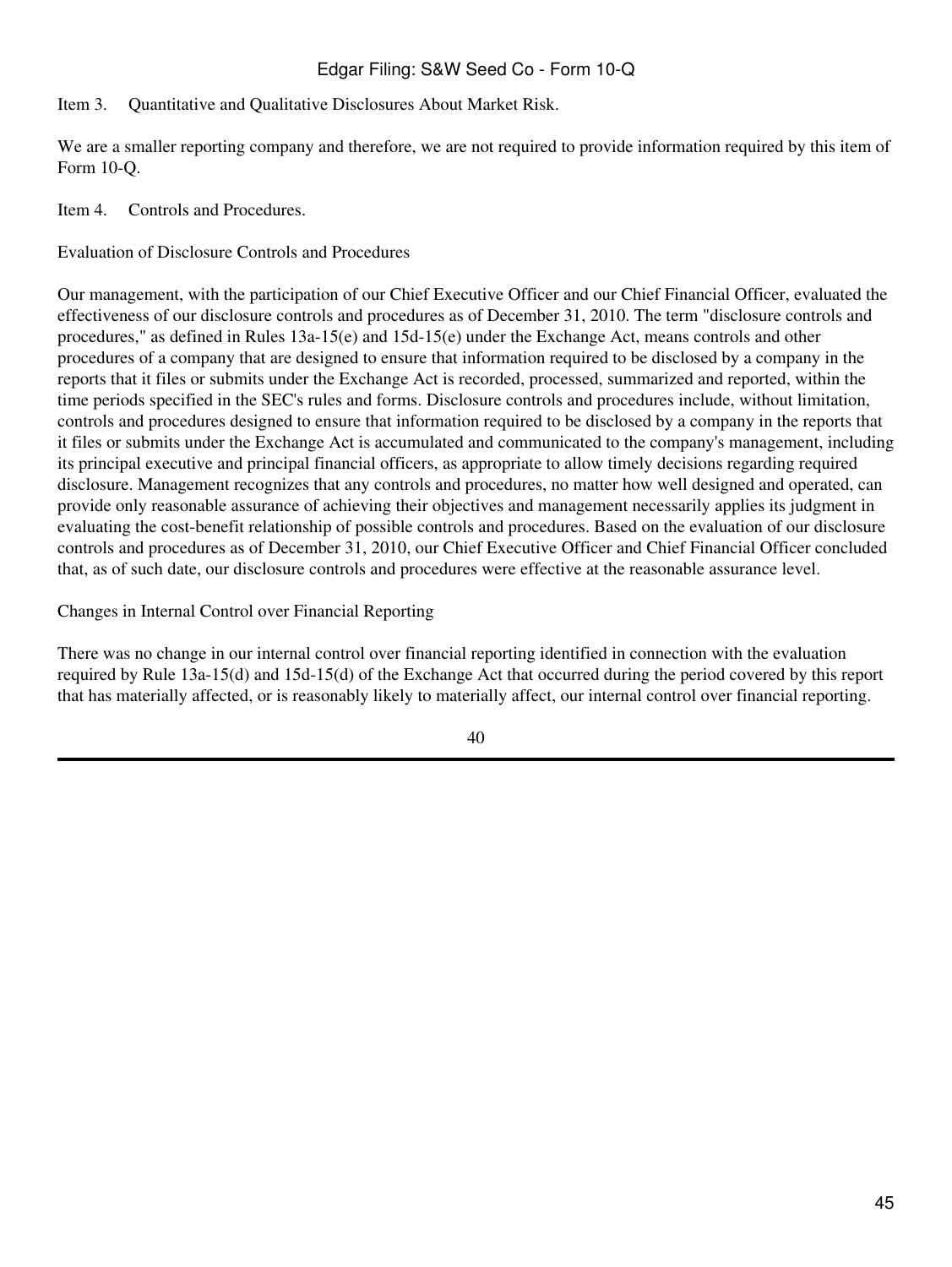Item 3. Quantitative and Qualitative Disclosures About Market Risk.

We are a smaller reporting company and therefore, we are not required to provide information required by this item of Form 10-Q.

Item 4. Controls and Procedures.

Evaluation of Disclosure Controls and Procedures

Our management, with the participation of our Chief Executive Officer and our Chief Financial Officer, evaluated the effectiveness of our disclosure controls and procedures as of December 31, 2010. The term "disclosure controls and procedures," as defined in Rules 13a-15(e) and 15d-15(e) under the Exchange Act, means controls and other procedures of a company that are designed to ensure that information required to be disclosed by a company in the reports that it files or submits under the Exchange Act is recorded, processed, summarized and reported, within the time periods specified in the SEC's rules and forms. Disclosure controls and procedures include, without limitation, controls and procedures designed to ensure that information required to be disclosed by a company in the reports that it files or submits under the Exchange Act is accumulated and communicated to the company's management, including its principal executive and principal financial officers, as appropriate to allow timely decisions regarding required disclosure. Management recognizes that any controls and procedures, no matter how well designed and operated, can provide only reasonable assurance of achieving their objectives and management necessarily applies its judgment in evaluating the cost-benefit relationship of possible controls and procedures. Based on the evaluation of our disclosure controls and procedures as of December 31, 2010, our Chief Executive Officer and Chief Financial Officer concluded that, as of such date, our disclosure controls and procedures were effective at the reasonable assurance level.

Changes in Internal Control over Financial Reporting

There was no change in our internal control over financial reporting identified in connection with the evaluation required by Rule 13a-15(d) and 15d-15(d) of the Exchange Act that occurred during the period covered by this report that has materially affected, or is reasonably likely to materially affect, our internal control over financial reporting.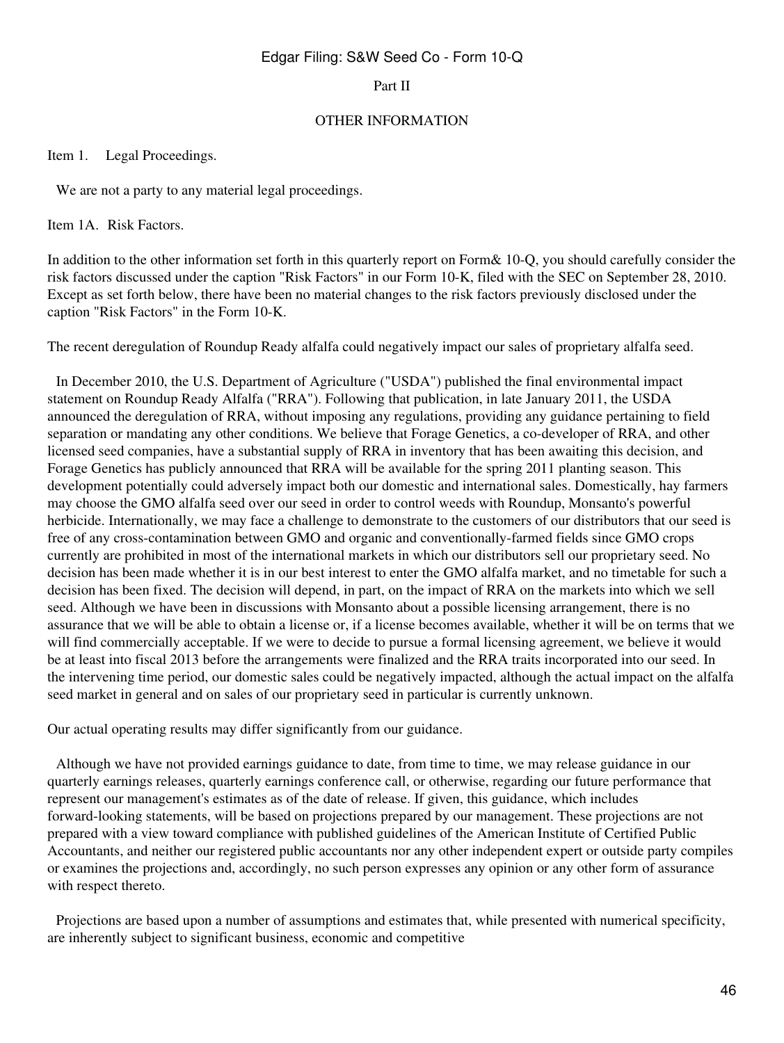## Part II

## OTHER INFORMATION

Item 1. Legal Proceedings.

We are not a party to any material legal proceedings.

Item 1A. Risk Factors.

In addition to the other information set forth in this quarterly report on Form& 10-Q, you should carefully consider the risk factors discussed under the caption "Risk Factors" in our Form 10-K, filed with the SEC on September 28, 2010. Except as set forth below, there have been no material changes to the risk factors previously disclosed under the caption "Risk Factors" in the Form 10-K.

The recent deregulation of Roundup Ready alfalfa could negatively impact our sales of proprietary alfalfa seed.

In December 2010, the U.S. Department of Agriculture ("USDA") published the final environmental impact statement on Roundup Ready Alfalfa ("RRA"). Following that publication, in late January 2011, the USDA announced the deregulation of RRA, without imposing any regulations, providing any guidance pertaining to field separation or mandating any other conditions. We believe that Forage Genetics, a co-developer of RRA, and other licensed seed companies, have a substantial supply of RRA in inventory that has been awaiting this decision, and Forage Genetics has publicly announced that RRA will be available for the spring 2011 planting season. This development potentially could adversely impact both our domestic and international sales. Domestically, hay farmers may choose the GMO alfalfa seed over our seed in order to control weeds with Roundup, Monsanto's powerful herbicide. Internationally, we may face a challenge to demonstrate to the customers of our distributors that our seed is free of any cross-contamination between GMO and organic and conventionally-farmed fields since GMO crops currently are prohibited in most of the international markets in which our distributors sell our proprietary seed. No decision has been made whether it is in our best interest to enter the GMO alfalfa market, and no timetable for such a decision has been fixed. The decision will depend, in part, on the impact of RRA on the markets into which we sell seed. Although we have been in discussions with Monsanto about a possible licensing arrangement, there is no assurance that we will be able to obtain a license or, if a license becomes available, whether it will be on terms that we will find commercially acceptable. If we were to decide to pursue a formal licensing agreement, we believe it would be at least into fiscal 2013 before the arrangements were finalized and the RRA traits incorporated into our seed. In the intervening time period, our domestic sales could be negatively impacted, although the actual impact on the alfalfa seed market in general and on sales of our proprietary seed in particular is currently unknown.

Our actual operating results may differ significantly from our guidance.

Although we have not provided earnings guidance to date, from time to time, we may release guidance in our quarterly earnings releases, quarterly earnings conference call, or otherwise, regarding our future performance that represent our management's estimates as of the date of release. If given, this guidance, which includes forward-looking statements, will be based on projections prepared by our management. These projections are not prepared with a view toward compliance with published guidelines of the American Institute of Certified Public Accountants, and neither our registered public accountants nor any other independent expert or outside party compiles or examines the projections and, accordingly, no such person expresses any opinion or any other form of assurance with respect thereto.

Projections are based upon a number of assumptions and estimates that, while presented with numerical specificity, are inherently subject to significant business, economic and competitive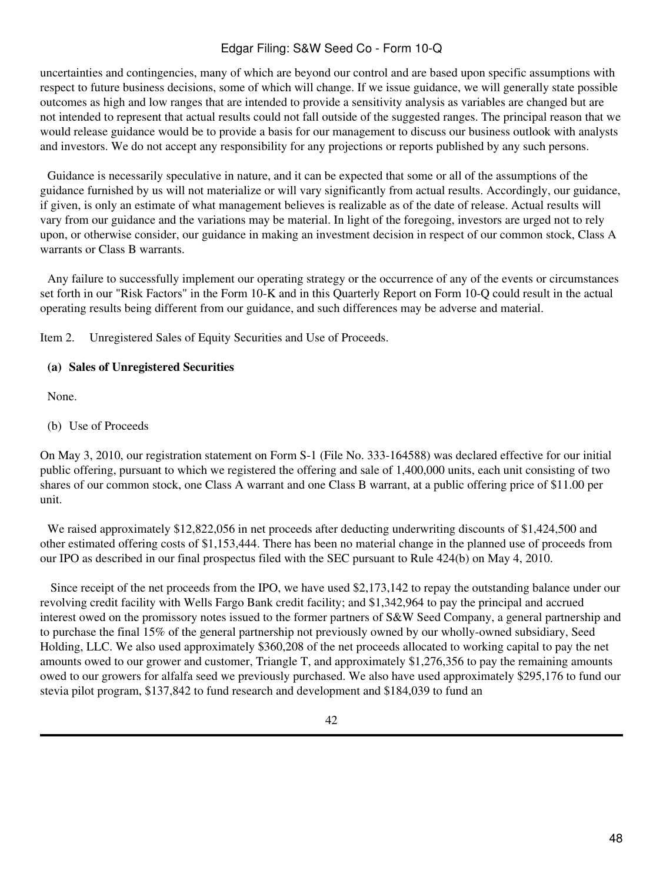uncertainties and contingencies, many of which are beyond our control and are based upon specific assumptions with respect to future business decisions, some of which will change. If we issue guidance, we will generally state possible outcomes as high and low ranges that are intended to provide a sensitivity analysis as variables are changed but are not intended to represent that actual results could not fall outside of the suggested ranges. The principal reason that we would release guidance would be to provide a basis for our management to discuss our business outlook with analysts and investors. We do not accept any responsibility for any projections or reports published by any such persons.

Guidance is necessarily speculative in nature, and it can be expected that some or all of the assumptions of the guidance furnished by us will not materialize or will vary significantly from actual results. Accordingly, our guidance, if given, is only an estimate of what management believes is realizable as of the date of release. Actual results will vary from our guidance and the variations may be material. In light of the foregoing, investors are urged not to rely upon, or otherwise consider, our guidance in making an investment decision in respect of our common stock, Class A warrants or Class B warrants.

Any failure to successfully implement our operating strategy or the occurrence of any of the events or circumstances set forth in our "Risk Factors" in the Form 10-K and in this Quarterly Report on Form 10-Q could result in the actual operating results being different from our guidance, and such differences may be adverse and material.

Item 2. Unregistered Sales of Equity Securities and Use of Proceeds.

**(a) Sales of Unregistered Securities**

None.

(b) Use of Proceeds

On May 3, 2010, our registration statement on Form S-1 (File No. 333-164588) was declared effective for our initial public offering, pursuant to which we registered the offering and sale of 1,400,000 units, each unit consisting of two shares of our common stock, one Class A warrant and one Class B warrant, at a public offering price of $11.00 per unit.

We raised approximately $12,822,056 in net proceeds after deducting underwriting discounts of $1,424,500 and other estimated offering costs of $1,153,444. There has been no material change in the planned use of proceeds from our IPO as described in our final prospectus filed with the SEC pursuant to Rule 424(b) on May 4, 2010.

Since receipt of the net proceeds from the IPO, we have used $2,173,142 to repay the outstanding balance under our revolving credit facility with Wells Fargo Bank credit facility; and $1,342,964 to pay the principal and accrued interest owed on the promissory notes issued to the former partners of S&W Seed Company, a general partnership and to purchase the final 15% of the general partnership not previously owned by our wholly-owned subsidiary, Seed Holding, LLC. We also used approximately $360,208 of the net proceeds allocated to working capital to pay the net amounts owed to our grower and customer, Triangle T, and approximately $1,276,356 to pay the remaining amounts owed to our growers for alfalfa seed we previously purchased. We also have used approximately $295,176 to fund our stevia pilot program, $137,842 to fund research and development and $184,039 to fund an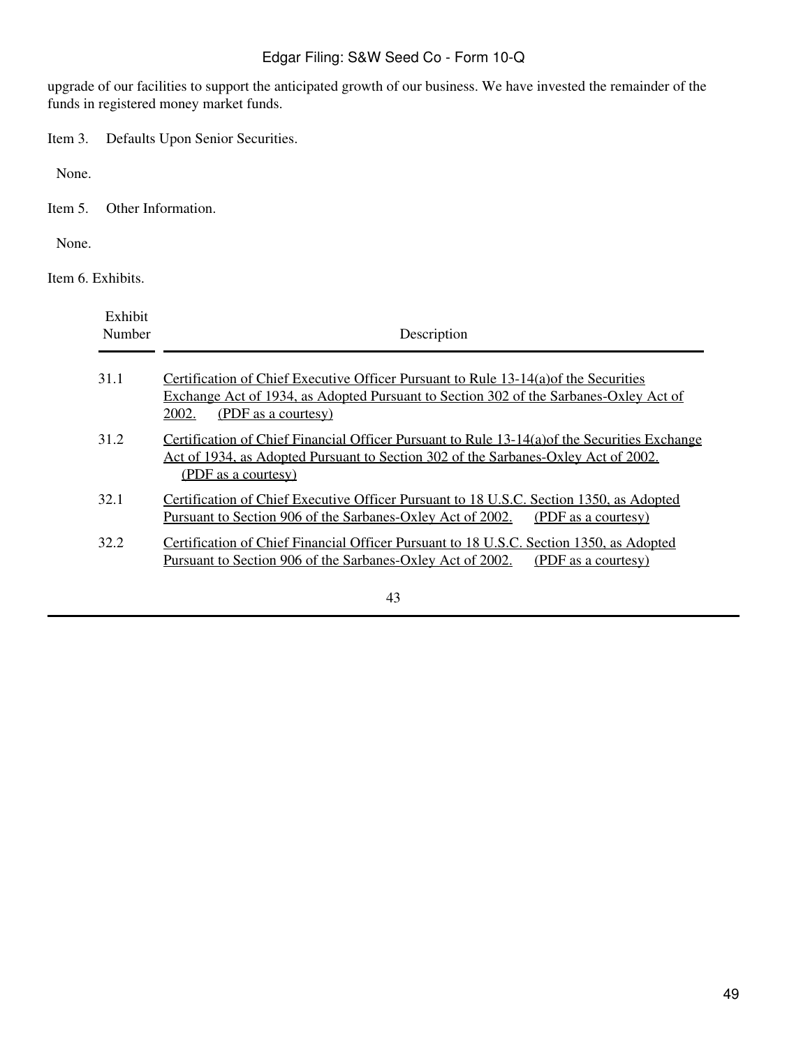upgrade of our facilities to support the anticipated growth of our business. We have invested the remainder of the funds in registered money market funds.

Item 3. Defaults Upon Senior Securities.

None.

Item 5. Other Information.

None.

Item 6. Exhibits.

| Exhibit Number | Description |
|---|---|
| 31.1 | Certification of Chief Executive Officer Pursuant to Rule 13-14(a)of the Securities Exchange Act of 1934, as Adopted Pursuant to Section 302 of the Sarbanes-Oxley Act of 2002. (PDF as a courtesy) |
| 31.2 | Certification of Chief Financial Officer Pursuant to Rule 13-14(a)of the Securities Exchange Act of 1934, as Adopted Pursuant to Section 302 of the Sarbanes-Oxley Act of 2002. (PDF as a courtesy) |
| 32.1 | Certification of Chief Executive Officer Pursuant to 18 U.S.C. Section 1350, as Adopted Pursuant to Section 906 of the Sarbanes-Oxley Act of 2002. (PDF as a courtesy) |
| 32.2 | Certification of Chief Financial Officer Pursuant to 18 U.S.C. Section 1350, as Adopted Pursuant to Section 906 of the Sarbanes-Oxley Act of 2002. (PDF as a courtesy) |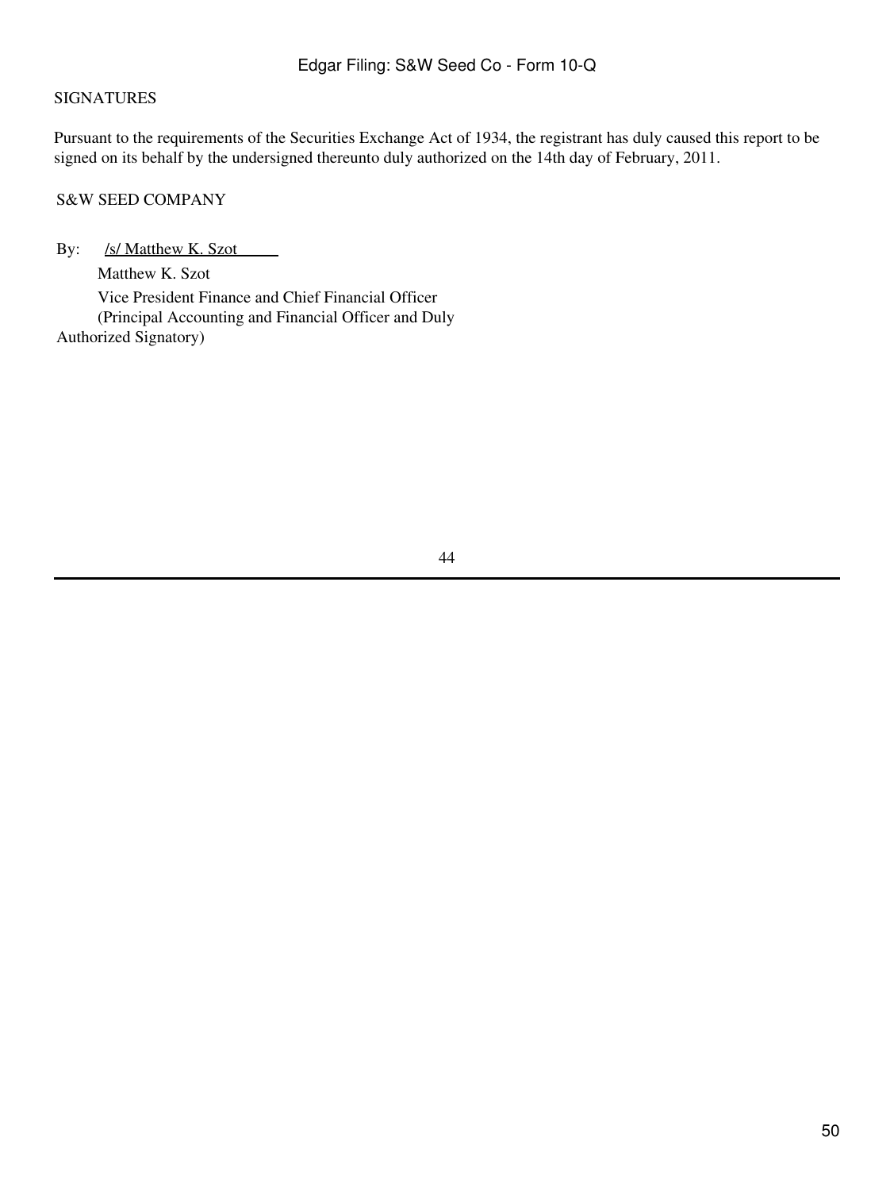SIGNATURES

Pursuant to the requirements of the Securities Exchange Act of 1934, the registrant has duly caused this report to be signed on its behalf by the undersigned thereunto duly authorized on the 14th day of February, 2011.

S&W SEED COMPANY

By: /s/ Matthew K. Szot

Matthew K. Szot

Vice President Finance and Chief Financial Officer
(Principal Accounting and Financial Officer and Duly Authorized Signatory)